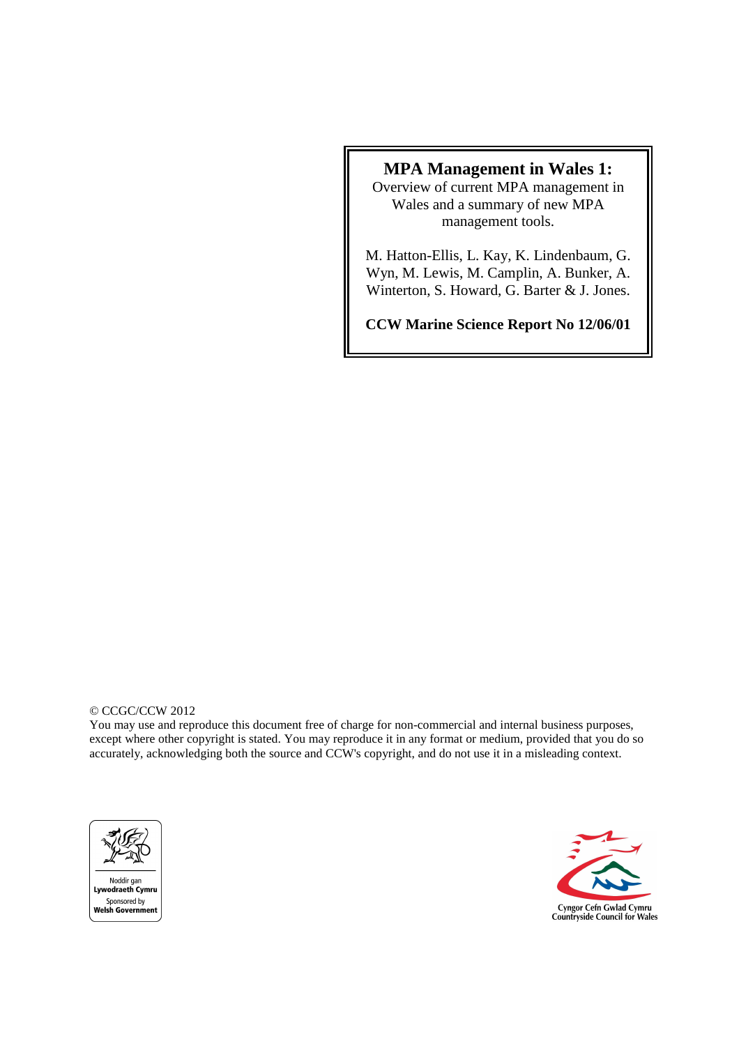# MPA Management in Wales 1:

Overview of current MPA management in Wales and a summary of new MPA management tools.

M. Hatton-Ellis, L. Kay, K. Lindenbaum, G. Wyn, M. Lewis, M. Camplin, A. Bunker, A. Winterton, S. Howard, G. Barter & J. Jones.

**CCW Marine Science Report No 12/06/01**

© CCGC/CCW 2012

You may use and reproduce this document free of charge for non-commercial and internal business purposes, except where other copyright is stated. You may reproduce it in any format or medium, provided that you do so accurately, acknowledging both the source and CCW's copyright, and do not use it in a misleading context.

Noddir gan **Lywodraeth Cymru**
Sponsored by **Welsh Government**

Cyngor Cefn Gwlad Cymru
Countryside Council for Wales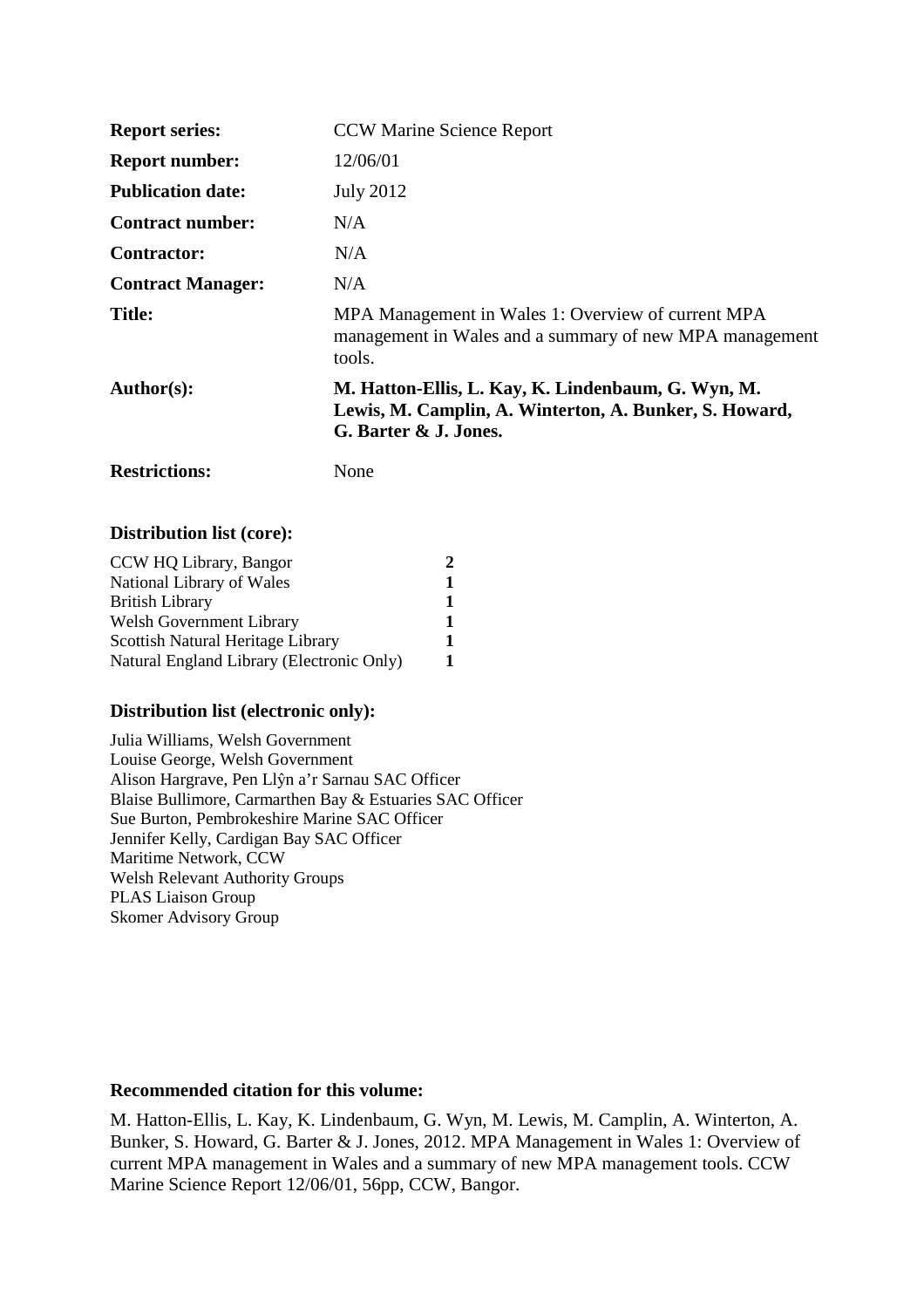| | |
|---|---|
| **Report series:** | CCW Marine Science Report |
| **Report number:** | 12/06/01 |
| **Publication date:** | July 2012 |
| **Contract number:** | N/A |
| **Contractor:** | N/A |
| **Contract Manager:** | N/A |
| **Title:** | MPA Management in Wales 1: Overview of current MPA management in Wales and a summary of new MPA management tools. |
| **Author(s):** | **M. Hatton-Ellis, L. Kay, K. Lindenbaum, G. Wyn, M. Lewis, M. Camplin, A. Winterton, A. Bunker, S. Howard, G. Barter & J. Jones.** |
| **Restrictions:** | None |

### Distribution list (core):

| | |
|---|---|
| CCW HQ Library, Bangor | **2** |
| National Library of Wales | **1** |
| British Library | **1** |
| Welsh Government Library | **1** |
| Scottish Natural Heritage Library | **1** |
| Natural England Library (Electronic Only) | **1** |

### Distribution list (electronic only):

Julia Williams, Welsh Government
Louise George, Welsh Government
Alison Hargrave, Pen Llŷn a'r Sarnau SAC Officer
Blaise Bullimore, Carmarthen Bay & Estuaries SAC Officer
Sue Burton, Pembrokeshire Marine SAC Officer
Jennifer Kelly, Cardigan Bay SAC Officer
Maritime Network, CCW
Welsh Relevant Authority Groups
PLAS Liaison Group
Skomer Advisory Group

### Recommended citation for this volume:

M. Hatton-Ellis, L. Kay, K. Lindenbaum, G. Wyn, M. Lewis, M. Camplin, A. Winterton, A. Bunker, S. Howard, G. Barter & J. Jones, 2012. MPA Management in Wales 1: Overview of current MPA management in Wales and a summary of new MPA management tools. CCW Marine Science Report 12/06/01, 56pp, CCW, Bangor.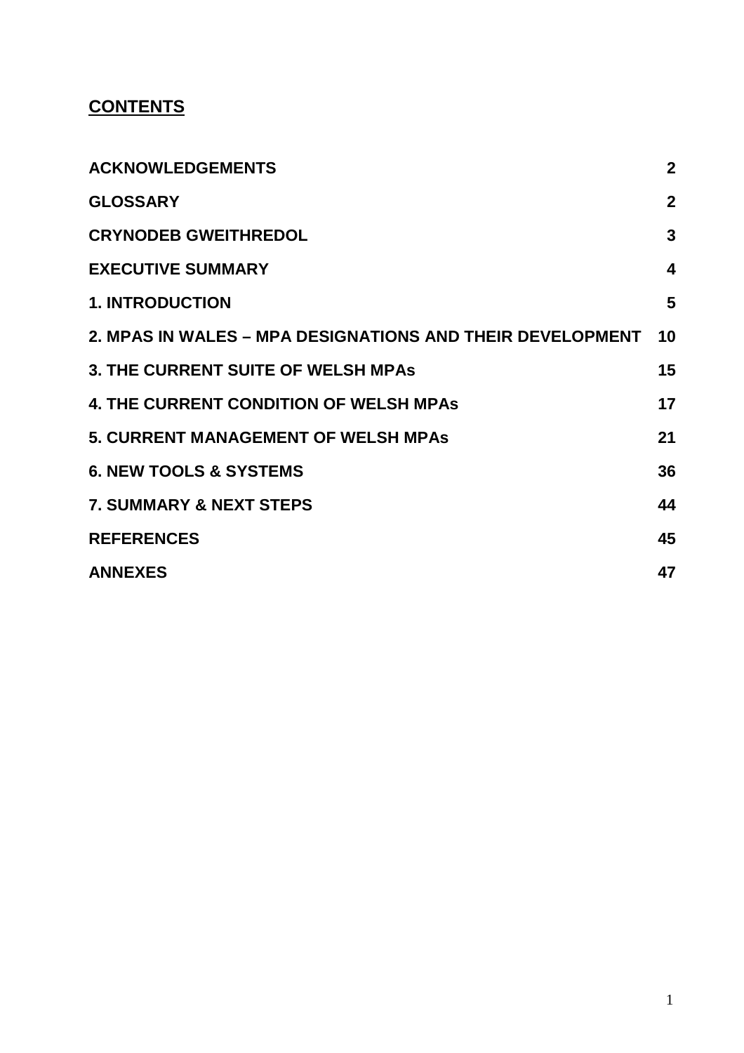## CONTENTS

| | |
|---|---|
| **ACKNOWLEDGEMENTS** | **2** |
| **GLOSSARY** | **2** |
| **CRYNODEB GWEITHREDOL** | **3** |
| **EXECUTIVE SUMMARY** | **4** |
| **1. INTRODUCTION** | **5** |
| **2. MPAS IN WALES – MPA DESIGNATIONS AND THEIR DEVELOPMENT** | **10** |
| **3. THE CURRENT SUITE OF WELSH MPAs** | **15** |
| **4. THE CURRENT CONDITION OF WELSH MPAs** | **17** |
| **5. CURRENT MANAGEMENT OF WELSH MPAs** | **21** |
| **6. NEW TOOLS & SYSTEMS** | **36** |
| **7. SUMMARY & NEXT STEPS** | **44** |
| **REFERENCES** | **45** |
| **ANNEXES** | **47** |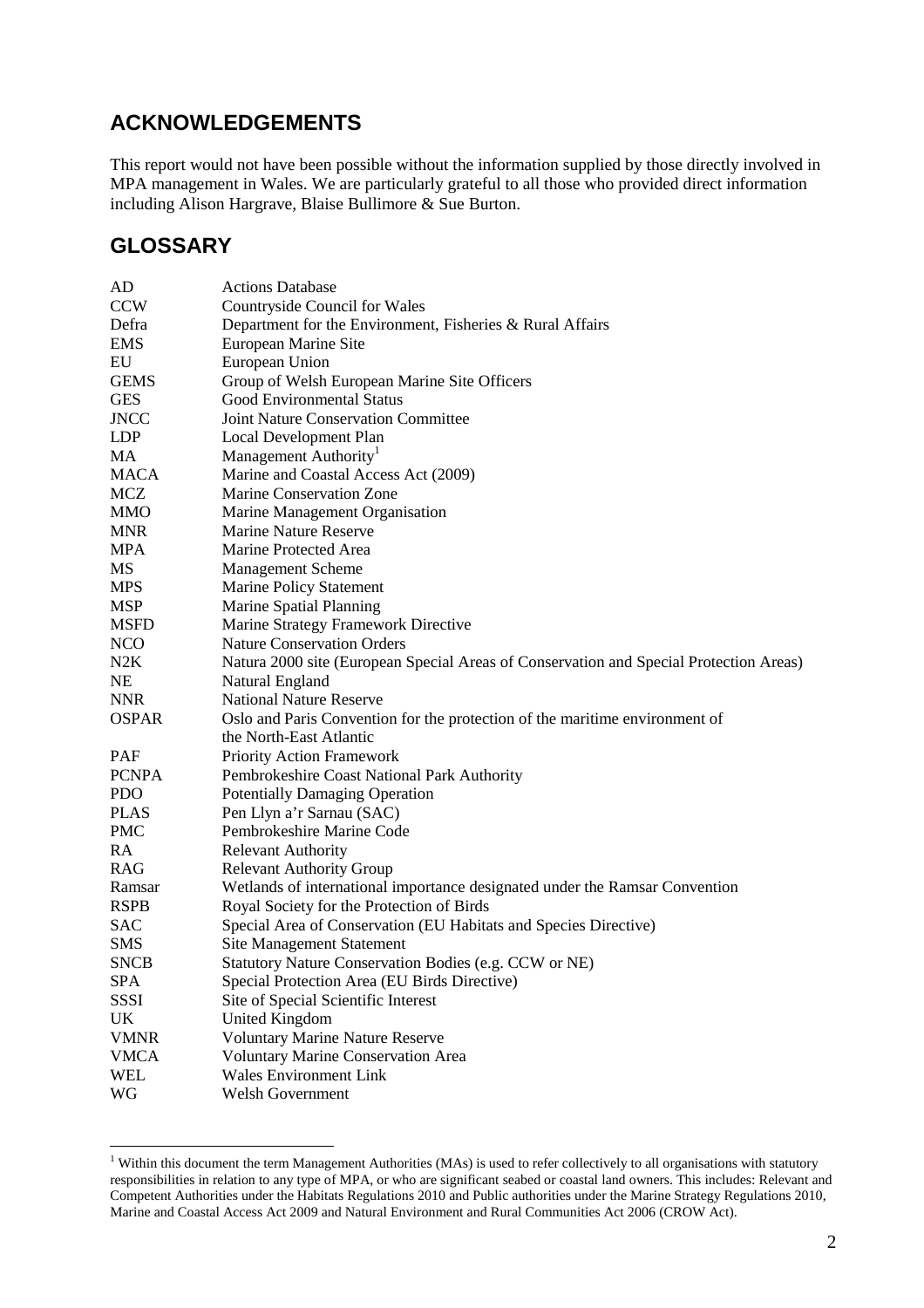## ACKNOWLEDGEMENTS

This report would not have been possible without the information supplied by those directly involved in MPA management in Wales. We are particularly grateful to all those who provided direct information including Alison Hargrave, Blaise Bullimore & Sue Burton.

## GLOSSARY

| | |
|---|---|
| AD | Actions Database |
| CCW | Countryside Council for Wales |
| Defra | Department for the Environment, Fisheries & Rural Affairs |
| EMS | European Marine Site |
| EU | European Union |
| GEMS | Group of Welsh European Marine Site Officers |
| GES | Good Environmental Status |
| JNCC | Joint Nature Conservation Committee |
| LDP | Local Development Plan |
| MA | Management Authority[1] |
| MACA | Marine and Coastal Access Act (2009) |
| MCZ | Marine Conservation Zone |
| MMO | Marine Management Organisation |
| MNR | Marine Nature Reserve |
| MPA | Marine Protected Area |
| MS | Management Scheme |
| MPS | Marine Policy Statement |
| MSP | Marine Spatial Planning |
| MSFD | Marine Strategy Framework Directive |
| NCO | Nature Conservation Orders |
| N2K | Natura 2000 site (European Special Areas of Conservation and Special Protection Areas) |
| NE | Natural England |
| NNR | National Nature Reserve |
| OSPAR | Oslo and Paris Convention for the protection of the maritime environment of the North-East Atlantic |
| PAF | Priority Action Framework |
| PCNPA | Pembrokeshire Coast National Park Authority |
| PDO | Potentially Damaging Operation |
| PLAS | Pen Llyn a'r Sarnau (SAC) |
| PMC | Pembrokeshire Marine Code |
| RA | Relevant Authority |
| RAG | Relevant Authority Group |
| Ramsar | Wetlands of international importance designated under the Ramsar Convention |
| RSPB | Royal Society for the Protection of Birds |
| SAC | Special Area of Conservation (EU Habitats and Species Directive) |
| SMS | Site Management Statement |
| SNCB | Statutory Nature Conservation Bodies (e.g. CCW or NE) |
| SPA | Special Protection Area (EU Birds Directive) |
| SSSI | Site of Special Scientific Interest |
| UK | United Kingdom |
| VMNR | Voluntary Marine Nature Reserve |
| VMCA | Voluntary Marine Conservation Area |
| WEL | Wales Environment Link |
| WG | Welsh Government |

[1] Within this document the term Management Authorities (MAs) is used to refer collectively to all organisations with statutory responsibilities in relation to any type of MPA, or who are significant seabed or coastal land owners. This includes: Relevant and Competent Authorities under the Habitats Regulations 2010 and Public authorities under the Marine Strategy Regulations 2010, Marine and Coastal Access Act 2009 and Natural Environment and Rural Communities Act 2006 (CROW Act).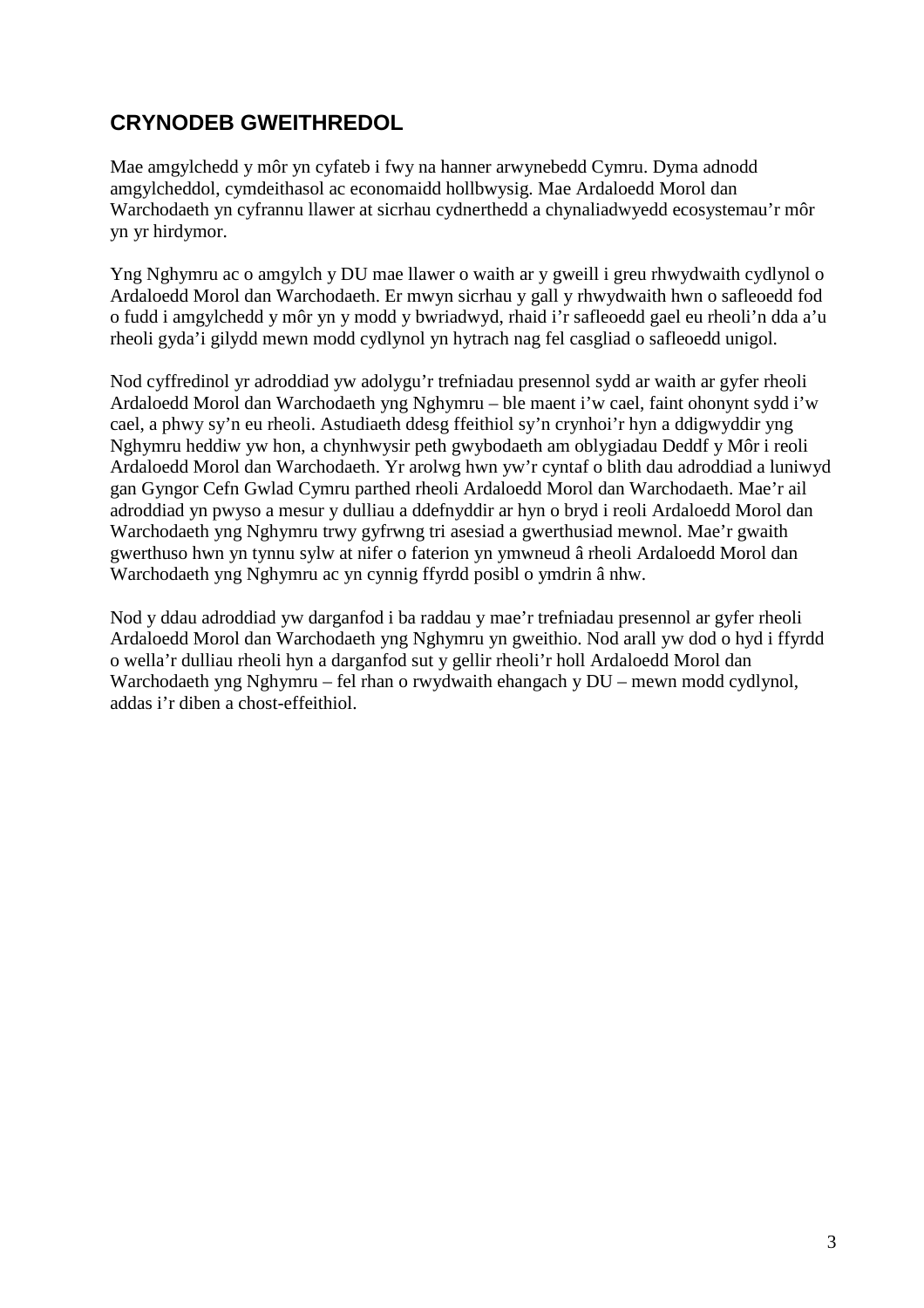## CRYNODEB GWEITHREDOL

Mae amgylchedd y môr yn cyfateb i fwy na hanner arwynebedd Cymru. Dyma adnodd amgylcheddol, cymdeithasol ac economaidd hollbwysig. Mae Ardaloedd Morol dan Warchodaeth yn cyfrannu llawer at sicrhau cydnerthedd a chynaliadwyedd ecosystemau'r môr yn yr hirdymor.

Yng Nghymru ac o amgylch y DU mae llawer o waith ar y gweill i greu rhwydwaith cydlynol o Ardaloedd Morol dan Warchodaeth. Er mwyn sicrhau y gall y rhwydwaith hwn o safleoedd fod o fudd i amgylchedd y môr yn y modd y bwriadwyd, rhaid i'r safleoedd gael eu rheoli'n dda a'u rheoli gyda'i gilydd mewn modd cydlynol yn hytrach nag fel casgliad o safleoedd unigol.

Nod cyffredinol yr adroddiad yw adolygu'r trefniadau presennol sydd ar waith ar gyfer rheoli Ardaloedd Morol dan Warchodaeth yng Nghymru – ble maent i'w cael, faint ohonynt sydd i'w cael, a phwy sy'n eu rheoli. Astudiaeth ddesg ffeithiol sy'n crynhoi'r hyn a ddigwyddir yng Nghymru heddiw yw hon, a chynhwysir peth gwybodaeth am oblygiadau Deddf y Môr i reoli Ardaloedd Morol dan Warchodaeth. Yr arolwg hwn yw'r cyntaf o blith dau adroddiad a luniwyd gan Gyngor Cefn Gwlad Cymru parthed rheoli Ardaloedd Morol dan Warchodaeth. Mae'r ail adroddiad yn pwyso a mesur y dulliau a ddefnyddir ar hyn o bryd i reoli Ardaloedd Morol dan Warchodaeth yng Nghymru trwy gyfrwng tri asesiad a gwerthusiad mewnol. Mae'r gwaith gwerthuso hwn yn tynnu sylw at nifer o faterion yn ymwneud â rheoli Ardaloedd Morol dan Warchodaeth yng Nghymru ac yn cynnig ffyrdd posibl o ymdrin â nhw.

Nod y ddau adroddiad yw darganfod i ba raddau y mae'r trefniadau presennol ar gyfer rheoli Ardaloedd Morol dan Warchodaeth yng Nghymru yn gweithio. Nod arall yw dod o hyd i ffyrdd o wella'r dulliau rheoli hyn a darganfod sut y gellir rheoli'r holl Ardaloedd Morol dan Warchodaeth yng Nghymru – fel rhan o rwydwaith ehangach y DU – mewn modd cydlynol, addas i'r diben a chost-effeithiol.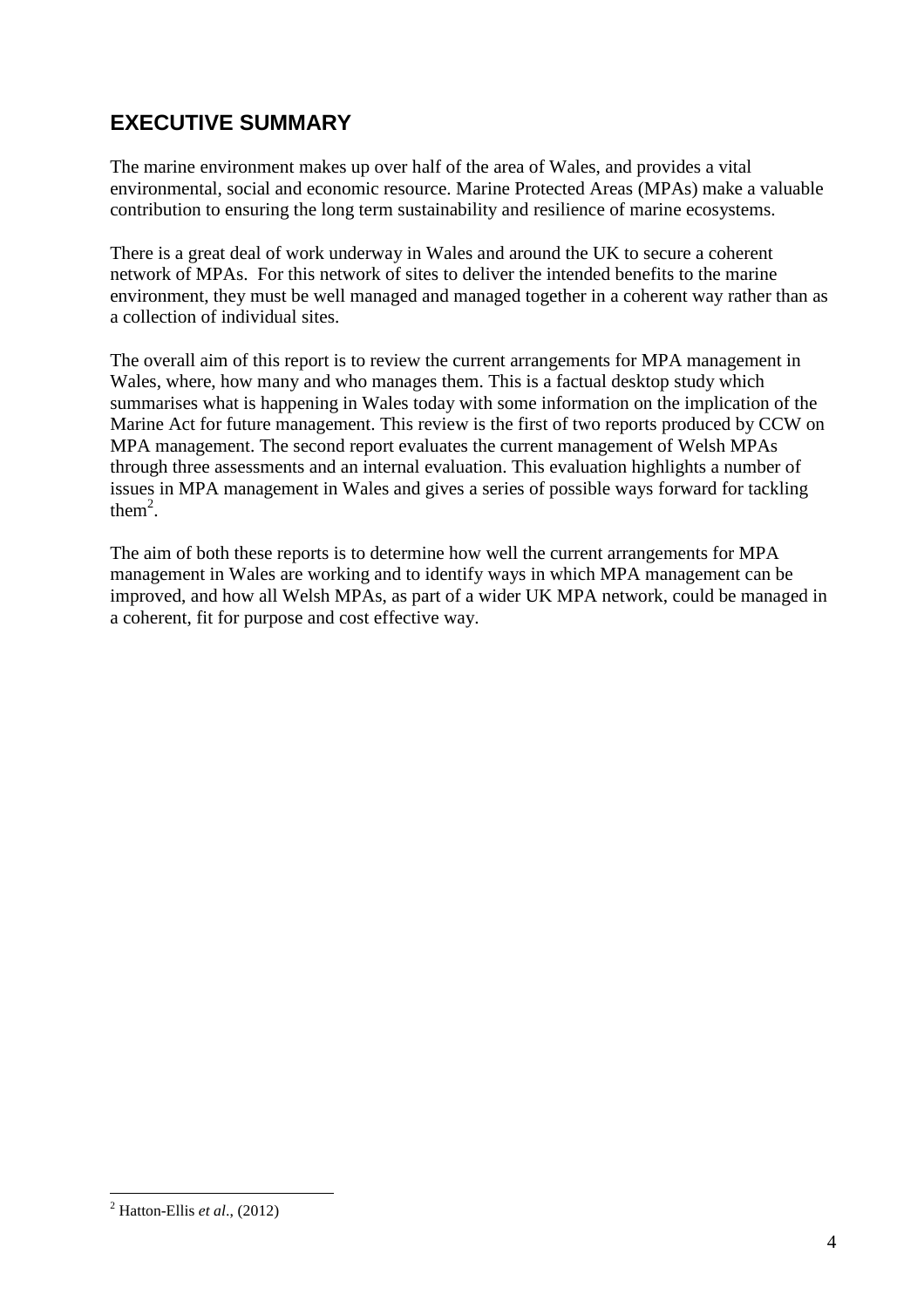## EXECUTIVE SUMMARY

The marine environment makes up over half of the area of Wales, and provides a vital environmental, social and economic resource. Marine Protected Areas (MPAs) make a valuable contribution to ensuring the long term sustainability and resilience of marine ecosystems.

There is a great deal of work underway in Wales and around the UK to secure a coherent network of MPAs. For this network of sites to deliver the intended benefits to the marine environment, they must be well managed and managed together in a coherent way rather than as a collection of individual sites.

The overall aim of this report is to review the current arrangements for MPA management in Wales, where, how many and who manages them. This is a factual desktop study which summarises what is happening in Wales today with some information on the implication of the Marine Act for future management. This review is the first of two reports produced by CCW on MPA management. The second report evaluates the current management of Welsh MPAs through three assessments and an internal evaluation. This evaluation highlights a number of issues in MPA management in Wales and gives a series of possible ways forward for tackling them[2].

The aim of both these reports is to determine how well the current arrangements for MPA management in Wales are working and to identify ways in which MPA management can be improved, and how all Welsh MPAs, as part of a wider UK MPA network, could be managed in a coherent, fit for purpose and cost effective way.

---

[2] Hatton-Ellis *et al*., (2012)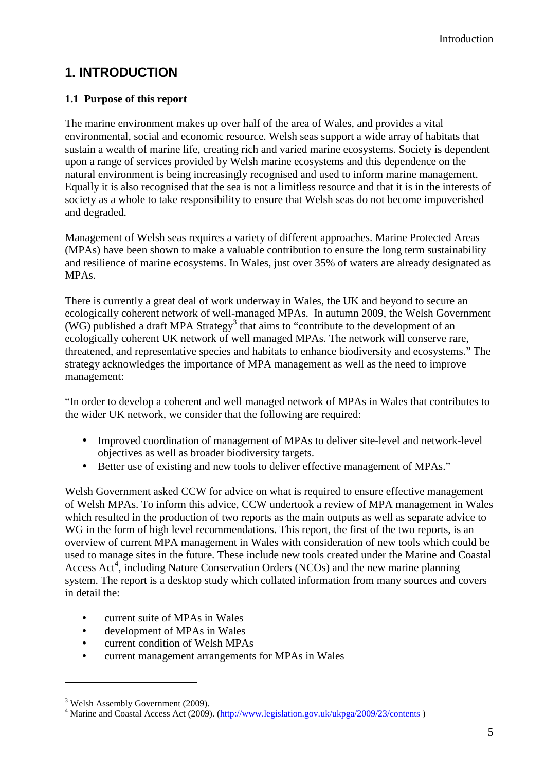# 1. INTRODUCTION

## 1.1 Purpose of this report

The marine environment makes up over half of the area of Wales, and provides a vital environmental, social and economic resource. Welsh seas support a wide array of habitats that sustain a wealth of marine life, creating rich and varied marine ecosystems. Society is dependent upon a range of services provided by Welsh marine ecosystems and this dependence on the natural environment is being increasingly recognised and used to inform marine management. Equally it is also recognised that the sea is not a limitless resource and that it is in the interests of society as a whole to take responsibility to ensure that Welsh seas do not become impoverished and degraded.

Management of Welsh seas requires a variety of different approaches. Marine Protected Areas (MPAs) have been shown to make a valuable contribution to ensure the long term sustainability and resilience of marine ecosystems. In Wales, just over 35% of waters are already designated as MPAs.

There is currently a great deal of work underway in Wales, the UK and beyond to secure an ecologically coherent network of well-managed MPAs. In autumn 2009, the Welsh Government (WG) published a draft MPA Strategy[3] that aims to "contribute to the development of an ecologically coherent UK network of well managed MPAs. The network will conserve rare, threatened, and representative species and habitats to enhance biodiversity and ecosystems." The strategy acknowledges the importance of MPA management as well as the need to improve management:

"In order to develop a coherent and well managed network of MPAs in Wales that contributes to the wider UK network, we consider that the following are required:

- Improved coordination of management of MPAs to deliver site-level and network-level objectives as well as broader biodiversity targets.
- Better use of existing and new tools to deliver effective management of MPAs."

Welsh Government asked CCW for advice on what is required to ensure effective management of Welsh MPAs. To inform this advice, CCW undertook a review of MPA management in Wales which resulted in the production of two reports as the main outputs as well as separate advice to WG in the form of high level recommendations. This report, the first of the two reports, is an overview of current MPA management in Wales with consideration of new tools which could be used to manage sites in the future. These include new tools created under the Marine and Coastal Access Act[4], including Nature Conservation Orders (NCOs) and the new marine planning system. The report is a desktop study which collated information from many sources and covers in detail the:

- current suite of MPAs in Wales
- development of MPAs in Wales
- current condition of Welsh MPAs
- current management arrangements for MPAs in Wales

---

[3] Welsh Assembly Government (2009).

[4] Marine and Coastal Access Act (2009). (http://www.legislation.gov.uk/ukpga/2009/23/contents )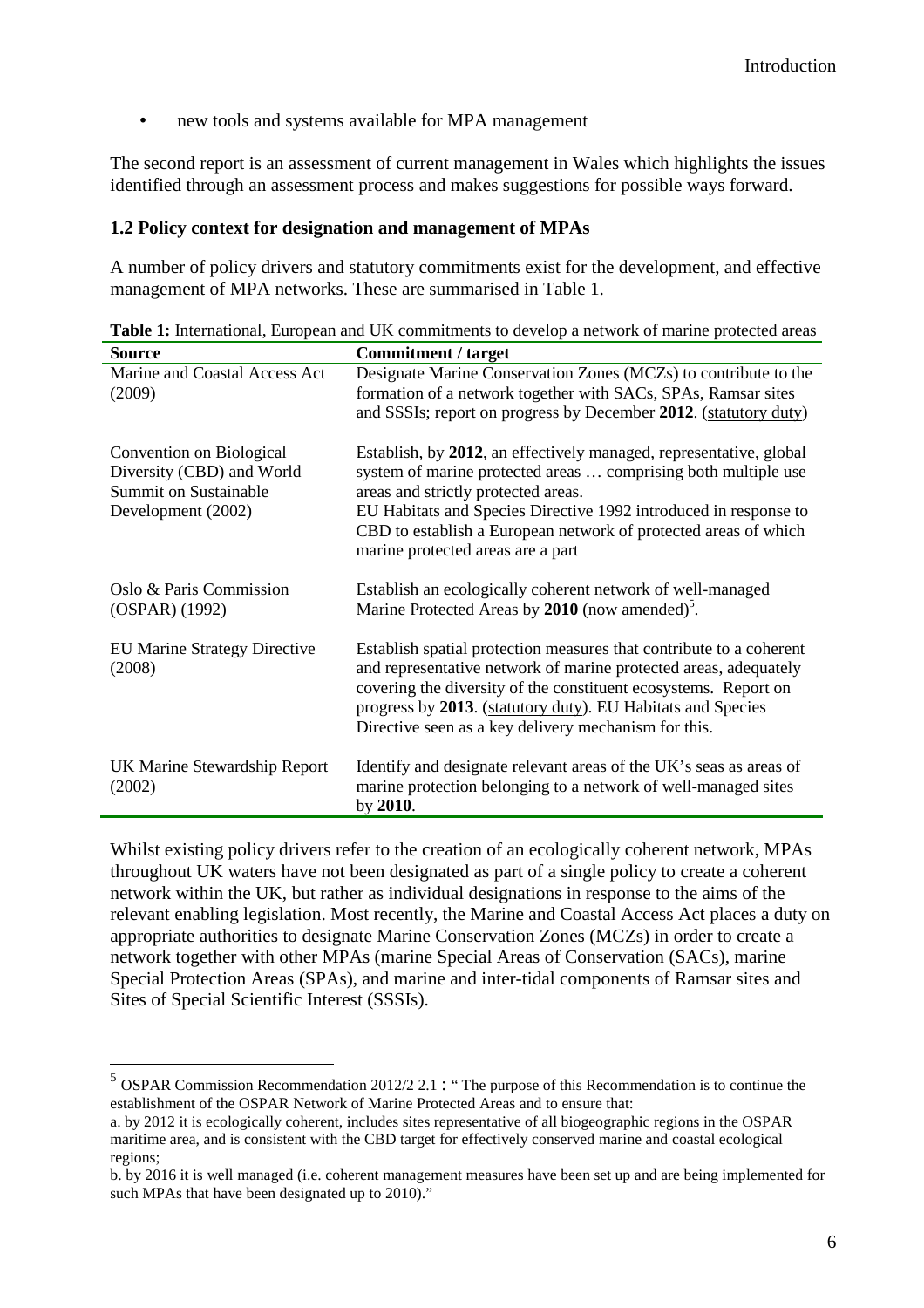- new tools and systems available for MPA management

The second report is an assessment of current management in Wales which highlights the issues identified through an assessment process and makes suggestions for possible ways forward.

### 1.2 Policy context for designation and management of MPAs

A number of policy drivers and statutory commitments exist for the development, and effective management of MPA networks. These are summarised in Table 1.

**Table 1:** International, European and UK commitments to develop a network of marine protected areas

| Source | Commitment / target |
|---|---|
| Marine and Coastal Access Act (2009) | Designate Marine Conservation Zones (MCZs) to contribute to the formation of a network together with SACs, SPAs, Ramsar sites and SSSIs; report on progress by December **2012**. (statutory duty) |
| Convention on Biological Diversity (CBD) and World Summit on Sustainable Development (2002) | Establish, by **2012**, an effectively managed, representative, global system of marine protected areas … comprising both multiple use areas and strictly protected areas.<br>EU Habitats and Species Directive 1992 introduced in response to CBD to establish a European network of protected areas of which marine protected areas are a part |
| Oslo & Paris Commission (OSPAR) (1992) | Establish an ecologically coherent network of well-managed Marine Protected Areas by **2010** (now amended)[5]. |
| EU Marine Strategy Directive (2008) | Establish spatial protection measures that contribute to a coherent and representative network of marine protected areas, adequately covering the diversity of the constituent ecosystems. Report on progress by **2013**. (statutory duty). EU Habitats and Species Directive seen as a key delivery mechanism for this. |
| UK Marine Stewardship Report (2002) | Identify and designate relevant areas of the UK's seas as areas of marine protection belonging to a network of well-managed sites by **2010**. |

Whilst existing policy drivers refer to the creation of an ecologically coherent network, MPAs throughout UK waters have not been designated as part of a single policy to create a coherent network within the UK, but rather as individual designations in response to the aims of the relevant enabling legislation. Most recently, the Marine and Coastal Access Act places a duty on appropriate authorities to designate Marine Conservation Zones (MCZs) in order to create a network together with other MPAs (marine Special Areas of Conservation (SACs), marine Special Protection Areas (SPAs), and marine and inter-tidal components of Ramsar sites and Sites of Special Scientific Interest (SSSIs).

[5] OSPAR Commission Recommendation 2012/2 2.1 : " The purpose of this Recommendation is to continue the establishment of the OSPAR Network of Marine Protected Areas and to ensure that:

a. by 2012 it is ecologically coherent, includes sites representative of all biogeographic regions in the OSPAR maritime area, and is consistent with the CBD target for effectively conserved marine and coastal ecological regions;

b. by 2016 it is well managed (i.e. coherent management measures have been set up and are being implemented for such MPAs that have been designated up to 2010)."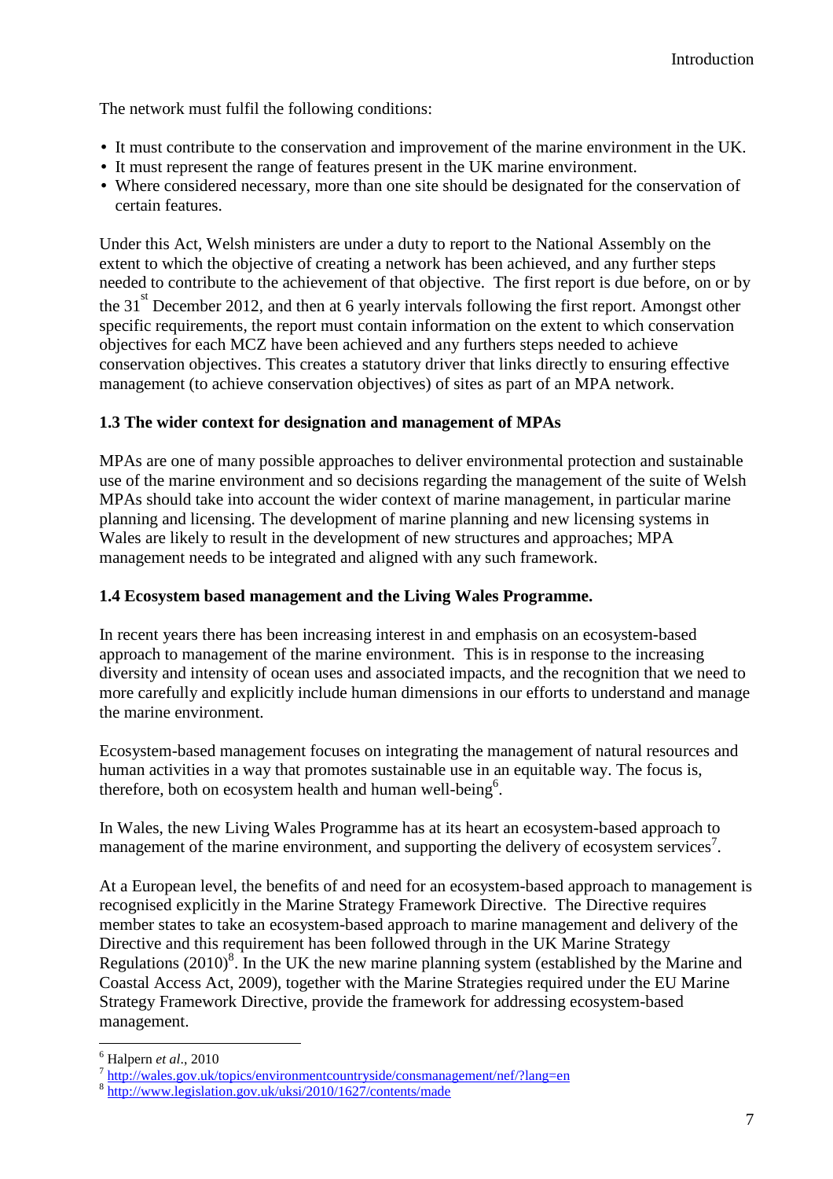The network must fulfil the following conditions:

- It must contribute to the conservation and improvement of the marine environment in the UK.
- It must represent the range of features present in the UK marine environment.
- Where considered necessary, more than one site should be designated for the conservation of certain features.

Under this Act, Welsh ministers are under a duty to report to the National Assembly on the extent to which the objective of creating a network has been achieved, and any further steps needed to contribute to the achievement of that objective. The first report is due before, on or by the 31st December 2012, and then at 6 yearly intervals following the first report. Amongst other specific requirements, the report must contain information on the extent to which conservation objectives for each MCZ have been achieved and any furthers steps needed to achieve conservation objectives. This creates a statutory driver that links directly to ensuring effective management (to achieve conservation objectives) of sites as part of an MPA network.

### 1.3 The wider context for designation and management of MPAs

MPAs are one of many possible approaches to deliver environmental protection and sustainable use of the marine environment and so decisions regarding the management of the suite of Welsh MPAs should take into account the wider context of marine management, in particular marine planning and licensing. The development of marine planning and new licensing systems in Wales are likely to result in the development of new structures and approaches; MPA management needs to be integrated and aligned with any such framework.

### 1.4 Ecosystem based management and the Living Wales Programme.

In recent years there has been increasing interest in and emphasis on an ecosystem-based approach to management of the marine environment. This is in response to the increasing diversity and intensity of ocean uses and associated impacts, and the recognition that we need to more carefully and explicitly include human dimensions in our efforts to understand and manage the marine environment.

Ecosystem-based management focuses on integrating the management of natural resources and human activities in a way that promotes sustainable use in an equitable way. The focus is, therefore, both on ecosystem health and human well-being[6].

In Wales, the new Living Wales Programme has at its heart an ecosystem-based approach to management of the marine environment, and supporting the delivery of ecosystem services[7].

At a European level, the benefits of and need for an ecosystem-based approach to management is recognised explicitly in the Marine Strategy Framework Directive. The Directive requires member states to take an ecosystem-based approach to marine management and delivery of the Directive and this requirement has been followed through in the UK Marine Strategy Regulations (2010)[8]. In the UK the new marine planning system (established by the Marine and Coastal Access Act, 2009), together with the Marine Strategies required under the EU Marine Strategy Framework Directive, provide the framework for addressing ecosystem-based management.

---

[6] Halpern *et al*., 2010

[7] http://wales.gov.uk/topics/environmentcountryside/consmanagement/nef/?lang=en

[8] http://www.legislation.gov.uk/uksi/2010/1627/contents/made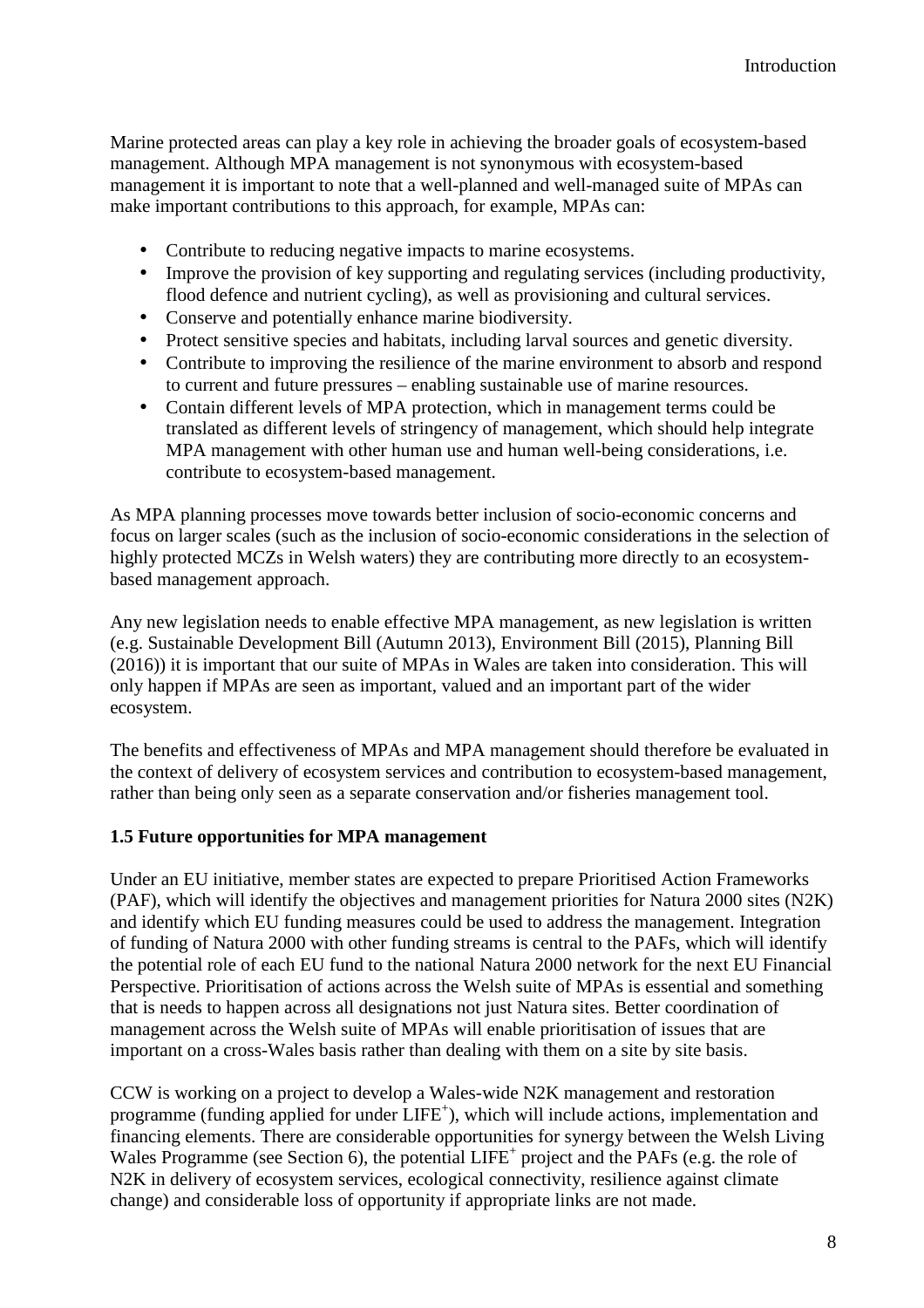Marine protected areas can play a key role in achieving the broader goals of ecosystem-based management. Although MPA management is not synonymous with ecosystem-based management it is important to note that a well-planned and well-managed suite of MPAs can make important contributions to this approach, for example, MPAs can:

- Contribute to reducing negative impacts to marine ecosystems.
- Improve the provision of key supporting and regulating services (including productivity, flood defence and nutrient cycling), as well as provisioning and cultural services.
- Conserve and potentially enhance marine biodiversity.
- Protect sensitive species and habitats, including larval sources and genetic diversity.
- Contribute to improving the resilience of the marine environment to absorb and respond to current and future pressures – enabling sustainable use of marine resources.
- Contain different levels of MPA protection, which in management terms could be translated as different levels of stringency of management, which should help integrate MPA management with other human use and human well-being considerations, i.e. contribute to ecosystem-based management.

As MPA planning processes move towards better inclusion of socio-economic concerns and focus on larger scales (such as the inclusion of socio-economic considerations in the selection of highly protected MCZs in Welsh waters) they are contributing more directly to an ecosystem-based management approach.

Any new legislation needs to enable effective MPA management, as new legislation is written (e.g. Sustainable Development Bill (Autumn 2013), Environment Bill (2015), Planning Bill (2016)) it is important that our suite of MPAs in Wales are taken into consideration. This will only happen if MPAs are seen as important, valued and an important part of the wider ecosystem.

The benefits and effectiveness of MPAs and MPA management should therefore be evaluated in the context of delivery of ecosystem services and contribution to ecosystem-based management, rather than being only seen as a separate conservation and/or fisheries management tool.

**1.5 Future opportunities for MPA management**

Under an EU initiative, member states are expected to prepare Prioritised Action Frameworks (PAF), which will identify the objectives and management priorities for Natura 2000 sites (N2K) and identify which EU funding measures could be used to address the management. Integration of funding of Natura 2000 with other funding streams is central to the PAFs, which will identify the potential role of each EU fund to the national Natura 2000 network for the next EU Financial Perspective. Prioritisation of actions across the Welsh suite of MPAs is essential and something that is needs to happen across all designations not just Natura sites. Better coordination of management across the Welsh suite of MPAs will enable prioritisation of issues that are important on a cross-Wales basis rather than dealing with them on a site by site basis.

CCW is working on a project to develop a Wales-wide N2K management and restoration programme (funding applied for under LIFE$^{+}$), which will include actions, implementation and financing elements. There are considerable opportunities for synergy between the Welsh Living Wales Programme (see Section 6), the potential LIFE$^{+}$ project and the PAFs (e.g. the role of N2K in delivery of ecosystem services, ecological connectivity, resilience against climate change) and considerable loss of opportunity if appropriate links are not made.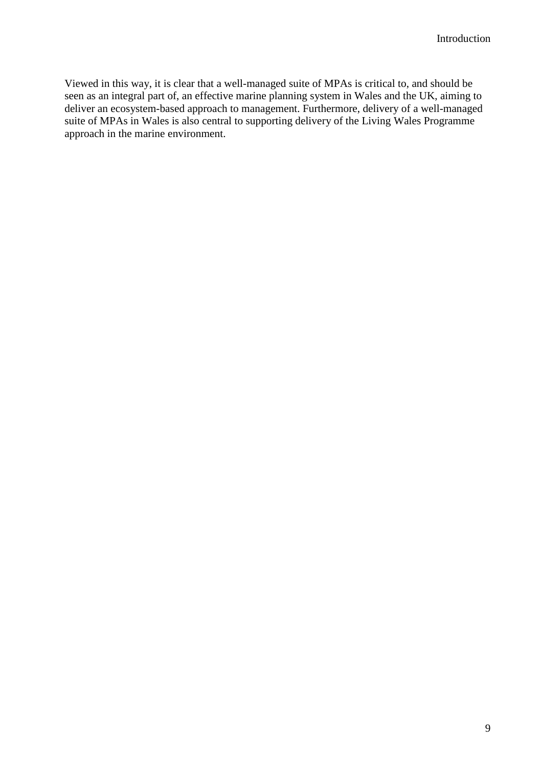Viewed in this way, it is clear that a well-managed suite of MPAs is critical to, and should be seen as an integral part of, an effective marine planning system in Wales and the UK, aiming to deliver an ecosystem-based approach to management. Furthermore, delivery of a well-managed suite of MPAs in Wales is also central to supporting delivery of the Living Wales Programme approach in the marine environment.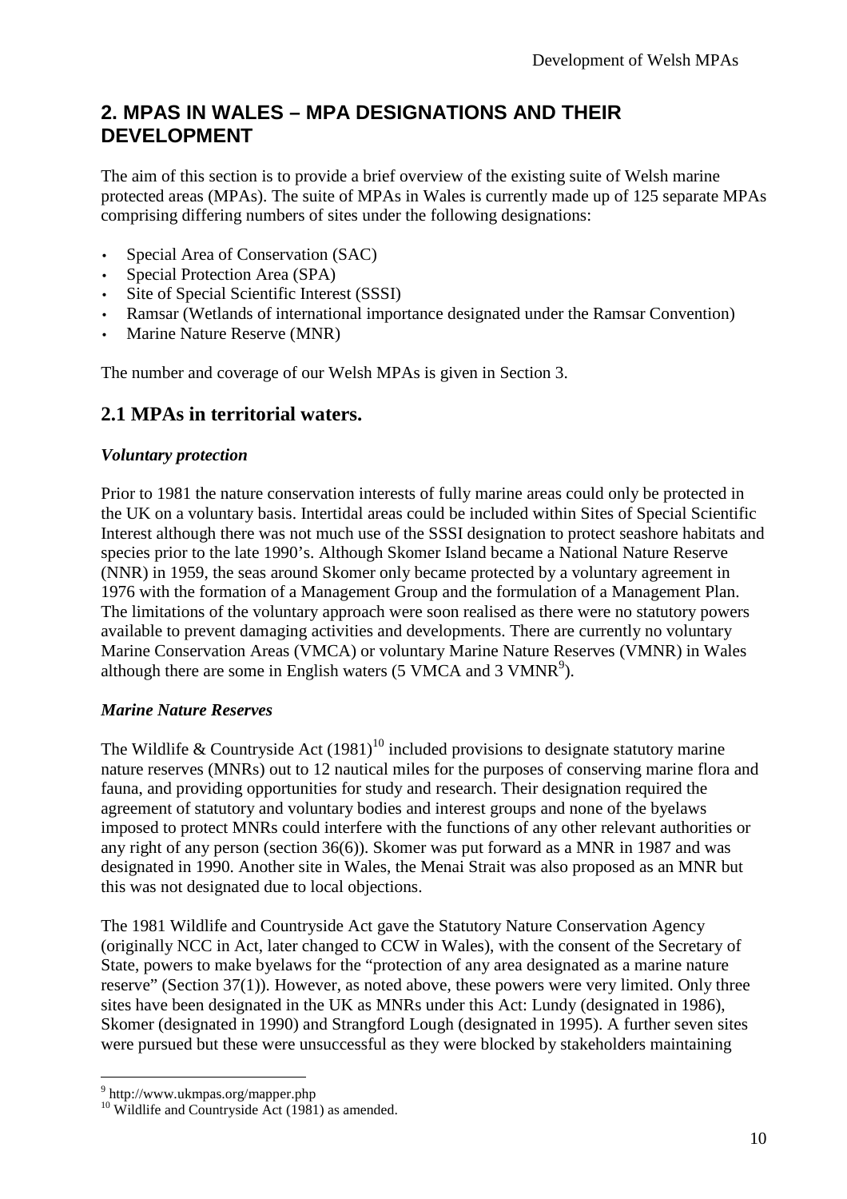## 2. MPAS IN WALES – MPA DESIGNATIONS AND THEIR DEVELOPMENT

The aim of this section is to provide a brief overview of the existing suite of Welsh marine protected areas (MPAs). The suite of MPAs in Wales is currently made up of 125 separate MPAs comprising differing numbers of sites under the following designations:

- Special Area of Conservation (SAC)
- Special Protection Area (SPA)
- Site of Special Scientific Interest (SSSI)
- Ramsar (Wetlands of international importance designated under the Ramsar Convention)
- Marine Nature Reserve (MNR)

The number and coverage of our Welsh MPAs is given in Section 3.

### 2.1 MPAs in territorial waters.

#### *Voluntary protection*

Prior to 1981 the nature conservation interests of fully marine areas could only be protected in the UK on a voluntary basis. Intertidal areas could be included within Sites of Special Scientific Interest although there was not much use of the SSSI designation to protect seashore habitats and species prior to the late 1990's. Although Skomer Island became a National Nature Reserve (NNR) in 1959, the seas around Skomer only became protected by a voluntary agreement in 1976 with the formation of a Management Group and the formulation of a Management Plan. The limitations of the voluntary approach were soon realised as there were no statutory powers available to prevent damaging activities and developments. There are currently no voluntary Marine Conservation Areas (VMCA) or voluntary Marine Nature Reserves (VMNR) in Wales although there are some in English waters (5 VMCA and 3 VMNR[9]).

#### *Marine Nature Reserves*

The Wildlife & Countryside Act (1981)[10] included provisions to designate statutory marine nature reserves (MNRs) out to 12 nautical miles for the purposes of conserving marine flora and fauna, and providing opportunities for study and research. Their designation required the agreement of statutory and voluntary bodies and interest groups and none of the byelaws imposed to protect MNRs could interfere with the functions of any other relevant authorities or any right of any person (section 36(6)). Skomer was put forward as a MNR in 1987 and was designated in 1990. Another site in Wales, the Menai Strait was also proposed as an MNR but this was not designated due to local objections.

The 1981 Wildlife and Countryside Act gave the Statutory Nature Conservation Agency (originally NCC in Act, later changed to CCW in Wales), with the consent of the Secretary of State, powers to make byelaws for the "protection of any area designated as a marine nature reserve" (Section 37(1)). However, as noted above, these powers were very limited. Only three sites have been designated in the UK as MNRs under this Act: Lundy (designated in 1986), Skomer (designated in 1990) and Strangford Lough (designated in 1995). A further seven sites were pursued but these were unsuccessful as they were blocked by stakeholders maintaining

---

[9] http://www.ukmpas.org/mapper.php

[10] Wildlife and Countryside Act (1981) as amended.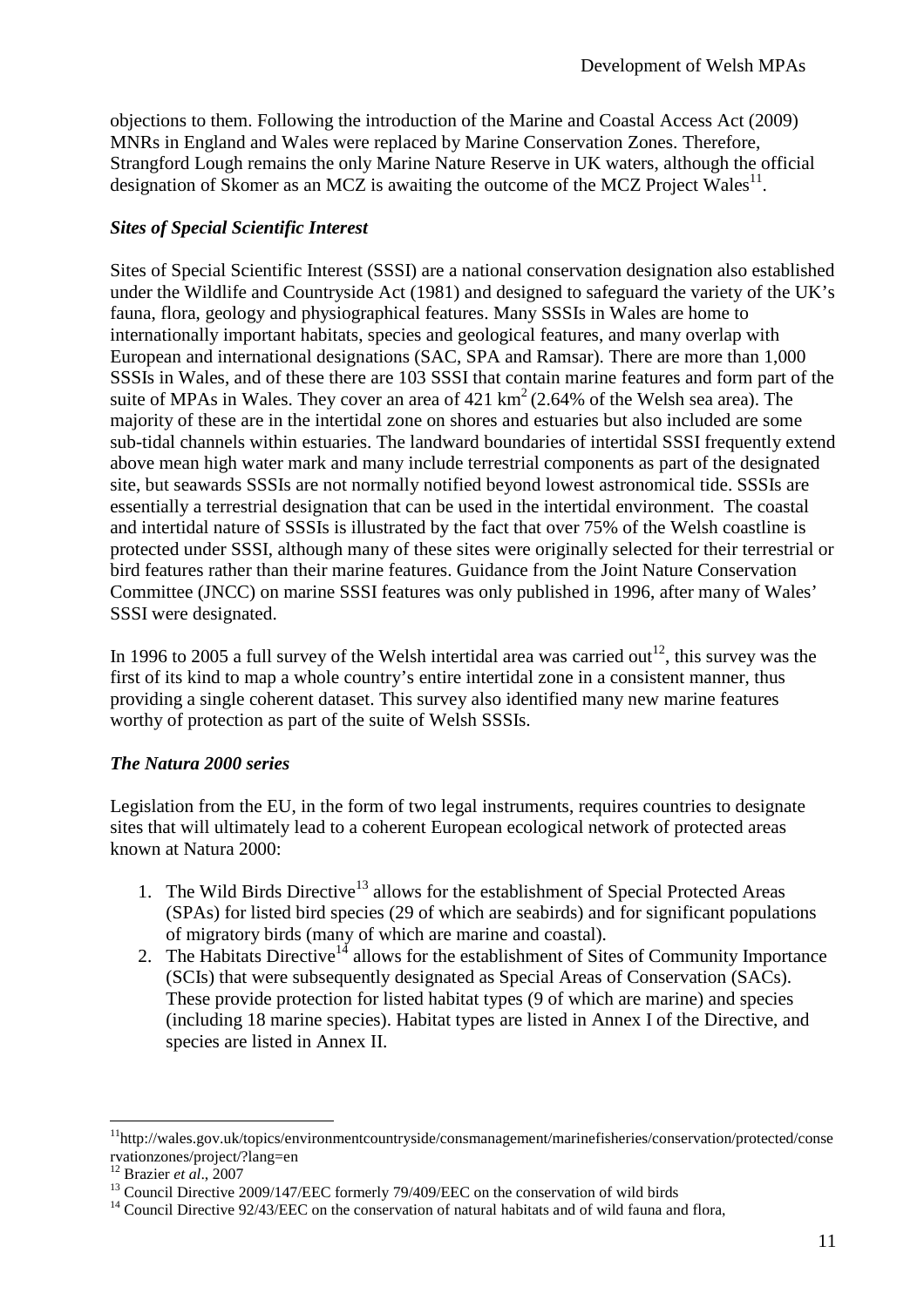objections to them. Following the introduction of the Marine and Coastal Access Act (2009) MNRs in England and Wales were replaced by Marine Conservation Zones. Therefore, Strangford Lough remains the only Marine Nature Reserve in UK waters, although the official designation of Skomer as an MCZ is awaiting the outcome of the MCZ Project Wales[11].

### *Sites of Special Scientific Interest*

Sites of Special Scientific Interest (SSSI) are a national conservation designation also established under the Wildlife and Countryside Act (1981) and designed to safeguard the variety of the UK's fauna, flora, geology and physiographical features. Many SSSIs in Wales are home to internationally important habitats, species and geological features, and many overlap with European and international designations (SAC, SPA and Ramsar). There are more than 1,000 SSSIs in Wales, and of these there are 103 SSSI that contain marine features and form part of the suite of MPAs in Wales. They cover an area of 421 $km^2$ (2.64% of the Welsh sea area). The majority of these are in the intertidal zone on shores and estuaries but also included are some sub-tidal channels within estuaries. The landward boundaries of intertidal SSSI frequently extend above mean high water mark and many include terrestrial components as part of the designated site, but seawards SSSIs are not normally notified beyond lowest astronomical tide. SSSIs are essentially a terrestrial designation that can be used in the intertidal environment. The coastal and intertidal nature of SSSIs is illustrated by the fact that over 75% of the Welsh coastline is protected under SSSI, although many of these sites were originally selected for their terrestrial or bird features rather than their marine features. Guidance from the Joint Nature Conservation Committee (JNCC) on marine SSSI features was only published in 1996, after many of Wales' SSSI were designated.

In 1996 to 2005 a full survey of the Welsh intertidal area was carried out[12], this survey was the first of its kind to map a whole country's entire intertidal zone in a consistent manner, thus providing a single coherent dataset. This survey also identified many new marine features worthy of protection as part of the suite of Welsh SSSIs.

### *The Natura 2000 series*

Legislation from the EU, in the form of two legal instruments, requires countries to designate sites that will ultimately lead to a coherent European ecological network of protected areas known at Natura 2000:

1. The Wild Birds Directive[13] allows for the establishment of Special Protected Areas (SPAs) for listed bird species (29 of which are seabirds) and for significant populations of migratory birds (many of which are marine and coastal).
2. The Habitats Directive[14] allows for the establishment of Sites of Community Importance (SCIs) that were subsequently designated as Special Areas of Conservation (SACs). These provide protection for listed habitat types (9 of which are marine) and species (including 18 marine species). Habitat types are listed in Annex I of the Directive, and species are listed in Annex II.

---

[11] http://wales.gov.uk/topics/environmentcountryside/consmanagement/marinefisheries/conservation/protected/conservationzones/project/?lang=en

[12] Brazier *et al*., 2007

[13] Council Directive 2009/147/EEC formerly 79/409/EEC on the conservation of wild birds

[14] Council Directive 92/43/EEC on the conservation of natural habitats and of wild fauna and flora,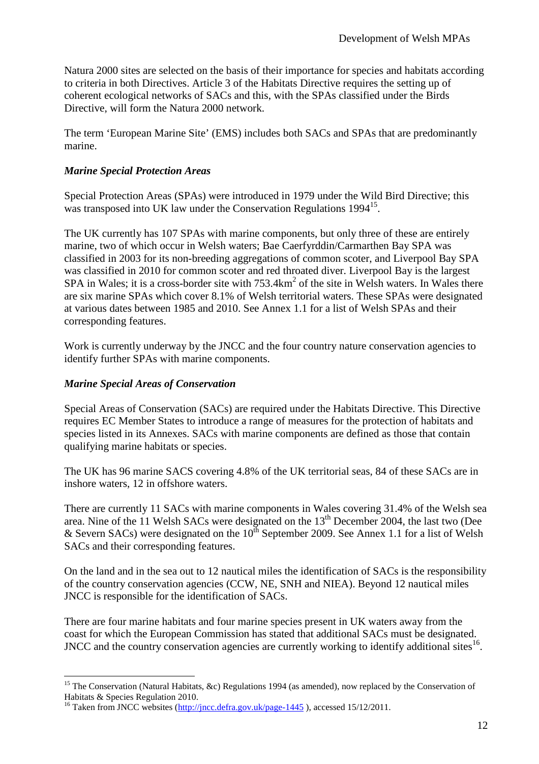Natura 2000 sites are selected on the basis of their importance for species and habitats according to criteria in both Directives. Article 3 of the Habitats Directive requires the setting up of coherent ecological networks of SACs and this, with the SPAs classified under the Birds Directive, will form the Natura 2000 network.

The term 'European Marine Site' (EMS) includes both SACs and SPAs that are predominantly marine.

### *Marine Special Protection Areas*

Special Protection Areas (SPAs) were introduced in 1979 under the Wild Bird Directive; this was transposed into UK law under the Conservation Regulations 1994[15].

The UK currently has 107 SPAs with marine components, but only three of these are entirely marine, two of which occur in Welsh waters; Bae Caerfyrddin/Carmarthen Bay SPA was classified in 2003 for its non-breeding aggregations of common scoter, and Liverpool Bay SPA was classified in 2010 for common scoter and red throated diver. Liverpool Bay is the largest SPA in Wales; it is a cross-border site with 753.4km$^2$ of the site in Welsh waters. In Wales there are six marine SPAs which cover 8.1% of Welsh territorial waters. These SPAs were designated at various dates between 1985 and 2010. See Annex 1.1 for a list of Welsh SPAs and their corresponding features.

Work is currently underway by the JNCC and the four country nature conservation agencies to identify further SPAs with marine components.

### *Marine Special Areas of Conservation*

Special Areas of Conservation (SACs) are required under the Habitats Directive. This Directive requires EC Member States to introduce a range of measures for the protection of habitats and species listed in its Annexes. SACs with marine components are defined as those that contain qualifying marine habitats or species.

The UK has 96 marine SACS covering 4.8% of the UK territorial seas, 84 of these SACs are in inshore waters, 12 in offshore waters.

There are currently 11 SACs with marine components in Wales covering 31.4% of the Welsh sea area. Nine of the 11 Welsh SACs were designated on the 13th December 2004, the last two (Dee & Severn SACs) were designated on the 10th September 2009. See Annex 1.1 for a list of Welsh SACs and their corresponding features.

On the land and in the sea out to 12 nautical miles the identification of SACs is the responsibility of the country conservation agencies (CCW, NE, SNH and NIEA). Beyond 12 nautical miles JNCC is responsible for the identification of SACs.

There are four marine habitats and four marine species present in UK waters away from the coast for which the European Commission has stated that additional SACs must be designated. JNCC and the country conservation agencies are currently working to identify additional sites[16].

---

[15] The Conservation (Natural Habitats, &c) Regulations 1994 (as amended), now replaced by the Conservation of Habitats & Species Regulation 2010.

[16] Taken from JNCC websites (http://jncc.defra.gov.uk/page-1445 ), accessed 15/12/2011.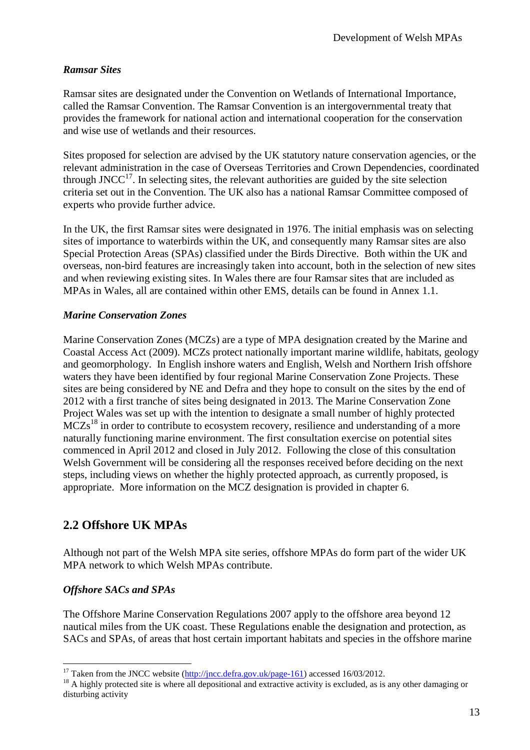### *Ramsar Sites*

Ramsar sites are designated under the Convention on Wetlands of International Importance, called the Ramsar Convention. The Ramsar Convention is an intergovernmental treaty that provides the framework for national action and international cooperation for the conservation and wise use of wetlands and their resources.

Sites proposed for selection are advised by the UK statutory nature conservation agencies, or the relevant administration in the case of Overseas Territories and Crown Dependencies, coordinated through JNCC[17]. In selecting sites, the relevant authorities are guided by the site selection criteria set out in the Convention. The UK also has a national Ramsar Committee composed of experts who provide further advice.

In the UK, the first Ramsar sites were designated in 1976. The initial emphasis was on selecting sites of importance to waterbirds within the UK, and consequently many Ramsar sites are also Special Protection Areas (SPAs) classified under the Birds Directive. Both within the UK and overseas, non-bird features are increasingly taken into account, both in the selection of new sites and when reviewing existing sites. In Wales there are four Ramsar sites that are included as MPAs in Wales, all are contained within other EMS, details can be found in Annex 1.1.

### *Marine Conservation Zones*

Marine Conservation Zones (MCZs) are a type of MPA designation created by the Marine and Coastal Access Act (2009). MCZs protect nationally important marine wildlife, habitats, geology and geomorphology. In English inshore waters and English, Welsh and Northern Irish offshore waters they have been identified by four regional Marine Conservation Zone Projects. These sites are being considered by NE and Defra and they hope to consult on the sites by the end of 2012 with a first tranche of sites being designated in 2013. The Marine Conservation Zone Project Wales was set up with the intention to designate a small number of highly protected MCZs[18] in order to contribute to ecosystem recovery, resilience and understanding of a more naturally functioning marine environment. The first consultation exercise on potential sites commenced in April 2012 and closed in July 2012. Following the close of this consultation Welsh Government will be considering all the responses received before deciding on the next steps, including views on whether the highly protected approach, as currently proposed, is appropriate. More information on the MCZ designation is provided in chapter 6.

## 2.2 Offshore UK MPAs

Although not part of the Welsh MPA site series, offshore MPAs do form part of the wider UK MPA network to which Welsh MPAs contribute.

### *Offshore SACs and SPAs*

The Offshore Marine Conservation Regulations 2007 apply to the offshore area beyond 12 nautical miles from the UK coast. These Regulations enable the designation and protection, as SACs and SPAs, of areas that host certain important habitats and species in the offshore marine

---

[17] Taken from the JNCC website (http://jncc.defra.gov.uk/page-161) accessed 16/03/2012.

[18] A highly protected site is where all depositional and extractive activity is excluded, as is any other damaging or disturbing activity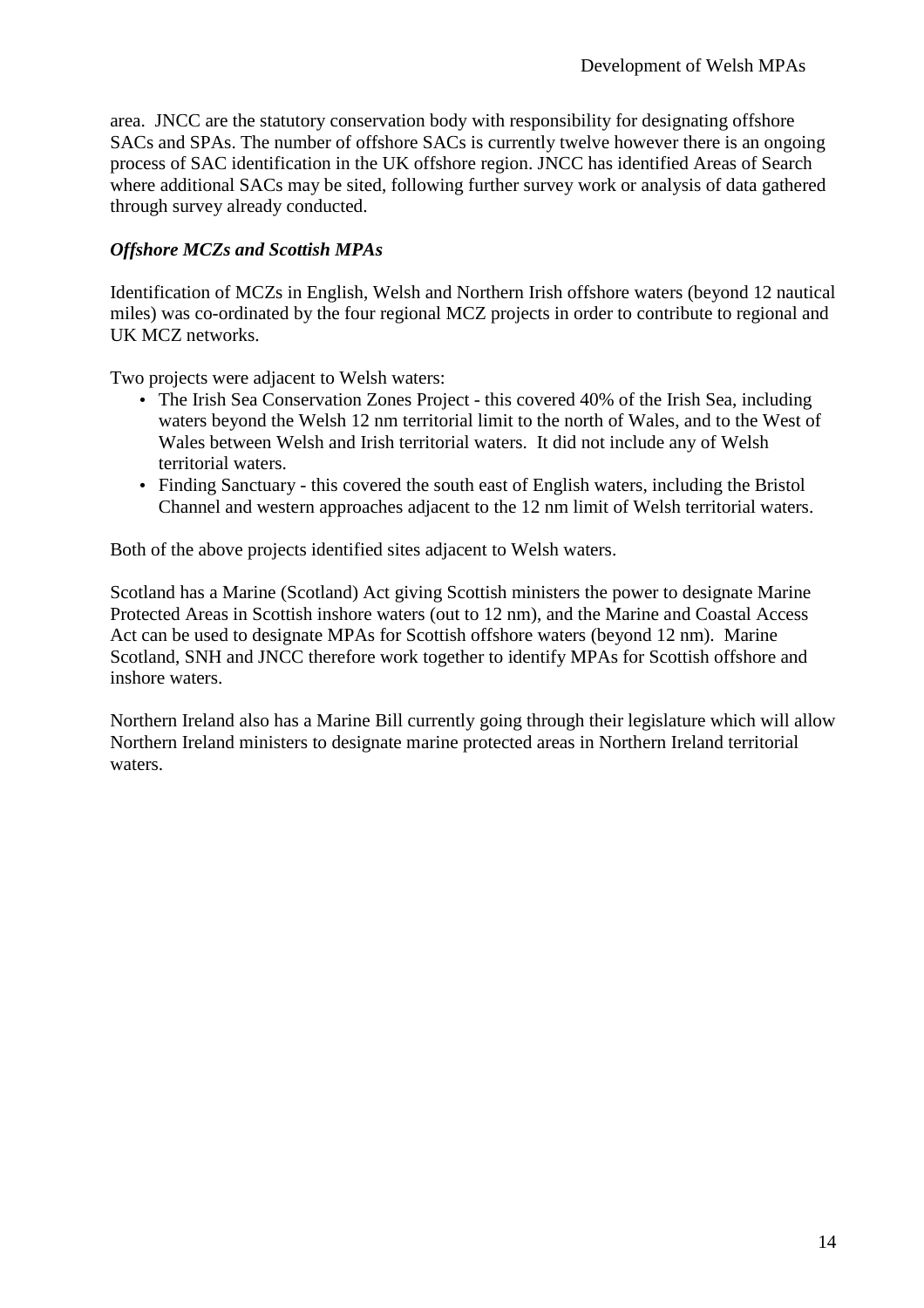area. JNCC are the statutory conservation body with responsibility for designating offshore SACs and SPAs. The number of offshore SACs is currently twelve however there is an ongoing process of SAC identification in the UK offshore region. JNCC has identified Areas of Search where additional SACs may be sited, following further survey work or analysis of data gathered through survey already conducted.

***Offshore MCZs and Scottish MPAs***

Identification of MCZs in English, Welsh and Northern Irish offshore waters (beyond 12 nautical miles) was co-ordinated by the four regional MCZ projects in order to contribute to regional and UK MCZ networks.

Two projects were adjacent to Welsh waters:

- The Irish Sea Conservation Zones Project - this covered 40% of the Irish Sea, including waters beyond the Welsh 12 nm territorial limit to the north of Wales, and to the West of Wales between Welsh and Irish territorial waters. It did not include any of Welsh territorial waters.
- Finding Sanctuary - this covered the south east of English waters, including the Bristol Channel and western approaches adjacent to the 12 nm limit of Welsh territorial waters.

Both of the above projects identified sites adjacent to Welsh waters.

Scotland has a Marine (Scotland) Act giving Scottish ministers the power to designate Marine Protected Areas in Scottish inshore waters (out to 12 nm), and the Marine and Coastal Access Act can be used to designate MPAs for Scottish offshore waters (beyond 12 nm). Marine Scotland, SNH and JNCC therefore work together to identify MPAs for Scottish offshore and inshore waters.

Northern Ireland also has a Marine Bill currently going through their legislature which will allow Northern Ireland ministers to designate marine protected areas in Northern Ireland territorial waters.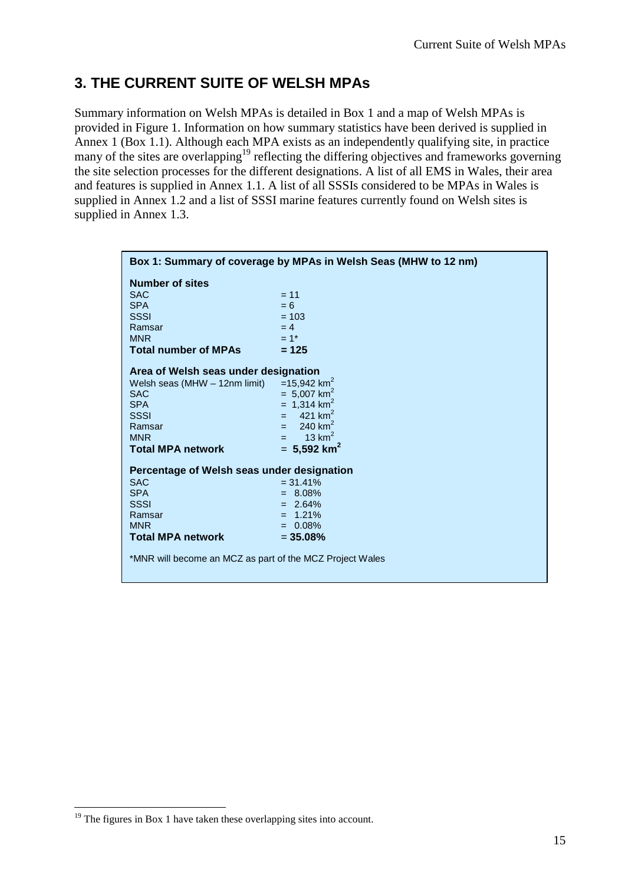## 3. THE CURRENT SUITE OF WELSH MPAs

Summary information on Welsh MPAs is detailed in Box 1 and a map of Welsh MPAs is provided in Figure 1. Information on how summary statistics have been derived is supplied in Annex 1 (Box 1.1). Although each MPA exists as an independently qualifying site, in practice many of the sites are overlapping[19] reflecting the differing objectives and frameworks governing the site selection processes for the different designations. A list of all EMS in Wales, their area and features is supplied in Annex 1.1. A list of all SSSIs considered to be MPAs in Wales is supplied in Annex 1.2 and a list of SSSI marine features currently found on Welsh sites is supplied in Annex 1.3.

**Box 1: Summary of coverage by MPAs in Welsh Seas (MHW to 12 nm)**

**Number of sites**

| | |
|---|---|
| SAC | = 11 |
| SPA | = 6 |
| SSSI | = 103 |
| Ramsar | = 4 |
| MNR | = 1* |
| **Total number of MPAs** | **= 125** |

**Area of Welsh seas under designation**

| | |
|---|---|
| Welsh seas (MHW – 12nm limit) | =15,942 km$^2$ |
| SAC | = 5,007 km$^2$ |
| SPA | = 1,314 km$^2$ |
| SSSI | = 421 km$^2$ |
| Ramsar | = 240 km$^2$ |
| MNR | = 13 km$^2$ |
| **Total MPA network** | **= 5,592 km$^2$** |

**Percentage of Welsh seas under designation**

| | |
|---|---|
| SAC | = 31.41% |
| SPA | = 8.08% |
| SSSI | = 2.64% |
| Ramsar | = 1.21% |
| MNR | = 0.08% |
| **Total MPA network** | **= 35.08%** |

*MNR will become an MCZ as part of the MCZ Project Wales

[19] The figures in Box 1 have taken these overlapping sites into account.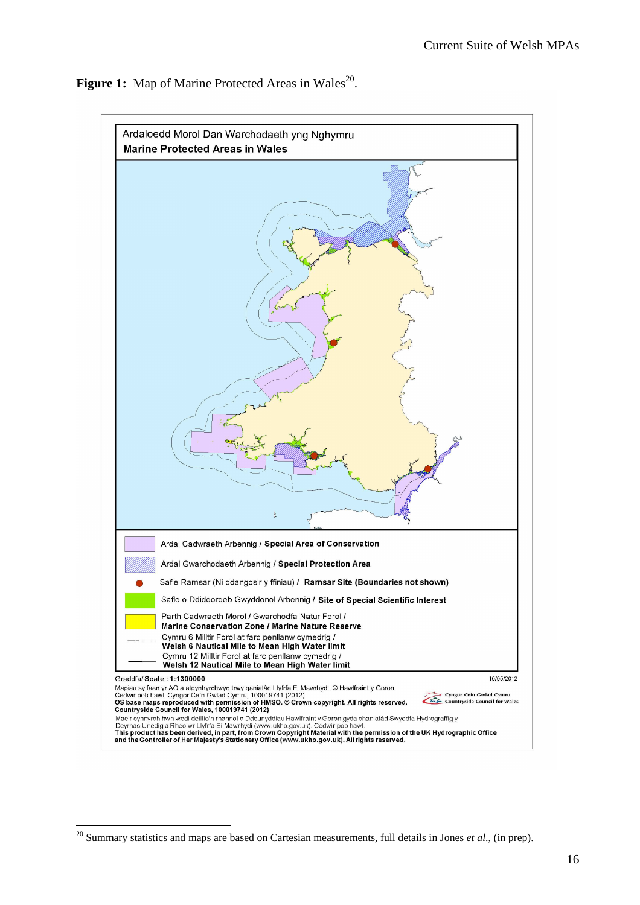**Figure 1:** Map of Marine Protected Areas in Wales[20].

Ardaloedd Morol Dan Warchodaeth yng Nghymru

**Marine Protected Areas in Wales**

Ardal Cadwraeth Arbennig / **Special Area of Conservation**

Ardal Gwarchodaeth Arbennig / **Special Protection Area**

Safle Ramsar (Ni ddangosir y ffiniau) / **Ramsar Site (Boundaries not shown)**

Safle o Ddiddordeb Gwyddonol Arbennig / **Site of Special Scientific Interest**

Parth Cadwraeth Morol / Gwarchodfa Natur Forol / **Marine Conservation Zone / Marine Nature Reserve**

Cymru 6 Milltir Forol at farc penllanw cymedrig / **Welsh 6 Nautical Mile to Mean High Water limit**

Cymru 12 Milltir Forol at farc penllanw cymedrig / **Welsh 12 Nautical Mile to Mean High Water limit**

Graddfa/ **Scale : 1:1300000**

10/05/2012

Mapiau sylfaen yr AO a atgynhyrchwyd trwy ganiatâd Llyfrfa Ei Mawrhydi. © Hawlfraint y Goron. Cedwir pob hawl. Cyngor Cefn Gwlad Cymru, 100019741 (2012)
**OS base maps reproduced with permission of HMSO. © Crown copyright. All rights reserved. Countryside Council for Wales, 100019741 (2012)**

Mae'r cynnyrch hwn wedi deillio'n rhannol o Ddeunyddiau Hawlfraint y Goron gyda chaniatâd Swyddfa Hydrograffig y Deyrnas Unedig a Rheolwr Llyfrfa Ei Mawrhydi (www.ukho.gov.uk). Cedwir pob hawl.
**This product has been derived, in part, from Crown Copyright Material with the permission of the UK Hydrographic Office and the Controller of Her Majesty's Stationery Office (www.ukho.gov.uk). All rights reserved.**

Cyngor Cefn Gwlad Cymru / Countryside Council for Wales

[20] Summary statistics and maps are based on Cartesian measurements, full details in Jones *et al.*, (in prep).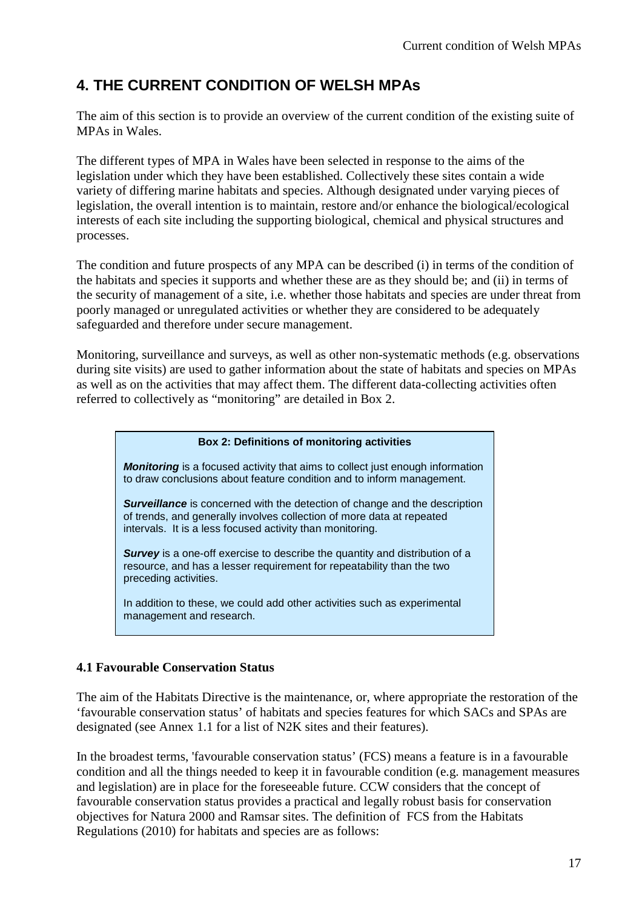# 4. THE CURRENT CONDITION OF WELSH MPAs

The aim of this section is to provide an overview of the current condition of the existing suite of MPAs in Wales.

The different types of MPA in Wales have been selected in response to the aims of the legislation under which they have been established. Collectively these sites contain a wide variety of differing marine habitats and species. Although designated under varying pieces of legislation, the overall intention is to maintain, restore and/or enhance the biological/ecological interests of each site including the supporting biological, chemical and physical structures and processes.

The condition and future prospects of any MPA can be described (i) in terms of the condition of the habitats and species it supports and whether these are as they should be; and (ii) in terms of the security of management of a site, i.e. whether those habitats and species are under threat from poorly managed or unregulated activities or whether they are considered to be adequately safeguarded and therefore under secure management.

Monitoring, surveillance and surveys, as well as other non-systematic methods (e.g. observations during site visits) are used to gather information about the state of habitats and species on MPAs as well as on the activities that may affect them. The different data-collecting activities often referred to collectively as "monitoring" are detailed in Box 2.

> **Box 2: Definitions of monitoring activities**
>
> ***Monitoring*** is a focused activity that aims to collect just enough information to draw conclusions about feature condition and to inform management.
>
> ***Surveillance*** is concerned with the detection of change and the description of trends, and generally involves collection of more data at repeated intervals. It is a less focused activity than monitoring.
>
> ***Survey*** is a one-off exercise to describe the quantity and distribution of a resource, and has a lesser requirement for repeatability than the two preceding activities.
>
> In addition to these, we could add other activities such as experimental management and research.

### 4.1 Favourable Conservation Status

The aim of the Habitats Directive is the maintenance, or, where appropriate the restoration of the 'favourable conservation status' of habitats and species features for which SACs and SPAs are designated (see Annex 1.1 for a list of N2K sites and their features).

In the broadest terms, 'favourable conservation status' (FCS) means a feature is in a favourable condition and all the things needed to keep it in favourable condition (e.g. management measures and legislation) are in place for the foreseeable future. CCW considers that the concept of favourable conservation status provides a practical and legally robust basis for conservation objectives for Natura 2000 and Ramsar sites. The definition of FCS from the Habitats Regulations (2010) for habitats and species are as follows: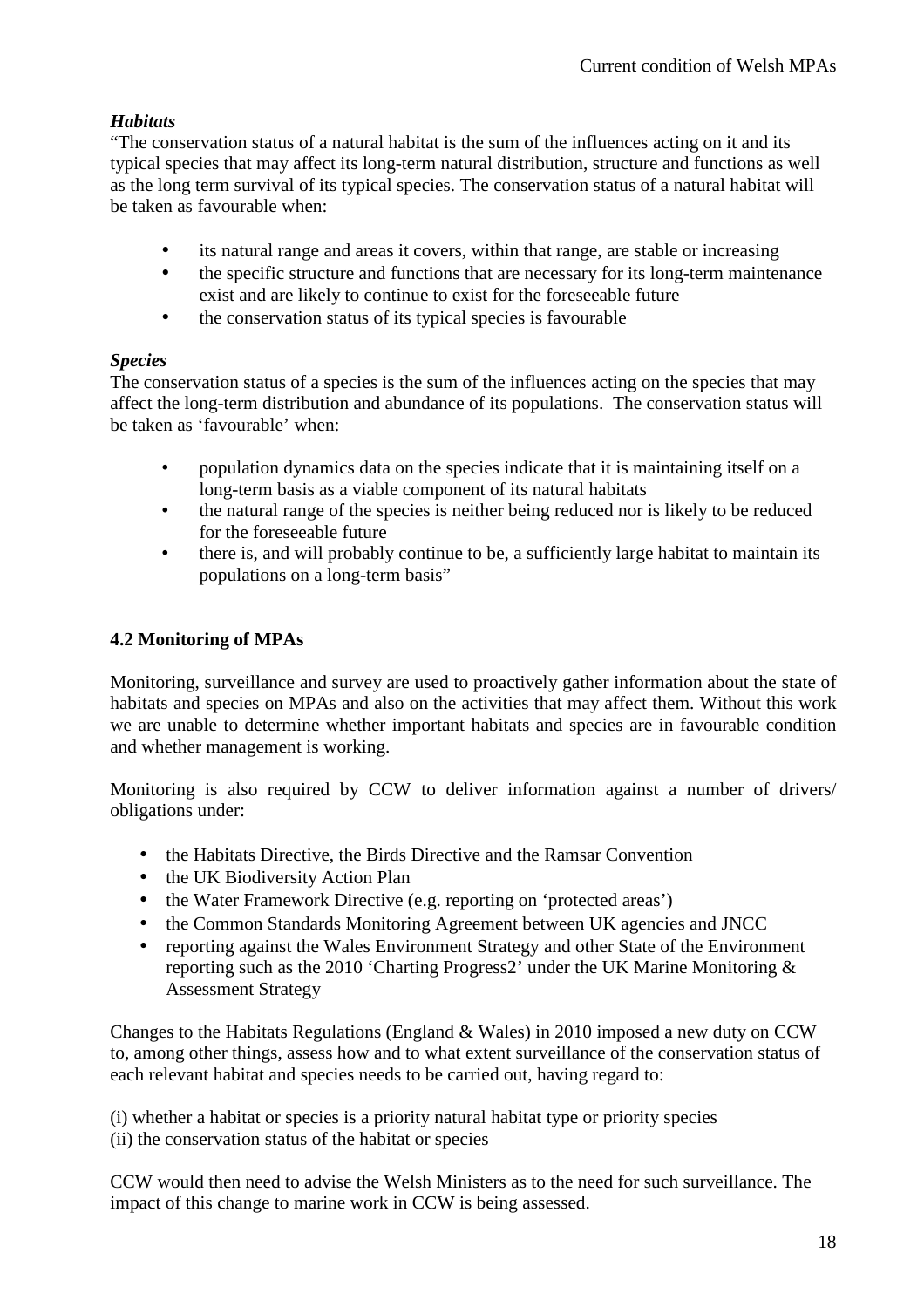***Habitats***

"The conservation status of a natural habitat is the sum of the influences acting on it and its typical species that may affect its long-term natural distribution, structure and functions as well as the long term survival of its typical species. The conservation status of a natural habitat will be taken as favourable when:

- its natural range and areas it covers, within that range, are stable or increasing
- the specific structure and functions that are necessary for its long-term maintenance exist and are likely to continue to exist for the foreseeable future
- the conservation status of its typical species is favourable

***Species***

The conservation status of a species is the sum of the influences acting on the species that may affect the long-term distribution and abundance of its populations. The conservation status will be taken as 'favourable' when:

- population dynamics data on the species indicate that it is maintaining itself on a long-term basis as a viable component of its natural habitats
- the natural range of the species is neither being reduced nor is likely to be reduced for the foreseeable future
- there is, and will probably continue to be, a sufficiently large habitat to maintain its populations on a long-term basis"

## 4.2 Monitoring of MPAs

Monitoring, surveillance and survey are used to proactively gather information about the state of habitats and species on MPAs and also on the activities that may affect them. Without this work we are unable to determine whether important habitats and species are in favourable condition and whether management is working.

Monitoring is also required by CCW to deliver information against a number of drivers/ obligations under:

- the Habitats Directive, the Birds Directive and the Ramsar Convention
- the UK Biodiversity Action Plan
- the Water Framework Directive (e.g. reporting on 'protected areas')
- the Common Standards Monitoring Agreement between UK agencies and JNCC
- reporting against the Wales Environment Strategy and other State of the Environment reporting such as the 2010 'Charting Progress2' under the UK Marine Monitoring & Assessment Strategy

Changes to the Habitats Regulations (England & Wales) in 2010 imposed a new duty on CCW to, among other things, assess how and to what extent surveillance of the conservation status of each relevant habitat and species needs to be carried out, having regard to:

(i) whether a habitat or species is a priority natural habitat type or priority species
(ii) the conservation status of the habitat or species

CCW would then need to advise the Welsh Ministers as to the need for such surveillance. The impact of this change to marine work in CCW is being assessed.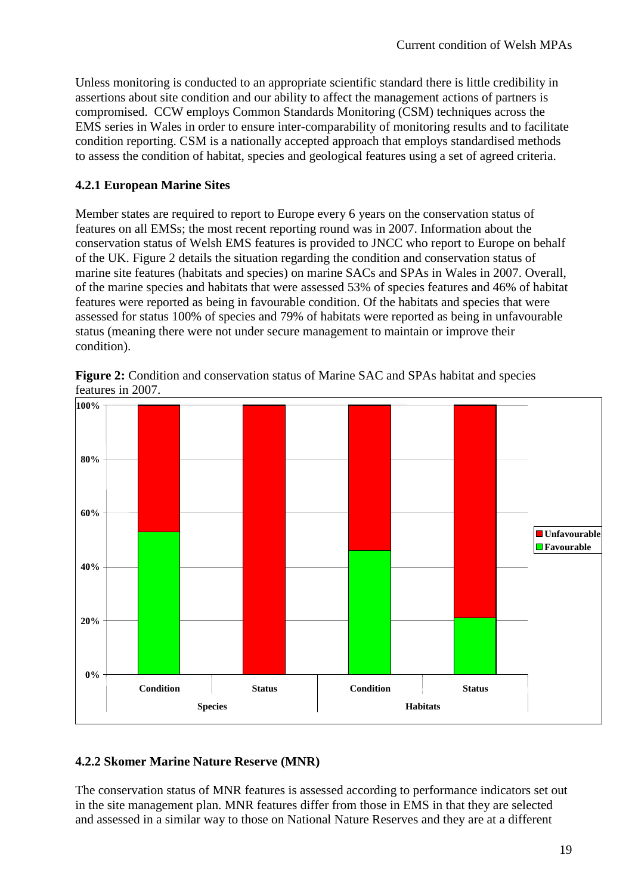Unless monitoring is conducted to an appropriate scientific standard there is little credibility in assertions about site condition and our ability to affect the management actions of partners is compromised. CCW employs Common Standards Monitoring (CSM) techniques across the EMS series in Wales in order to ensure inter-comparability of monitoring results and to facilitate condition reporting. CSM is a nationally accepted approach that employs standardised methods to assess the condition of habitat, species and geological features using a set of agreed criteria.

### 4.2.1 European Marine Sites

Member states are required to report to Europe every 6 years on the conservation status of features on all EMSs; the most recent reporting round was in 2007. Information about the conservation status of Welsh EMS features is provided to JNCC who report to Europe on behalf of the UK. Figure 2 details the situation regarding the condition and conservation status of marine site features (habitats and species) on marine SACs and SPAs in Wales in 2007. Overall, of the marine species and habitats that were assessed 53% of species features and 46% of habitat features were reported as being in favourable condition. Of the habitats and species that were assessed for status 100% of species and 79% of habitats were reported as being in unfavourable status (meaning there were not under secure management to maintain or improve their condition).

**Figure 2:** Condition and conservation status of Marine SAC and SPAs habitat and species features in 2007.

### 4.2.2 Skomer Marine Nature Reserve (MNR)

The conservation status of MNR features is assessed according to performance indicators set out in the site management plan. MNR features differ from those in EMS in that they are selected and assessed in a similar way to those on National Nature Reserves and they are at a different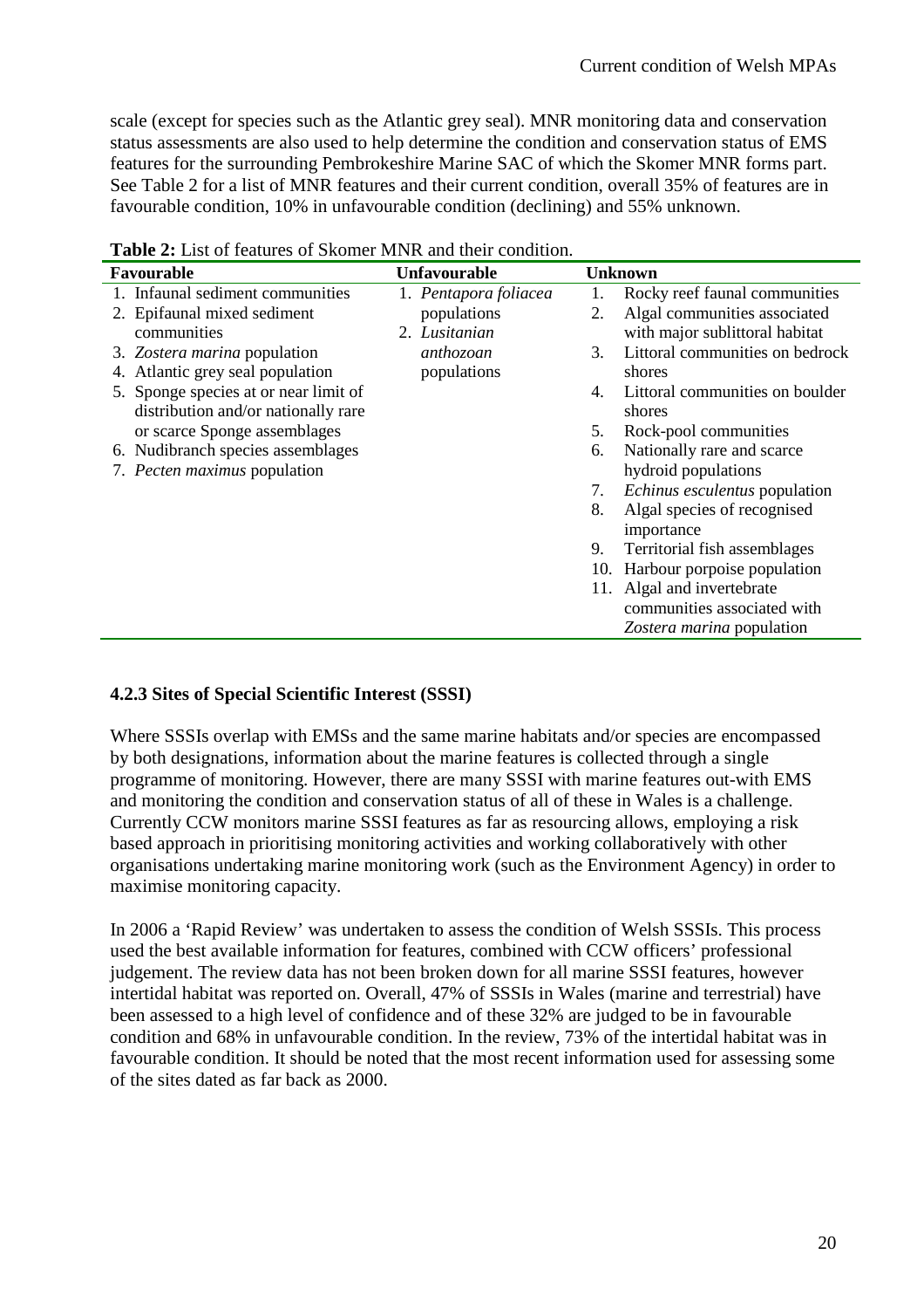scale (except for species such as the Atlantic grey seal). MNR monitoring data and conservation status assessments are also used to help determine the condition and conservation status of EMS features for the surrounding Pembrokeshire Marine SAC of which the Skomer MNR forms part. See Table 2 for a list of MNR features and their current condition, overall 35% of features are in favourable condition, 10% in unfavourable condition (declining) and 55% unknown.

**Table 2:** List of features of Skomer MNR and their condition.

| Favourable | Unfavourable | Unknown |
|---|---|---|
| 1. Infaunal sediment communities | 1. *Pentapora foliacea* populations | 1. Rocky reef faunal communities |
| 2. Epifaunal mixed sediment communities | 2. *Lusitanian anthozoan* populations | 2. Algal communities associated with major sublittoral habitat |
| 3. *Zostera marina* population | | 3. Littoral communities on bedrock shores |
| 4. Atlantic grey seal population | | 4. Littoral communities on boulder shores |
| 5. Sponge species at or near limit of distribution and/or nationally rare or scarce Sponge assemblages | | 5. Rock-pool communities |
| 6. Nudibranch species assemblages | | 6. Nationally rare and scarce hydroid populations |
| 7. *Pecten maximus* population | | 7. *Echinus esculentus* population |
| | | 8. Algal species of recognised importance |
| | | 9. Territorial fish assemblages |
| | | 10. Harbour porpoise population |
| | | 11. Algal and invertebrate communities associated with *Zostera marina* population |

### 4.2.3 Sites of Special Scientific Interest (SSSI)

Where SSSIs overlap with EMSs and the same marine habitats and/or species are encompassed by both designations, information about the marine features is collected through a single programme of monitoring. However, there are many SSSI with marine features out-with EMS and monitoring the condition and conservation status of all of these in Wales is a challenge. Currently CCW monitors marine SSSI features as far as resourcing allows, employing a risk based approach in prioritising monitoring activities and working collaboratively with other organisations undertaking marine monitoring work (such as the Environment Agency) in order to maximise monitoring capacity.

In 2006 a 'Rapid Review' was undertaken to assess the condition of Welsh SSSIs. This process used the best available information for features, combined with CCW officers' professional judgement. The review data has not been broken down for all marine SSSI features, however intertidal habitat was reported on. Overall, 47% of SSSIs in Wales (marine and terrestrial) have been assessed to a high level of confidence and of these 32% are judged to be in favourable condition and 68% in unfavourable condition. In the review, 73% of the intertidal habitat was in favourable condition. It should be noted that the most recent information used for assessing some of the sites dated as far back as 2000.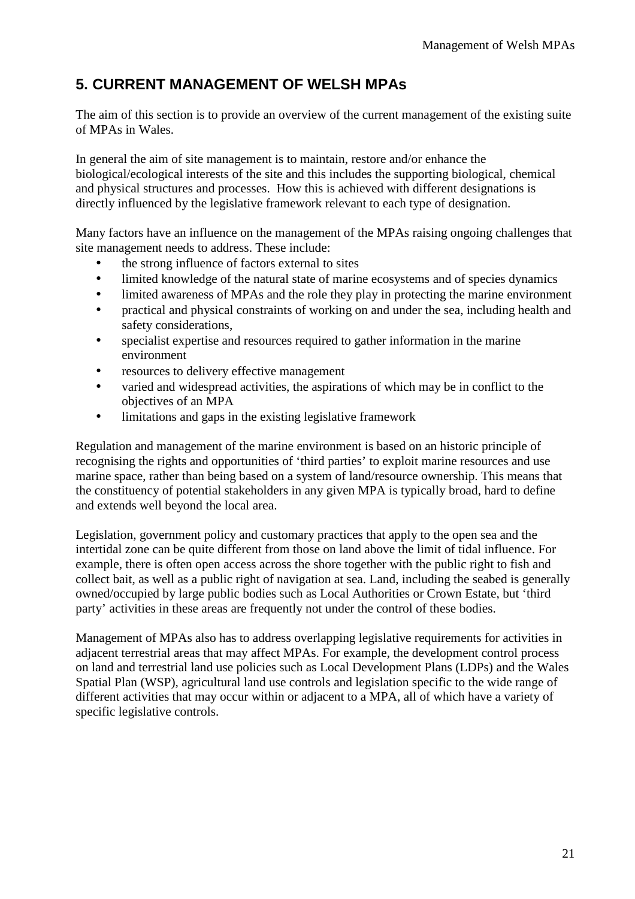## 5. CURRENT MANAGEMENT OF WELSH MPAs

The aim of this section is to provide an overview of the current management of the existing suite of MPAs in Wales.

In general the aim of site management is to maintain, restore and/or enhance the biological/ecological interests of the site and this includes the supporting biological, chemical and physical structures and processes. How this is achieved with different designations is directly influenced by the legislative framework relevant to each type of designation.

Many factors have an influence on the management of the MPAs raising ongoing challenges that site management needs to address. These include:

- the strong influence of factors external to sites
- limited knowledge of the natural state of marine ecosystems and of species dynamics
- limited awareness of MPAs and the role they play in protecting the marine environment
- practical and physical constraints of working on and under the sea, including health and safety considerations,
- specialist expertise and resources required to gather information in the marine environment
- resources to delivery effective management
- varied and widespread activities, the aspirations of which may be in conflict to the objectives of an MPA
- limitations and gaps in the existing legislative framework

Regulation and management of the marine environment is based on an historic principle of recognising the rights and opportunities of 'third parties' to exploit marine resources and use marine space, rather than being based on a system of land/resource ownership. This means that the constituency of potential stakeholders in any given MPA is typically broad, hard to define and extends well beyond the local area.

Legislation, government policy and customary practices that apply to the open sea and the intertidal zone can be quite different from those on land above the limit of tidal influence. For example, there is often open access across the shore together with the public right to fish and collect bait, as well as a public right of navigation at sea. Land, including the seabed is generally owned/occupied by large public bodies such as Local Authorities or Crown Estate, but 'third party' activities in these areas are frequently not under the control of these bodies.

Management of MPAs also has to address overlapping legislative requirements for activities in adjacent terrestrial areas that may affect MPAs. For example, the development control process on land and terrestrial land use policies such as Local Development Plans (LDPs) and the Wales Spatial Plan (WSP), agricultural land use controls and legislation specific to the wide range of different activities that may occur within or adjacent to a MPA, all of which have a variety of specific legislative controls.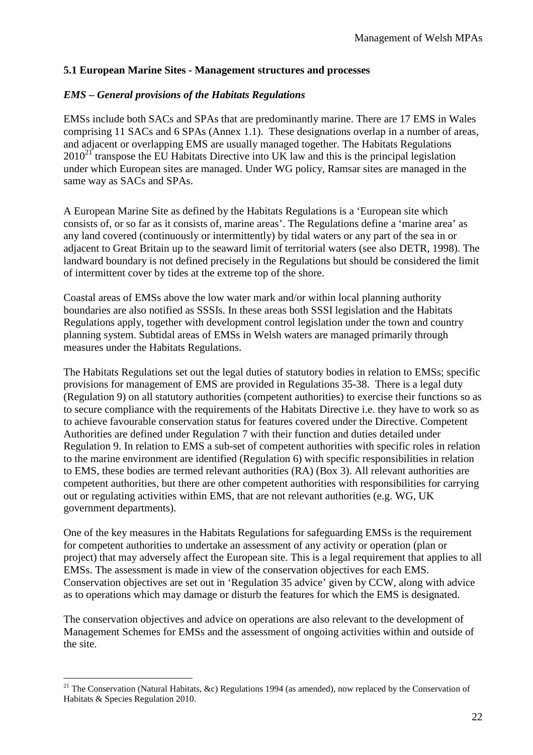## 5.1 European Marine Sites - Management structures and processes

### *EMS – General provisions of the Habitats Regulations*

EMSs include both SACs and SPAs that are predominantly marine. There are 17 EMS in Wales comprising 11 SACs and 6 SPAs (Annex 1.1). These designations overlap in a number of areas, and adjacent or overlapping EMS are usually managed together. The Habitats Regulations 2010[21] transpose the EU Habitats Directive into UK law and this is the principal legislation under which European sites are managed. Under WG policy, Ramsar sites are managed in the same way as SACs and SPAs.

A European Marine Site as defined by the Habitats Regulations is a 'European site which consists of, or so far as it consists of, marine areas'. The Regulations define a 'marine area' as any land covered (continuously or intermittently) by tidal waters or any part of the sea in or adjacent to Great Britain up to the seaward limit of territorial waters (see also DETR, 1998). The landward boundary is not defined precisely in the Regulations but should be considered the limit of intermittent cover by tides at the extreme top of the shore.

Coastal areas of EMSs above the low water mark and/or within local planning authority boundaries are also notified as SSSIs. In these areas both SSSI legislation and the Habitats Regulations apply, together with development control legislation under the town and country planning system. Subtidal areas of EMSs in Welsh waters are managed primarily through measures under the Habitats Regulations.

The Habitats Regulations set out the legal duties of statutory bodies in relation to EMSs; specific provisions for management of EMS are provided in Regulations 35-38. There is a legal duty (Regulation 9) on all statutory authorities (competent authorities) to exercise their functions so as to secure compliance with the requirements of the Habitats Directive i.e. they have to work so as to achieve favourable conservation status for features covered under the Directive. Competent Authorities are defined under Regulation 7 with their function and duties detailed under Regulation 9. In relation to EMS a sub-set of competent authorities with specific roles in relation to the marine environment are identified (Regulation 6) with specific responsibilities in relation to EMS, these bodies are termed relevant authorities (RA) (Box 3). All relevant authorities are competent authorities, but there are other competent authorities with responsibilities for carrying out or regulating activities within EMS, that are not relevant authorities (e.g. WG, UK government departments).

One of the key measures in the Habitats Regulations for safeguarding EMSs is the requirement for competent authorities to undertake an assessment of any activity or operation (plan or project) that may adversely affect the European site. This is a legal requirement that applies to all EMSs. The assessment is made in view of the conservation objectives for each EMS. Conservation objectives are set out in 'Regulation 35 advice' given by CCW, along with advice as to operations which may damage or disturb the features for which the EMS is designated.

The conservation objectives and advice on operations are also relevant to the development of Management Schemes for EMSs and the assessment of ongoing activities within and outside of the site.

---

[21] The Conservation (Natural Habitats, &c) Regulations 1994 (as amended), now replaced by the Conservation of Habitats & Species Regulation 2010.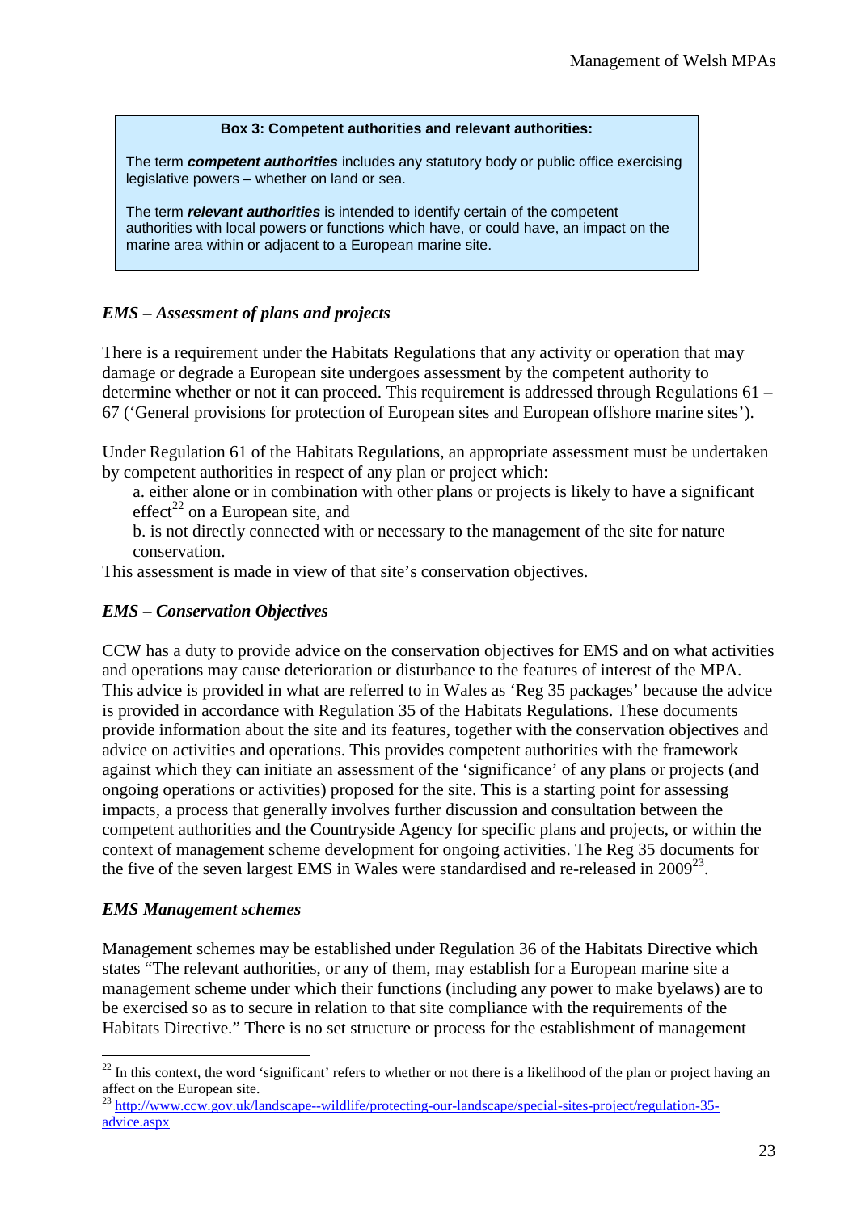**Box 3: Competent authorities and relevant authorities:**

The term ***competent authorities*** includes any statutory body or public office exercising legislative powers – whether on land or sea.

The term ***relevant authorities*** is intended to identify certain of the competent authorities with local powers or functions which have, or could have, an impact on the marine area within or adjacent to a European marine site.

### *EMS – Assessment of plans and projects*

There is a requirement under the Habitats Regulations that any activity or operation that may damage or degrade a European site undergoes assessment by the competent authority to determine whether or not it can proceed. This requirement is addressed through Regulations 61 – 67 ('General provisions for protection of European sites and European offshore marine sites').

Under Regulation 61 of the Habitats Regulations, an appropriate assessment must be undertaken by competent authorities in respect of any plan or project which:

a. either alone or in combination with other plans or projects is likely to have a significant effect[22] on a European site, and

b. is not directly connected with or necessary to the management of the site for nature conservation.

This assessment is made in view of that site's conservation objectives.

### *EMS – Conservation Objectives*

CCW has a duty to provide advice on the conservation objectives for EMS and on what activities and operations may cause deterioration or disturbance to the features of interest of the MPA. This advice is provided in what are referred to in Wales as 'Reg 35 packages' because the advice is provided in accordance with Regulation 35 of the Habitats Regulations. These documents provide information about the site and its features, together with the conservation objectives and advice on activities and operations. This provides competent authorities with the framework against which they can initiate an assessment of the 'significance' of any plans or projects (and ongoing operations or activities) proposed for the site. This is a starting point for assessing impacts, a process that generally involves further discussion and consultation between the competent authorities and the Countryside Agency for specific plans and projects, or within the context of management scheme development for ongoing activities. The Reg 35 documents for the five of the seven largest EMS in Wales were standardised and re-released in 2009[23].

### *EMS Management schemes*

Management schemes may be established under Regulation 36 of the Habitats Directive which states "The relevant authorities, or any of them, may establish for a European marine site a management scheme under which their functions (including any power to make byelaws) are to be exercised so as to secure in relation to that site compliance with the requirements of the Habitats Directive." There is no set structure or process for the establishment of management

---

[22] In this context, the word 'significant' refers to whether or not there is a likelihood of the plan or project having an affect on the European site.

[23] http://www.ccw.gov.uk/landscape--wildlife/protecting-our-landscape/special-sites-project/regulation-35-advice.aspx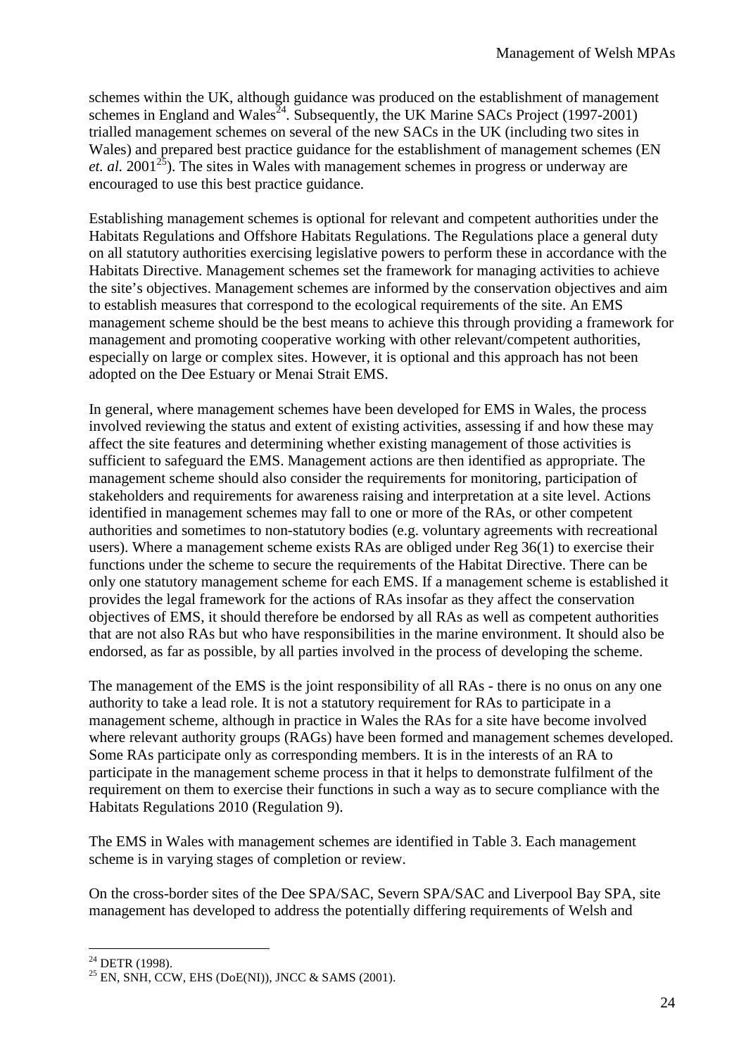schemes within the UK, although guidance was produced on the establishment of management schemes in England and Wales[24]. Subsequently, the UK Marine SACs Project (1997-2001) trialled management schemes on several of the new SACs in the UK (including two sites in Wales) and prepared best practice guidance for the establishment of management schemes (EN *et. al.* 2001[25]). The sites in Wales with management schemes in progress or underway are encouraged to use this best practice guidance.

Establishing management schemes is optional for relevant and competent authorities under the Habitats Regulations and Offshore Habitats Regulations. The Regulations place a general duty on all statutory authorities exercising legislative powers to perform these in accordance with the Habitats Directive. Management schemes set the framework for managing activities to achieve the site's objectives. Management schemes are informed by the conservation objectives and aim to establish measures that correspond to the ecological requirements of the site. An EMS management scheme should be the best means to achieve this through providing a framework for management and promoting cooperative working with other relevant/competent authorities, especially on large or complex sites. However, it is optional and this approach has not been adopted on the Dee Estuary or Menai Strait EMS.

In general, where management schemes have been developed for EMS in Wales, the process involved reviewing the status and extent of existing activities, assessing if and how these may affect the site features and determining whether existing management of those activities is sufficient to safeguard the EMS. Management actions are then identified as appropriate. The management scheme should also consider the requirements for monitoring, participation of stakeholders and requirements for awareness raising and interpretation at a site level. Actions identified in management schemes may fall to one or more of the RAs, or other competent authorities and sometimes to non-statutory bodies (e.g. voluntary agreements with recreational users). Where a management scheme exists RAs are obliged under Reg 36(1) to exercise their functions under the scheme to secure the requirements of the Habitat Directive. There can be only one statutory management scheme for each EMS. If a management scheme is established it provides the legal framework for the actions of RAs insofar as they affect the conservation objectives of EMS, it should therefore be endorsed by all RAs as well as competent authorities that are not also RAs but who have responsibilities in the marine environment. It should also be endorsed, as far as possible, by all parties involved in the process of developing the scheme.

The management of the EMS is the joint responsibility of all RAs - there is no onus on any one authority to take a lead role. It is not a statutory requirement for RAs to participate in a management scheme, although in practice in Wales the RAs for a site have become involved where relevant authority groups (RAGs) have been formed and management schemes developed. Some RAs participate only as corresponding members. It is in the interests of an RA to participate in the management scheme process in that it helps to demonstrate fulfilment of the requirement on them to exercise their functions in such a way as to secure compliance with the Habitats Regulations 2010 (Regulation 9).

The EMS in Wales with management schemes are identified in Table 3. Each management scheme is in varying stages of completion or review.

On the cross-border sites of the Dee SPA/SAC, Severn SPA/SAC and Liverpool Bay SPA, site management has developed to address the potentially differing requirements of Welsh and

---

[24] DETR (1998).

[25] EN, SNH, CCW, EHS (DoE(NI)), JNCC & SAMS (2001).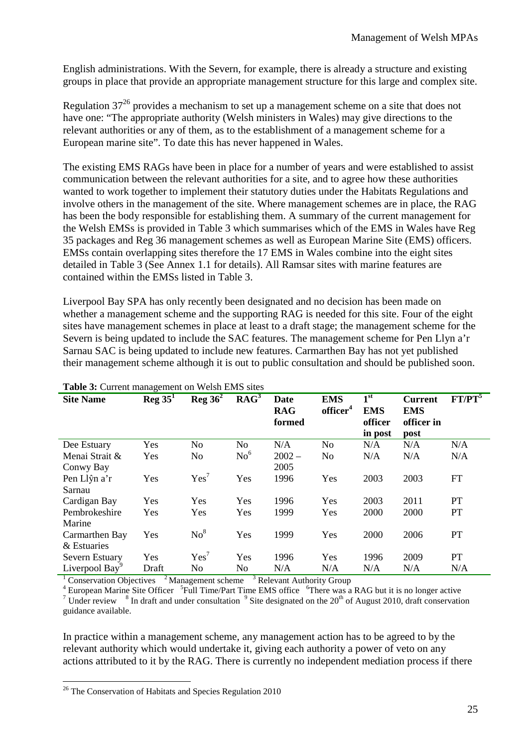English administrations. With the Severn, for example, there is already a structure and existing groups in place that provide an appropriate management structure for this large and complex site.

Regulation 37[26] provides a mechanism to set up a management scheme on a site that does not have one: "The appropriate authority (Welsh ministers in Wales) may give directions to the relevant authorities or any of them, as to the establishment of a management scheme for a European marine site". To date this has never happened in Wales.

The existing EMS RAGs have been in place for a number of years and were established to assist communication between the relevant authorities for a site, and to agree how these authorities wanted to work together to implement their statutory duties under the Habitats Regulations and involve others in the management of the site. Where management schemes are in place, the RAG has been the body responsible for establishing them. A summary of the current management for the Welsh EMSs is provided in Table 3 which summarises which of the EMS in Wales have Reg 35 packages and Reg 36 management schemes as well as European Marine Site (EMS) officers. EMSs contain overlapping sites therefore the 17 EMS in Wales combine into the eight sites detailed in Table 3 (See Annex 1.1 for details). All Ramsar sites with marine features are contained within the EMSs listed in Table 3.

Liverpool Bay SPA has only recently been designated and no decision has been made on whether a management scheme and the supporting RAG is needed for this site. Four of the eight sites have management schemes in place at least to a draft stage; the management scheme for the Severn is being updated to include the SAC features. The management scheme for Pen Llyn a'r Sarnau SAC is being updated to include new features. Carmarthen Bay has not yet published their management scheme although it is out to public consultation and should be published soon.

**Table 3:** Current management on Welsh EMS sites

| Site Name | Reg 35[1] | Reg 36[2] | RAG[3] | Date RAG formed | EMS officer[4] | 1st EMS officer in post | Current EMS officer in post | FT/PT[5] |
|---|---|---|---|---|---|---|---|---|
| Dee Estuary | Yes | No | No | N/A | No | N/A | N/A | N/A |
| Menai Strait & Conwy Bay | Yes | No | No[6] | 2002 – 2005 | No | N/A | N/A | N/A |
| Pen Llŷn a'r Sarnau | Yes | Yes[7] | Yes | 1996 | Yes | 2003 | 2003 | FT |
| Cardigan Bay | Yes | Yes | Yes | 1996 | Yes | 2003 | 2011 | PT |
| Pembrokeshire Marine | Yes | Yes | Yes | 1999 | Yes | 2000 | 2000 | PT |
| Carmarthen Bay & Estuaries | Yes | No[8] | Yes | 1999 | Yes | 2000 | 2006 | PT |
| Severn Estuary | Yes | Yes[7] | Yes | 1996 | Yes | 1996 | 2009 | PT |
| Liverpool Bay[9] | Draft | No | No | N/A | N/A | N/A | N/A | N/A |

[1] Conservation Objectives [2] Management scheme [3] Relevant Authority Group
[4] European Marine Site Officer [5] Full Time/Part Time EMS office [6] There was a RAG but it is no longer active
[7] Under review [8] In draft and under consultation [9] Site designated on the 20th of August 2010, draft conservation guidance available.

In practice within a management scheme, any management action has to be agreed to by the relevant authority which would undertake it, giving each authority a power of veto on any actions attributed to it by the RAG. There is currently no independent mediation process if there

[26] The Conservation of Habitats and Species Regulation 2010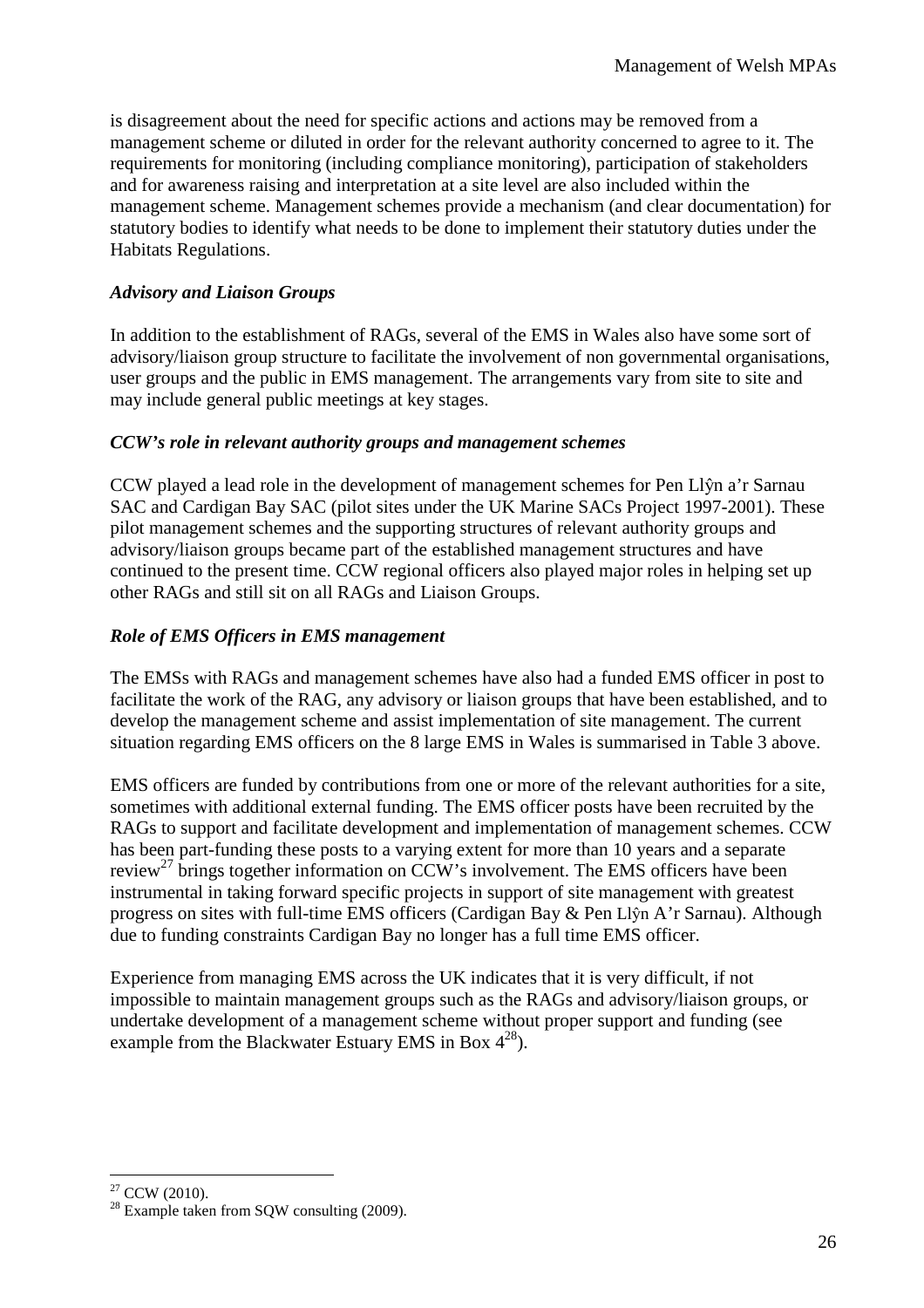is disagreement about the need for specific actions and actions may be removed from a management scheme or diluted in order for the relevant authority concerned to agree to it. The requirements for monitoring (including compliance monitoring), participation of stakeholders and for awareness raising and interpretation at a site level are also included within the management scheme. Management schemes provide a mechanism (and clear documentation) for statutory bodies to identify what needs to be done to implement their statutory duties under the Habitats Regulations.

### *Advisory and Liaison Groups*

In addition to the establishment of RAGs, several of the EMS in Wales also have some sort of advisory/liaison group structure to facilitate the involvement of non governmental organisations, user groups and the public in EMS management. The arrangements vary from site to site and may include general public meetings at key stages.

### *CCW's role in relevant authority groups and management schemes*

CCW played a lead role in the development of management schemes for Pen Llŷn a'r Sarnau SAC and Cardigan Bay SAC (pilot sites under the UK Marine SACs Project 1997-2001). These pilot management schemes and the supporting structures of relevant authority groups and advisory/liaison groups became part of the established management structures and have continued to the present time. CCW regional officers also played major roles in helping set up other RAGs and still sit on all RAGs and Liaison Groups.

### *Role of EMS Officers in EMS management*

The EMSs with RAGs and management schemes have also had a funded EMS officer in post to facilitate the work of the RAG, any advisory or liaison groups that have been established, and to develop the management scheme and assist implementation of site management. The current situation regarding EMS officers on the 8 large EMS in Wales is summarised in Table 3 above.

EMS officers are funded by contributions from one or more of the relevant authorities for a site, sometimes with additional external funding. The EMS officer posts have been recruited by the RAGs to support and facilitate development and implementation of management schemes. CCW has been part-funding these posts to a varying extent for more than 10 years and a separate review[27] brings together information on CCW's involvement. The EMS officers have been instrumental in taking forward specific projects in support of site management with greatest progress on sites with full-time EMS officers (Cardigan Bay & Pen Llŷn A'r Sarnau). Although due to funding constraints Cardigan Bay no longer has a full time EMS officer.

Experience from managing EMS across the UK indicates that it is very difficult, if not impossible to maintain management groups such as the RAGs and advisory/liaison groups, or undertake development of a management scheme without proper support and funding (see example from the Blackwater Estuary EMS in Box 4[28]).

---

[27] CCW (2010).

[28] Example taken from SQW consulting (2009).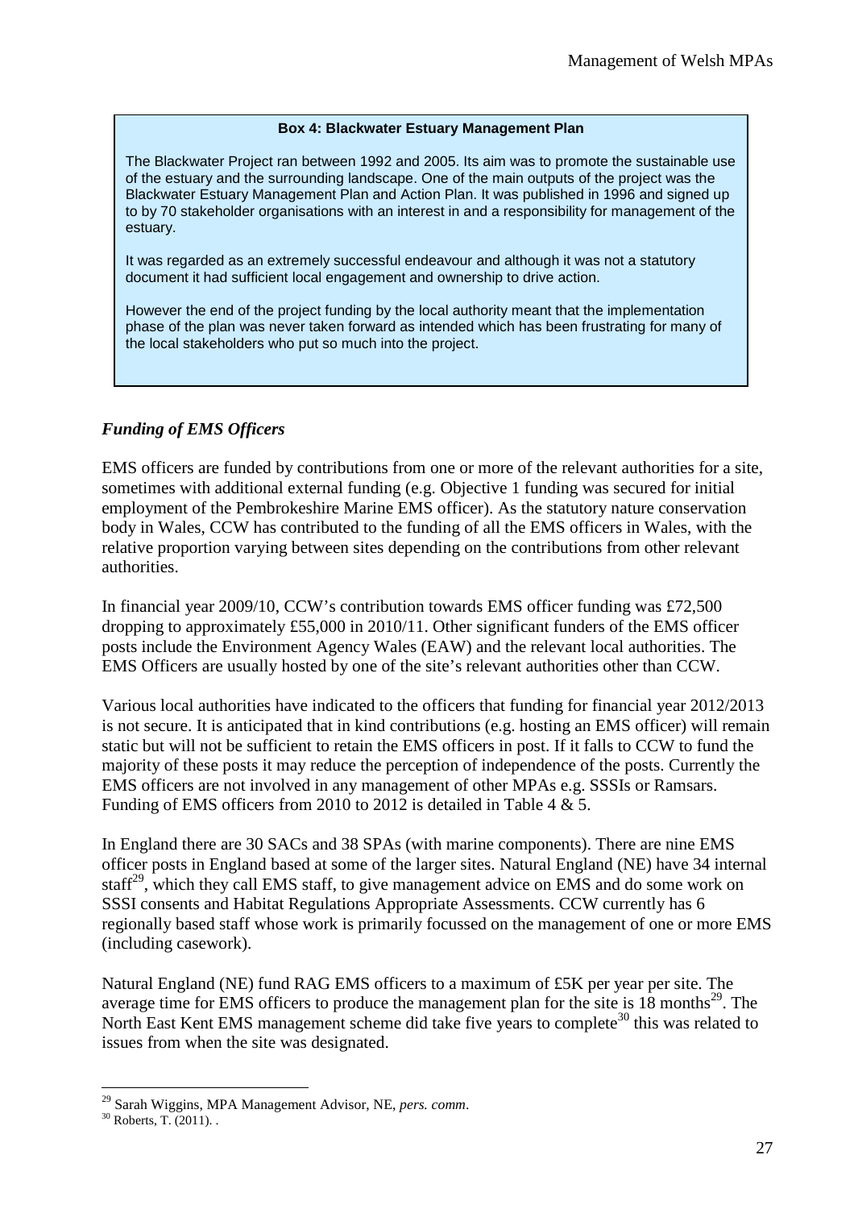**Box 4: Blackwater Estuary Management Plan**

The Blackwater Project ran between 1992 and 2005. Its aim was to promote the sustainable use of the estuary and the surrounding landscape. One of the main outputs of the project was the Blackwater Estuary Management Plan and Action Plan. It was published in 1996 and signed up to by 70 stakeholder organisations with an interest in and a responsibility for management of the estuary.

It was regarded as an extremely successful endeavour and although it was not a statutory document it had sufficient local engagement and ownership to drive action.

However the end of the project funding by the local authority meant that the implementation phase of the plan was never taken forward as intended which has been frustrating for many of the local stakeholders who put so much into the project.

### *Funding of EMS Officers*

EMS officers are funded by contributions from one or more of the relevant authorities for a site, sometimes with additional external funding (e.g. Objective 1 funding was secured for initial employment of the Pembrokeshire Marine EMS officer). As the statutory nature conservation body in Wales, CCW has contributed to the funding of all the EMS officers in Wales, with the relative proportion varying between sites depending on the contributions from other relevant authorities.

In financial year 2009/10, CCW's contribution towards EMS officer funding was £72,500 dropping to approximately £55,000 in 2010/11. Other significant funders of the EMS officer posts include the Environment Agency Wales (EAW) and the relevant local authorities. The EMS Officers are usually hosted by one of the site's relevant authorities other than CCW.

Various local authorities have indicated to the officers that funding for financial year 2012/2013 is not secure. It is anticipated that in kind contributions (e.g. hosting an EMS officer) will remain static but will not be sufficient to retain the EMS officers in post. If it falls to CCW to fund the majority of these posts it may reduce the perception of independence of the posts. Currently the EMS officers are not involved in any management of other MPAs e.g. SSSIs or Ramsars. Funding of EMS officers from 2010 to 2012 is detailed in Table 4 & 5.

In England there are 30 SACs and 38 SPAs (with marine components). There are nine EMS officer posts in England based at some of the larger sites. Natural England (NE) have 34 internal staff[29], which they call EMS staff, to give management advice on EMS and do some work on SSSI consents and Habitat Regulations Appropriate Assessments. CCW currently has 6 regionally based staff whose work is primarily focussed on the management of one or more EMS (including casework).

Natural England (NE) fund RAG EMS officers to a maximum of £5K per year per site. The average time for EMS officers to produce the management plan for the site is 18 months[29]. The North East Kent EMS management scheme did take five years to complete[30] this was related to issues from when the site was designated.

---

[29] Sarah Wiggins, MPA Management Advisor, NE, *pers. comm*.

[30] Roberts, T. (2011). .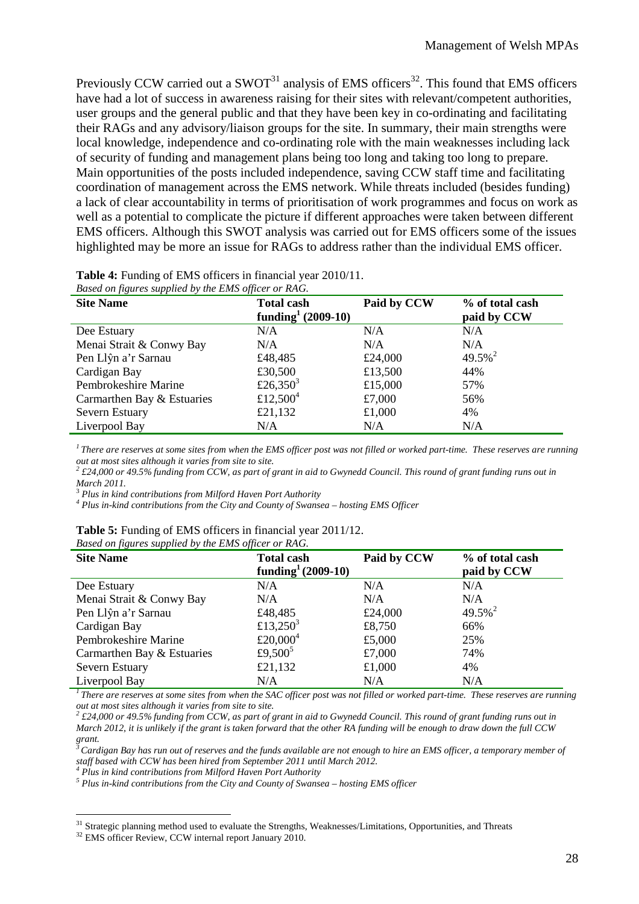Previously CCW carried out a SWOT[31] analysis of EMS officers[32]. This found that EMS officers have had a lot of success in awareness raising for their sites with relevant/competent authorities, user groups and the general public and that they have been key in co-ordinating and facilitating their RAGs and any advisory/liaison groups for the site. In summary, their main strengths were local knowledge, independence and co-ordinating role with the main weaknesses including lack of security of funding and management plans being too long and taking too long to prepare. Main opportunities of the posts included independence, saving CCW staff time and facilitating coordination of management across the EMS network. While threats included (besides funding) a lack of clear accountability in terms of prioritisation of work programmes and focus on work as well as a potential to complicate the picture if different approaches were taken between different EMS officers. Although this SWOT analysis was carried out for EMS officers some of the issues highlighted may be more an issue for RAGs to address rather than the individual EMS officer.

**Table 4:** Funding of EMS officers in financial year 2010/11.
*Based on figures supplied by the EMS officer or RAG.*

| Site Name | Total cash funding[1] (2009-10) | Paid by CCW | % of total cash paid by CCW |
|---|---|---|---|
| Dee Estuary | N/A | N/A | N/A |
| Menai Strait & Conwy Bay | N/A | N/A | N/A |
| Pen Llŷn a'r Sarnau | £48,485 | £24,000 | 49.5%[2] |
| Cardigan Bay | £30,500 | £13,500 | 44% |
| Pembrokeshire Marine | £26,350[3] | £15,000 | 57% |
| Carmarthen Bay & Estuaries | £12,500[4] | £7,000 | 56% |
| Severn Estuary | £21,132 | £1,000 | 4% |
| Liverpool Bay | N/A | N/A | N/A |

*[1] There are reserves at some sites from when the EMS officer post was not filled or worked part-time. These reserves are running out at most sites although it varies from site to site.*
*[2] £24,000 or 49.5% funding from CCW, as part of grant in aid to Gwynedd Council. This round of grant funding runs out in March 2011.*
*[3] Plus in kind contributions from Milford Haven Port Authority*
*[4] Plus in-kind contributions from the City and County of Swansea – hosting EMS Officer*

**Table 5:** Funding of EMS officers in financial year 2011/12.
*Based on figures supplied by the EMS officer or RAG.*

| Site Name | Total cash funding[1] (2009-10) | Paid by CCW | % of total cash paid by CCW |
|---|---|---|---|
| Dee Estuary | N/A | N/A | N/A |
| Menai Strait & Conwy Bay | N/A | N/A | N/A |
| Pen Llŷn a'r Sarnau | £48,485 | £24,000 | 49.5%[2] |
| Cardigan Bay | £13,250[3] | £8,750 | 66% |
| Pembrokeshire Marine | £20,000[4] | £5,000 | 25% |
| Carmarthen Bay & Estuaries | £9,500[5] | £7,000 | 74% |
| Severn Estuary | £21,132 | £1,000 | 4% |
| Liverpool Bay | N/A | N/A | N/A |

*[1] There are reserves at some sites from when the SAC officer post was not filled or worked part-time. These reserves are running out at most sites although it varies from site to site.*
*[2] £24,000 or 49.5% funding from CCW, as part of grant in aid to Gwynedd Council. This round of grant funding runs out in March 2012, it is unlikely if the grant is taken forward that the other RA funding will be enough to draw down the full CCW grant.*
*[3] Cardigan Bay has run out of reserves and the funds available are not enough to hire an EMS officer, a temporary member of staff based with CCW has been hired from September 2011 until March 2012.*
*[4] Plus in kind contributions from Milford Haven Port Authority*
*[5] Plus in-kind contributions from the City and County of Swansea – hosting EMS officer*

[31] Strategic planning method used to evaluate the Strengths, Weaknesses/Limitations, Opportunities, and Threats

[32] EMS officer Review, CCW internal report January 2010.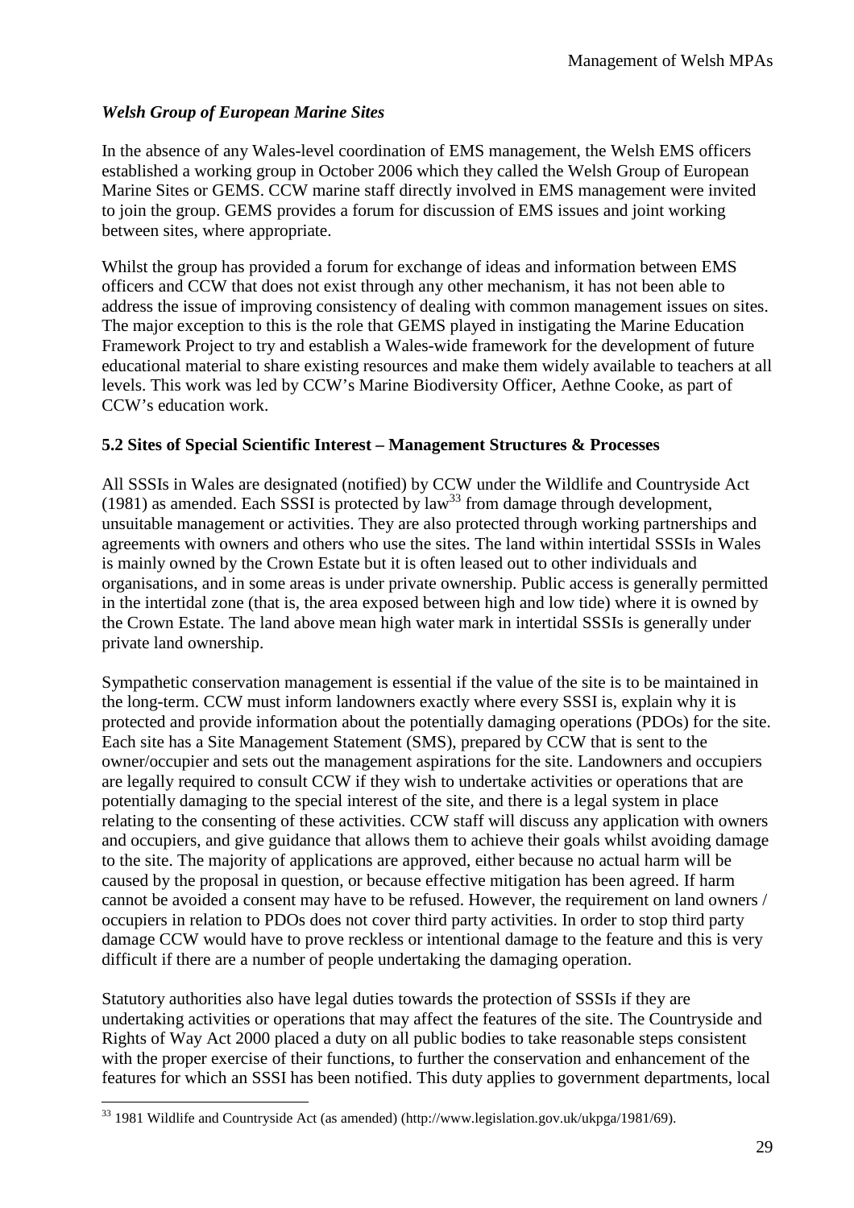### *Welsh Group of European Marine Sites*

In the absence of any Wales-level coordination of EMS management, the Welsh EMS officers established a working group in October 2006 which they called the Welsh Group of European Marine Sites or GEMS. CCW marine staff directly involved in EMS management were invited to join the group. GEMS provides a forum for discussion of EMS issues and joint working between sites, where appropriate.

Whilst the group has provided a forum for exchange of ideas and information between EMS officers and CCW that does not exist through any other mechanism, it has not been able to address the issue of improving consistency of dealing with common management issues on sites. The major exception to this is the role that GEMS played in instigating the Marine Education Framework Project to try and establish a Wales-wide framework for the development of future educational material to share existing resources and make them widely available to teachers at all levels. This work was led by CCW's Marine Biodiversity Officer, Aethne Cooke, as part of CCW's education work.

### 5.2 Sites of Special Scientific Interest – Management Structures & Processes

All SSSIs in Wales are designated (notified) by CCW under the Wildlife and Countryside Act (1981) as amended. Each SSSI is protected by law[33] from damage through development, unsuitable management or activities. They are also protected through working partnerships and agreements with owners and others who use the sites. The land within intertidal SSSIs in Wales is mainly owned by the Crown Estate but it is often leased out to other individuals and organisations, and in some areas is under private ownership. Public access is generally permitted in the intertidal zone (that is, the area exposed between high and low tide) where it is owned by the Crown Estate. The land above mean high water mark in intertidal SSSIs is generally under private land ownership.

Sympathetic conservation management is essential if the value of the site is to be maintained in the long-term. CCW must inform landowners exactly where every SSSI is, explain why it is protected and provide information about the potentially damaging operations (PDOs) for the site. Each site has a Site Management Statement (SMS), prepared by CCW that is sent to the owner/occupier and sets out the management aspirations for the site. Landowners and occupiers are legally required to consult CCW if they wish to undertake activities or operations that are potentially damaging to the special interest of the site, and there is a legal system in place relating to the consenting of these activities. CCW staff will discuss any application with owners and occupiers, and give guidance that allows them to achieve their goals whilst avoiding damage to the site. The majority of applications are approved, either because no actual harm will be caused by the proposal in question, or because effective mitigation has been agreed. If harm cannot be avoided a consent may have to be refused. However, the requirement on land owners / occupiers in relation to PDOs does not cover third party activities. In order to stop third party damage CCW would have to prove reckless or intentional damage to the feature and this is very difficult if there are a number of people undertaking the damaging operation.

Statutory authorities also have legal duties towards the protection of SSSIs if they are undertaking activities or operations that may affect the features of the site. The Countryside and Rights of Way Act 2000 placed a duty on all public bodies to take reasonable steps consistent with the proper exercise of their functions, to further the conservation and enhancement of the features for which an SSSI has been notified. This duty applies to government departments, local

[33] 1981 Wildlife and Countryside Act (as amended) (http://www.legislation.gov.uk/ukpga/1981/69).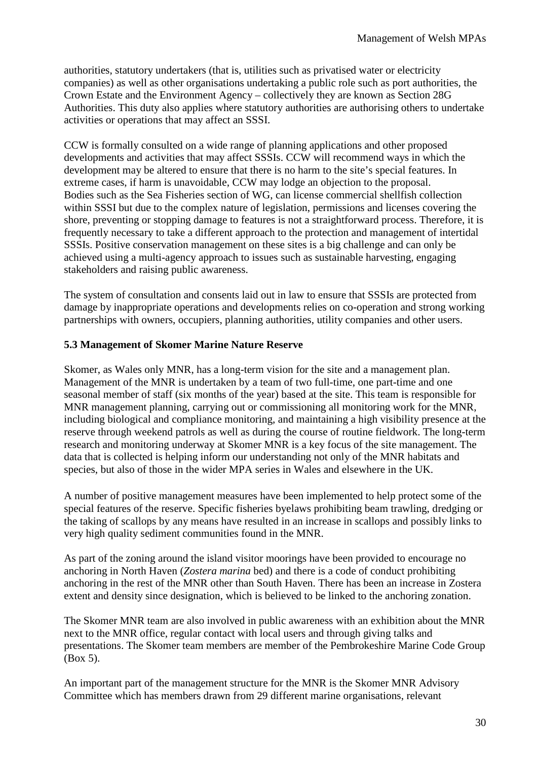authorities, statutory undertakers (that is, utilities such as privatised water or electricity companies) as well as other organisations undertaking a public role such as port authorities, the Crown Estate and the Environment Agency – collectively they are known as Section 28G Authorities. This duty also applies where statutory authorities are authorising others to undertake activities or operations that may affect an SSSI.

CCW is formally consulted on a wide range of planning applications and other proposed developments and activities that may affect SSSIs. CCW will recommend ways in which the development may be altered to ensure that there is no harm to the site's special features. In extreme cases, if harm is unavoidable, CCW may lodge an objection to the proposal. Bodies such as the Sea Fisheries section of WG, can license commercial shellfish collection within SSSI but due to the complex nature of legislation, permissions and licenses covering the shore, preventing or stopping damage to features is not a straightforward process. Therefore, it is frequently necessary to take a different approach to the protection and management of intertidal SSSIs. Positive conservation management on these sites is a big challenge and can only be achieved using a multi-agency approach to issues such as sustainable harvesting, engaging stakeholders and raising public awareness.

The system of consultation and consents laid out in law to ensure that SSSIs are protected from damage by inappropriate operations and developments relies on co-operation and strong working partnerships with owners, occupiers, planning authorities, utility companies and other users.

### 5.3 Management of Skomer Marine Nature Reserve

Skomer, as Wales only MNR, has a long-term vision for the site and a management plan. Management of the MNR is undertaken by a team of two full-time, one part-time and one seasonal member of staff (six months of the year) based at the site. This team is responsible for MNR management planning, carrying out or commissioning all monitoring work for the MNR, including biological and compliance monitoring, and maintaining a high visibility presence at the reserve through weekend patrols as well as during the course of routine fieldwork. The long-term research and monitoring underway at Skomer MNR is a key focus of the site management. The data that is collected is helping inform our understanding not only of the MNR habitats and species, but also of those in the wider MPA series in Wales and elsewhere in the UK.

A number of positive management measures have been implemented to help protect some of the special features of the reserve. Specific fisheries byelaws prohibiting beam trawling, dredging or the taking of scallops by any means have resulted in an increase in scallops and possibly links to very high quality sediment communities found in the MNR.

As part of the zoning around the island visitor moorings have been provided to encourage no anchoring in North Haven (*Zostera marina* bed) and there is a code of conduct prohibiting anchoring in the rest of the MNR other than South Haven. There has been an increase in Zostera extent and density since designation, which is believed to be linked to the anchoring zonation.

The Skomer MNR team are also involved in public awareness with an exhibition about the MNR next to the MNR office, regular contact with local users and through giving talks and presentations. The Skomer team members are member of the Pembrokeshire Marine Code Group (Box 5).

An important part of the management structure for the MNR is the Skomer MNR Advisory Committee which has members drawn from 29 different marine organisations, relevant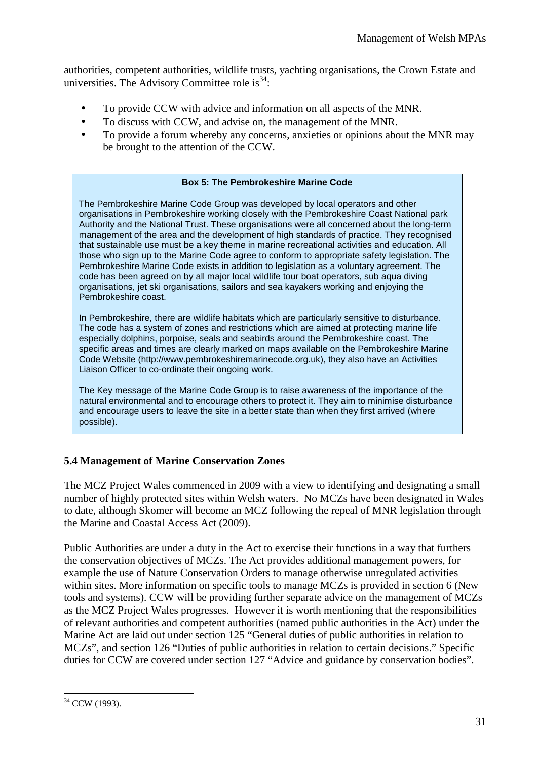authorities, competent authorities, wildlife trusts, yachting organisations, the Crown Estate and universities. The Advisory Committee role is[34]:

- To provide CCW with advice and information on all aspects of the MNR.
- To discuss with CCW, and advise on, the management of the MNR.
- To provide a forum whereby any concerns, anxieties or opinions about the MNR may be brought to the attention of the CCW.

> **Box 5: The Pembrokeshire Marine Code**
>
> The Pembrokeshire Marine Code Group was developed by local operators and other organisations in Pembrokeshire working closely with the Pembrokeshire Coast National park Authority and the National Trust. These organisations were all concerned about the long-term management of the area and the development of high standards of practice. They recognised that sustainable use must be a key theme in marine recreational activities and education. All those who sign up to the Marine Code agree to conform to appropriate safety legislation. The Pembrokeshire Marine Code exists in addition to legislation as a voluntary agreement. The code has been agreed on by all major local wildlife tour boat operators, sub aqua diving organisations, jet ski organisations, sailors and sea kayakers working and enjoying the Pembrokeshire coast.
>
> In Pembrokeshire, there are wildlife habitats which are particularly sensitive to disturbance. The code has a system of zones and restrictions which are aimed at protecting marine life especially dolphins, porpoise, seals and seabirds around the Pembrokeshire coast. The specific areas and times are clearly marked on maps available on the Pembrokeshire Marine Code Website (http://www.pembrokeshiremarinecode.org.uk), they also have an Activities Liaison Officer to co-ordinate their ongoing work.
>
> The Key message of the Marine Code Group is to raise awareness of the importance of the natural environmental and to encourage others to protect it. They aim to minimise disturbance and encourage users to leave the site in a better state than when they first arrived (where possible).

### 5.4 Management of Marine Conservation Zones

The MCZ Project Wales commenced in 2009 with a view to identifying and designating a small number of highly protected sites within Welsh waters. No MCZs have been designated in Wales to date, although Skomer will become an MCZ following the repeal of MNR legislation through the Marine and Coastal Access Act (2009).

Public Authorities are under a duty in the Act to exercise their functions in a way that furthers the conservation objectives of MCZs. The Act provides additional management powers, for example the use of Nature Conservation Orders to manage otherwise unregulated activities within sites. More information on specific tools to manage MCZs is provided in section 6 (New tools and systems). CCW will be providing further separate advice on the management of MCZs as the MCZ Project Wales progresses. However it is worth mentioning that the responsibilities of relevant authorities and competent authorities (named public authorities in the Act) under the Marine Act are laid out under section 125 "General duties of public authorities in relation to MCZs", and section 126 "Duties of public authorities in relation to certain decisions." Specific duties for CCW are covered under section 127 "Advice and guidance by conservation bodies".

[34] CCW (1993).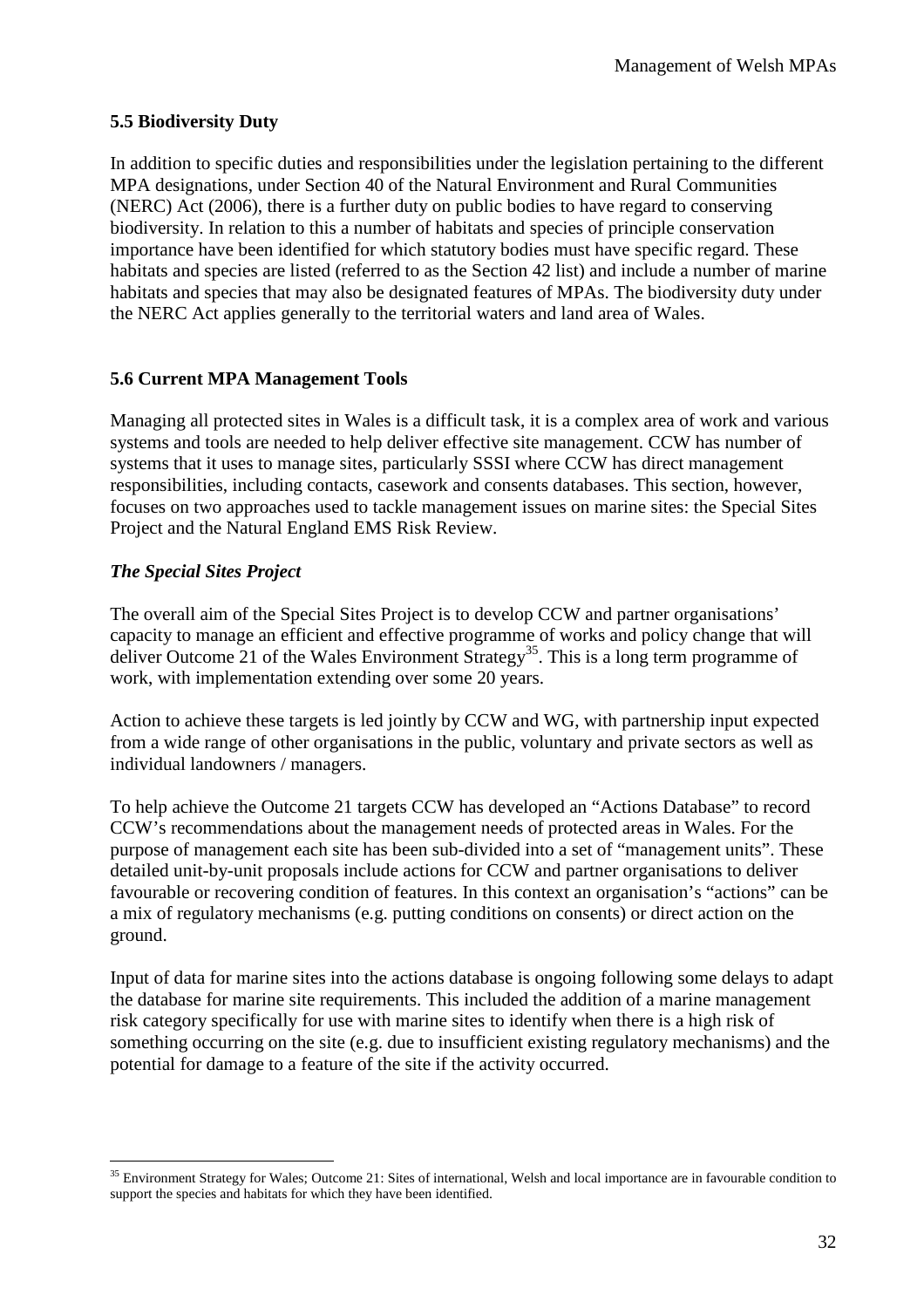### 5.5 Biodiversity Duty

In addition to specific duties and responsibilities under the legislation pertaining to the different MPA designations, under Section 40 of the Natural Environment and Rural Communities (NERC) Act (2006), there is a further duty on public bodies to have regard to conserving biodiversity. In relation to this a number of habitats and species of principle conservation importance have been identified for which statutory bodies must have specific regard. These habitats and species are listed (referred to as the Section 42 list) and include a number of marine habitats and species that may also be designated features of MPAs. The biodiversity duty under the NERC Act applies generally to the territorial waters and land area of Wales.

### 5.6 Current MPA Management Tools

Managing all protected sites in Wales is a difficult task, it is a complex area of work and various systems and tools are needed to help deliver effective site management. CCW has number of systems that it uses to manage sites, particularly SSSI where CCW has direct management responsibilities, including contacts, casework and consents databases. This section, however, focuses on two approaches used to tackle management issues on marine sites: the Special Sites Project and the Natural England EMS Risk Review.

#### *The Special Sites Project*

The overall aim of the Special Sites Project is to develop CCW and partner organisations' capacity to manage an efficient and effective programme of works and policy change that will deliver Outcome 21 of the Wales Environment Strategy[35]. This is a long term programme of work, with implementation extending over some 20 years.

Action to achieve these targets is led jointly by CCW and WG, with partnership input expected from a wide range of other organisations in the public, voluntary and private sectors as well as individual landowners / managers.

To help achieve the Outcome 21 targets CCW has developed an "Actions Database" to record CCW's recommendations about the management needs of protected areas in Wales. For the purpose of management each site has been sub-divided into a set of "management units". These detailed unit-by-unit proposals include actions for CCW and partner organisations to deliver favourable or recovering condition of features. In this context an organisation's "actions" can be a mix of regulatory mechanisms (e.g. putting conditions on consents) or direct action on the ground.

Input of data for marine sites into the actions database is ongoing following some delays to adapt the database for marine site requirements. This included the addition of a marine management risk category specifically for use with marine sites to identify when there is a high risk of something occurring on the site (e.g. due to insufficient existing regulatory mechanisms) and the potential for damage to a feature of the site if the activity occurred.

[35] Environment Strategy for Wales; Outcome 21: Sites of international, Welsh and local importance are in favourable condition to support the species and habitats for which they have been identified.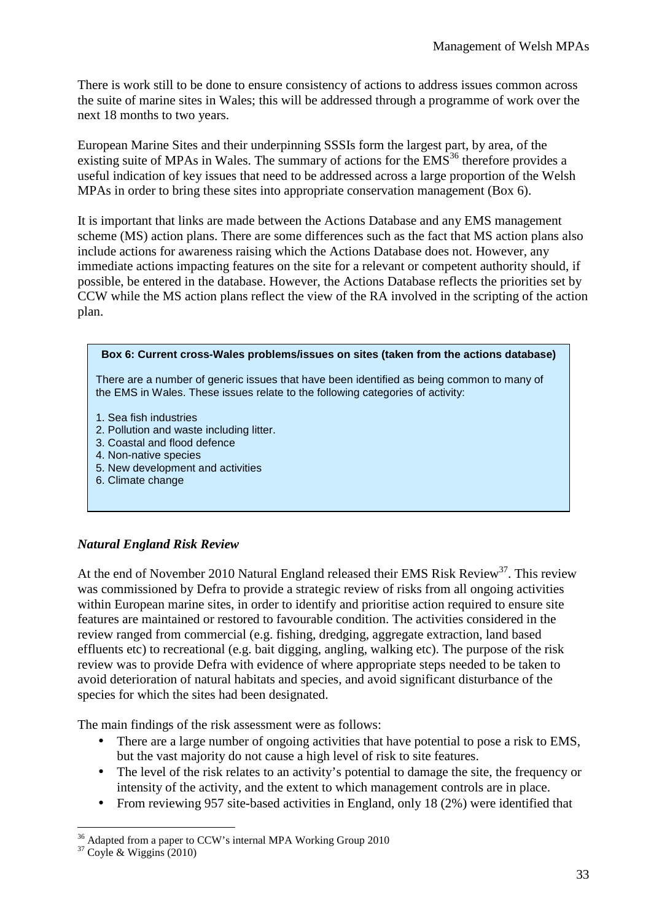There is work still to be done to ensure consistency of actions to address issues common across the suite of marine sites in Wales; this will be addressed through a programme of work over the next 18 months to two years.

European Marine Sites and their underpinning SSSIs form the largest part, by area, of the existing suite of MPAs in Wales. The summary of actions for the EMS[36] therefore provides a useful indication of key issues that need to be addressed across a large proportion of the Welsh MPAs in order to bring these sites into appropriate conservation management (Box 6).

It is important that links are made between the Actions Database and any EMS management scheme (MS) action plans. There are some differences such as the fact that MS action plans also include actions for awareness raising which the Actions Database does not. However, any immediate actions impacting features on the site for a relevant or competent authority should, if possible, be entered in the database. However, the Actions Database reflects the priorities set by CCW while the MS action plans reflect the view of the RA involved in the scripting of the action plan.

**Box 6: Current cross-Wales problems/issues on sites (taken from the actions database)**

There are a number of generic issues that have been identified as being common to many of the EMS in Wales. These issues relate to the following categories of activity:

1. Sea fish industries
2. Pollution and waste including litter.
3. Coastal and flood defence
4. Non-native species
5. New development and activities
6. Climate change

### *Natural England Risk Review*

At the end of November 2010 Natural England released their EMS Risk Review[37]. This review was commissioned by Defra to provide a strategic review of risks from all ongoing activities within European marine sites, in order to identify and prioritise action required to ensure site features are maintained or restored to favourable condition. The activities considered in the review ranged from commercial (e.g. fishing, dredging, aggregate extraction, land based effluents etc) to recreational (e.g. bait digging, angling, walking etc). The purpose of the risk review was to provide Defra with evidence of where appropriate steps needed to be taken to avoid deterioration of natural habitats and species, and avoid significant disturbance of the species for which the sites had been designated.

The main findings of the risk assessment were as follows:

- There are a large number of ongoing activities that have potential to pose a risk to EMS, but the vast majority do not cause a high level of risk to site features.
- The level of the risk relates to an activity's potential to damage the site, the frequency or intensity of the activity, and the extent to which management controls are in place.
- From reviewing 957 site-based activities in England, only 18 (2%) were identified that

[36] Adapted from a paper to CCW's internal MPA Working Group 2010

[37] Coyle & Wiggins (2010)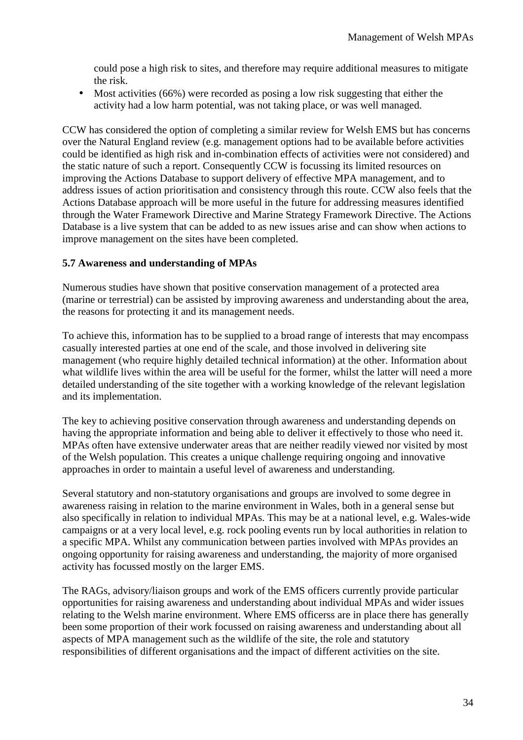could pose a high risk to sites, and therefore may require additional measures to mitigate the risk.

- Most activities (66%) were recorded as posing a low risk suggesting that either the activity had a low harm potential, was not taking place, or was well managed.

CCW has considered the option of completing a similar review for Welsh EMS but has concerns over the Natural England review (e.g. management options had to be available before activities could be identified as high risk and in-combination effects of activities were not considered) and the static nature of such a report. Consequently CCW is focussing its limited resources on improving the Actions Database to support delivery of effective MPA management, and to address issues of action prioritisation and consistency through this route. CCW also feels that the Actions Database approach will be more useful in the future for addressing measures identified through the Water Framework Directive and Marine Strategy Framework Directive. The Actions Database is a live system that can be added to as new issues arise and can show when actions to improve management on the sites have been completed.

### 5.7 Awareness and understanding of MPAs

Numerous studies have shown that positive conservation management of a protected area (marine or terrestrial) can be assisted by improving awareness and understanding about the area, the reasons for protecting it and its management needs.

To achieve this, information has to be supplied to a broad range of interests that may encompass casually interested parties at one end of the scale, and those involved in delivering site management (who require highly detailed technical information) at the other. Information about what wildlife lives within the area will be useful for the former, whilst the latter will need a more detailed understanding of the site together with a working knowledge of the relevant legislation and its implementation.

The key to achieving positive conservation through awareness and understanding depends on having the appropriate information and being able to deliver it effectively to those who need it. MPAs often have extensive underwater areas that are neither readily viewed nor visited by most of the Welsh population. This creates a unique challenge requiring ongoing and innovative approaches in order to maintain a useful level of awareness and understanding.

Several statutory and non-statutory organisations and groups are involved to some degree in awareness raising in relation to the marine environment in Wales, both in a general sense but also specifically in relation to individual MPAs. This may be at a national level, e.g. Wales-wide campaigns or at a very local level, e.g. rock pooling events run by local authorities in relation to a specific MPA. Whilst any communication between parties involved with MPAs provides an ongoing opportunity for raising awareness and understanding, the majority of more organised activity has focussed mostly on the larger EMS.

The RAGs, advisory/liaison groups and work of the EMS officers currently provide particular opportunities for raising awareness and understanding about individual MPAs and wider issues relating to the Welsh marine environment. Where EMS officerss are in place there has generally been some proportion of their work focussed on raising awareness and understanding about all aspects of MPA management such as the wildlife of the site, the role and statutory responsibilities of different organisations and the impact of different activities on the site.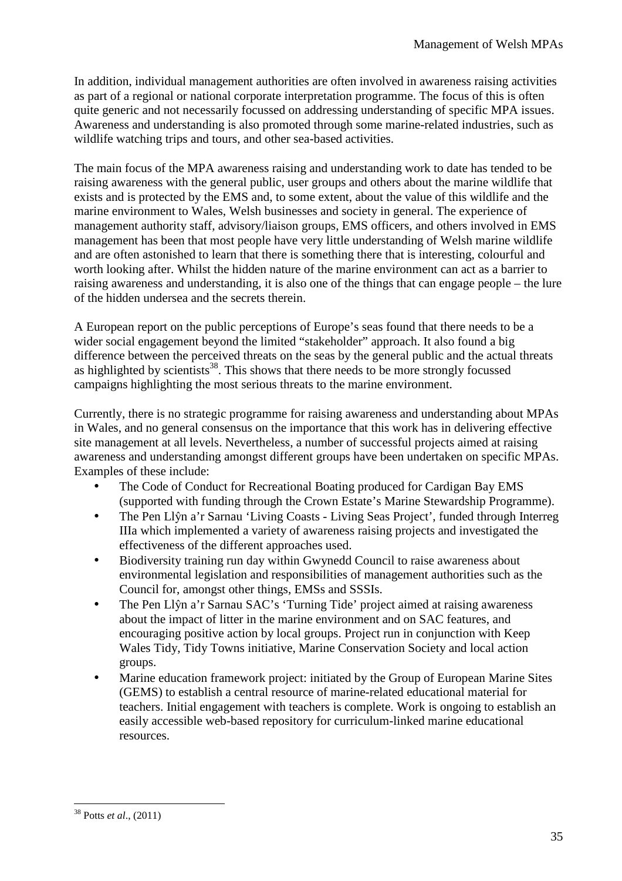In addition, individual management authorities are often involved in awareness raising activities as part of a regional or national corporate interpretation programme. The focus of this is often quite generic and not necessarily focussed on addressing understanding of specific MPA issues. Awareness and understanding is also promoted through some marine-related industries, such as wildlife watching trips and tours, and other sea-based activities.

The main focus of the MPA awareness raising and understanding work to date has tended to be raising awareness with the general public, user groups and others about the marine wildlife that exists and is protected by the EMS and, to some extent, about the value of this wildlife and the marine environment to Wales, Welsh businesses and society in general. The experience of management authority staff, advisory/liaison groups, EMS officers, and others involved in EMS management has been that most people have very little understanding of Welsh marine wildlife and are often astonished to learn that there is something there that is interesting, colourful and worth looking after. Whilst the hidden nature of the marine environment can act as a barrier to raising awareness and understanding, it is also one of the things that can engage people – the lure of the hidden undersea and the secrets therein.

A European report on the public perceptions of Europe's seas found that there needs to be a wider social engagement beyond the limited "stakeholder" approach. It also found a big difference between the perceived threats on the seas by the general public and the actual threats as highlighted by scientists[38]. This shows that there needs to be more strongly focussed campaigns highlighting the most serious threats to the marine environment.

Currently, there is no strategic programme for raising awareness and understanding about MPAs in Wales, and no general consensus on the importance that this work has in delivering effective site management at all levels. Nevertheless, a number of successful projects aimed at raising awareness and understanding amongst different groups have been undertaken on specific MPAs. Examples of these include:

- The Code of Conduct for Recreational Boating produced for Cardigan Bay EMS (supported with funding through the Crown Estate's Marine Stewardship Programme).
- The Pen Llŷn a'r Sarnau 'Living Coasts - Living Seas Project', funded through Interreg IIIa which implemented a variety of awareness raising projects and investigated the effectiveness of the different approaches used.
- Biodiversity training run day within Gwynedd Council to raise awareness about environmental legislation and responsibilities of management authorities such as the Council for, amongst other things, EMSs and SSSIs.
- The Pen Llŷn a'r Sarnau SAC's 'Turning Tide' project aimed at raising awareness about the impact of litter in the marine environment and on SAC features, and encouraging positive action by local groups. Project run in conjunction with Keep Wales Tidy, Tidy Towns initiative, Marine Conservation Society and local action groups.
- Marine education framework project: initiated by the Group of European Marine Sites (GEMS) to establish a central resource of marine-related educational material for teachers. Initial engagement with teachers is complete. Work is ongoing to establish an easily accessible web-based repository for curriculum-linked marine educational resources.

[38] Potts *et al*., (2011)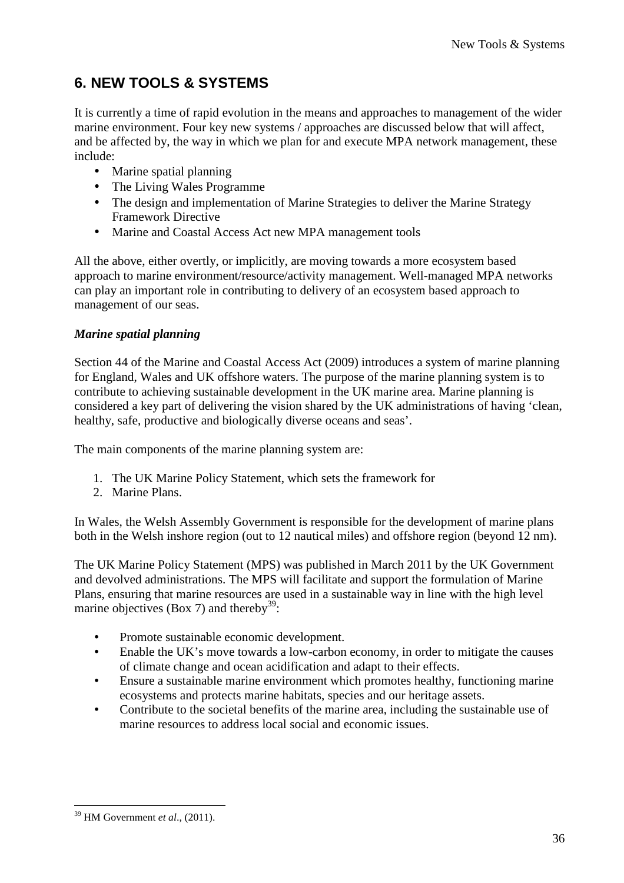## 6. NEW TOOLS & SYSTEMS

It is currently a time of rapid evolution in the means and approaches to management of the wider marine environment. Four key new systems / approaches are discussed below that will affect, and be affected by, the way in which we plan for and execute MPA network management, these include:

- Marine spatial planning
- The Living Wales Programme
- The design and implementation of Marine Strategies to deliver the Marine Strategy Framework Directive
- Marine and Coastal Access Act new MPA management tools

All the above, either overtly, or implicitly, are moving towards a more ecosystem based approach to marine environment/resource/activity management. Well-managed MPA networks can play an important role in contributing to delivery of an ecosystem based approach to management of our seas.

### *Marine spatial planning*

Section 44 of the Marine and Coastal Access Act (2009) introduces a system of marine planning for England, Wales and UK offshore waters. The purpose of the marine planning system is to contribute to achieving sustainable development in the UK marine area. Marine planning is considered a key part of delivering the vision shared by the UK administrations of having 'clean, healthy, safe, productive and biologically diverse oceans and seas'.

The main components of the marine planning system are:

1. The UK Marine Policy Statement, which sets the framework for
2. Marine Plans.

In Wales, the Welsh Assembly Government is responsible for the development of marine plans both in the Welsh inshore region (out to 12 nautical miles) and offshore region (beyond 12 nm).

The UK Marine Policy Statement (MPS) was published in March 2011 by the UK Government and devolved administrations. The MPS will facilitate and support the formulation of Marine Plans, ensuring that marine resources are used in a sustainable way in line with the high level marine objectives (Box 7) and thereby[39]:

- Promote sustainable economic development.
- Enable the UK's move towards a low-carbon economy, in order to mitigate the causes of climate change and ocean acidification and adapt to their effects.
- Ensure a sustainable marine environment which promotes healthy, functioning marine ecosystems and protects marine habitats, species and our heritage assets.
- Contribute to the societal benefits of the marine area, including the sustainable use of marine resources to address local social and economic issues.

[39] HM Government *et al*., (2011).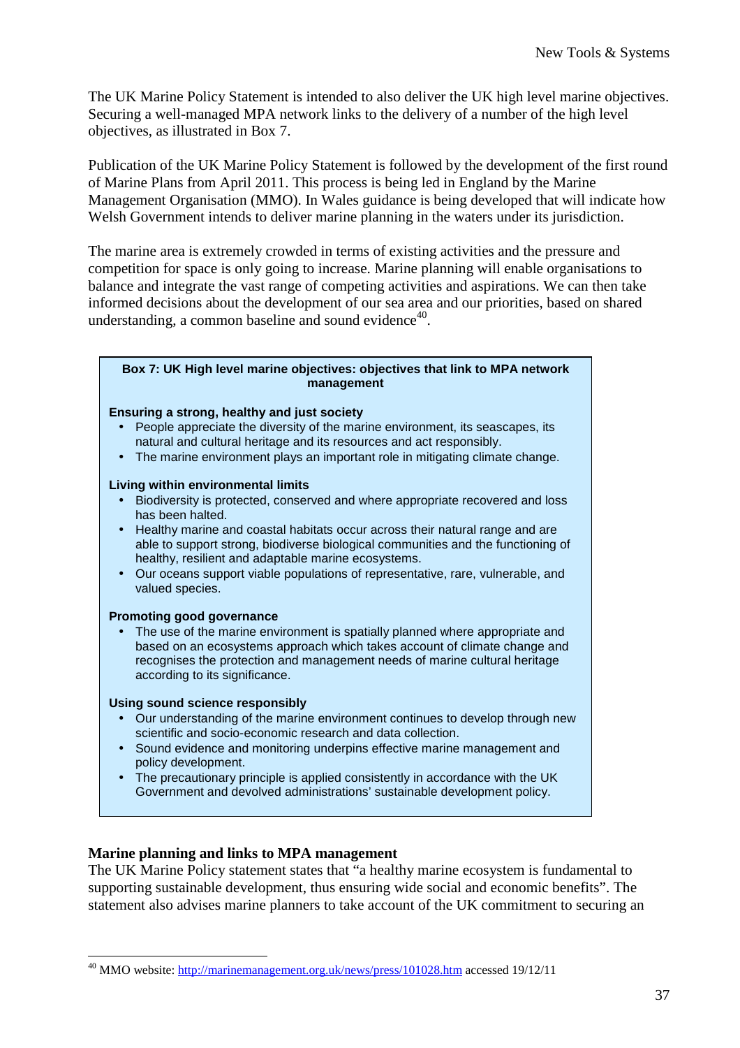The UK Marine Policy Statement is intended to also deliver the UK high level marine objectives. Securing a well-managed MPA network links to the delivery of a number of the high level objectives, as illustrated in Box 7.

Publication of the UK Marine Policy Statement is followed by the development of the first round of Marine Plans from April 2011. This process is being led in England by the Marine Management Organisation (MMO). In Wales guidance is being developed that will indicate how Welsh Government intends to deliver marine planning in the waters under its jurisdiction.

The marine area is extremely crowded in terms of existing activities and the pressure and competition for space is only going to increase. Marine planning will enable organisations to balance and integrate the vast range of competing activities and aspirations. We can then take informed decisions about the development of our sea area and our priorities, based on shared understanding, a common baseline and sound evidence[40].

**Box 7: UK High level marine objectives: objectives that link to MPA network management**

**Ensuring a strong, healthy and just society**

- People appreciate the diversity of the marine environment, its seascapes, its natural and cultural heritage and its resources and act responsibly.
- The marine environment plays an important role in mitigating climate change.

**Living within environmental limits**

- Biodiversity is protected, conserved and where appropriate recovered and loss has been halted.
- Healthy marine and coastal habitats occur across their natural range and are able to support strong, biodiverse biological communities and the functioning of healthy, resilient and adaptable marine ecosystems.
- Our oceans support viable populations of representative, rare, vulnerable, and valued species.

**Promoting good governance**

- The use of the marine environment is spatially planned where appropriate and based on an ecosystems approach which takes account of climate change and recognises the protection and management needs of marine cultural heritage according to its significance.

**Using sound science responsibly**

- Our understanding of the marine environment continues to develop through new scientific and socio-economic research and data collection.
- Sound evidence and monitoring underpins effective marine management and policy development.
- The precautionary principle is applied consistently in accordance with the UK Government and devolved administrations' sustainable development policy.

### Marine planning and links to MPA management

The UK Marine Policy statement states that "a healthy marine ecosystem is fundamental to supporting sustainable development, thus ensuring wide social and economic benefits". The statement also advises marine planners to take account of the UK commitment to securing an

[40] MMO website: http://marinemanagement.org.uk/news/press/101028.htm accessed 19/12/11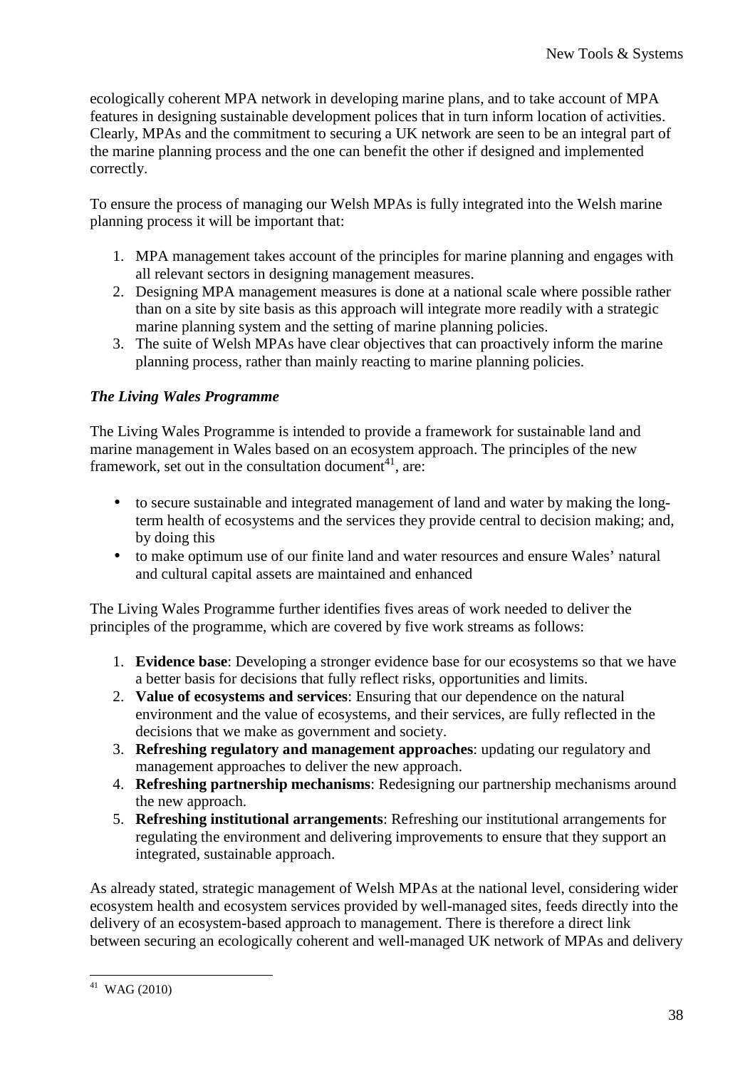ecologically coherent MPA network in developing marine plans, and to take account of MPA features in designing sustainable development polices that in turn inform location of activities. Clearly, MPAs and the commitment to securing a UK network are seen to be an integral part of the marine planning process and the one can benefit the other if designed and implemented correctly.

To ensure the process of managing our Welsh MPAs is fully integrated into the Welsh marine planning process it will be important that:

1. MPA management takes account of the principles for marine planning and engages with all relevant sectors in designing management measures.
2. Designing MPA management measures is done at a national scale where possible rather than on a site by site basis as this approach will integrate more readily with a strategic marine planning system and the setting of marine planning policies.
3. The suite of Welsh MPAs have clear objectives that can proactively inform the marine planning process, rather than mainly reacting to marine planning policies.

***The Living Wales Programme***

The Living Wales Programme is intended to provide a framework for sustainable land and marine management in Wales based on an ecosystem approach. The principles of the new framework, set out in the consultation document[41], are:

- to secure sustainable and integrated management of land and water by making the long-term health of ecosystems and the services they provide central to decision making; and, by doing this
- to make optimum use of our finite land and water resources and ensure Wales' natural and cultural capital assets are maintained and enhanced

The Living Wales Programme further identifies fives areas of work needed to deliver the principles of the programme, which are covered by five work streams as follows:

1. **Evidence base**: Developing a stronger evidence base for our ecosystems so that we have a better basis for decisions that fully reflect risks, opportunities and limits.
2. **Value of ecosystems and services**: Ensuring that our dependence on the natural environment and the value of ecosystems, and their services, are fully reflected in the decisions that we make as government and society.
3. **Refreshing regulatory and management approaches**: updating our regulatory and management approaches to deliver the new approach.
4. **Refreshing partnership mechanisms**: Redesigning our partnership mechanisms around the new approach.
5. **Refreshing institutional arrangements**: Refreshing our institutional arrangements for regulating the environment and delivering improvements to ensure that they support an integrated, sustainable approach.

As already stated, strategic management of Welsh MPAs at the national level, considering wider ecosystem health and ecosystem services provided by well-managed sites, feeds directly into the delivery of an ecosystem-based approach to management. There is therefore a direct link between securing an ecologically coherent and well-managed UK network of MPAs and delivery

[41] WAG (2010)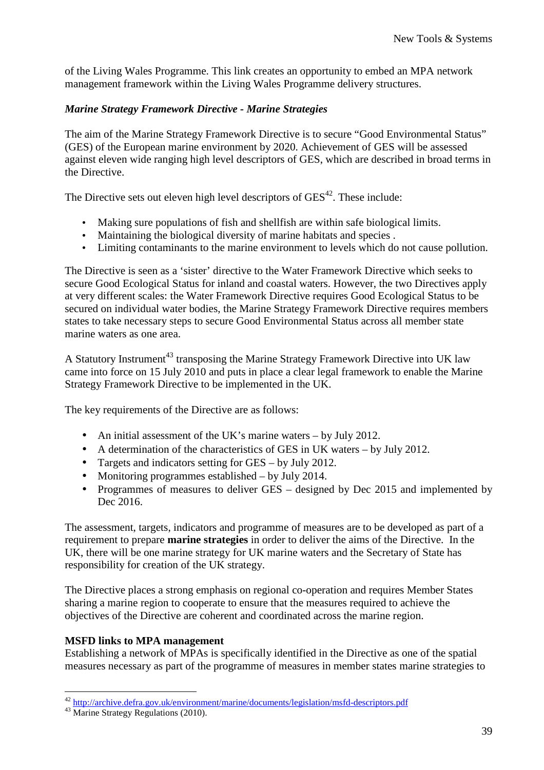of the Living Wales Programme. This link creates an opportunity to embed an MPA network management framework within the Living Wales Programme delivery structures.

### *Marine Strategy Framework Directive - Marine Strategies*

The aim of the Marine Strategy Framework Directive is to secure "Good Environmental Status" (GES) of the European marine environment by 2020. Achievement of GES will be assessed against eleven wide ranging high level descriptors of GES, which are described in broad terms in the Directive.

The Directive sets out eleven high level descriptors of GES[42]. These include:

- Making sure populations of fish and shellfish are within safe biological limits.
- Maintaining the biological diversity of marine habitats and species .
- Limiting contaminants to the marine environment to levels which do not cause pollution.

The Directive is seen as a 'sister' directive to the Water Framework Directive which seeks to secure Good Ecological Status for inland and coastal waters. However, the two Directives apply at very different scales: the Water Framework Directive requires Good Ecological Status to be secured on individual water bodies, the Marine Strategy Framework Directive requires members states to take necessary steps to secure Good Environmental Status across all member state marine waters as one area.

A Statutory Instrument[43] transposing the Marine Strategy Framework Directive into UK law came into force on 15 July 2010 and puts in place a clear legal framework to enable the Marine Strategy Framework Directive to be implemented in the UK.

The key requirements of the Directive are as follows:

- An initial assessment of the UK's marine waters – by July 2012.
- A determination of the characteristics of GES in UK waters – by July 2012.
- Targets and indicators setting for GES – by July 2012.
- Monitoring programmes established – by July 2014.
- Programmes of measures to deliver GES – designed by Dec 2015 and implemented by Dec 2016.

The assessment, targets, indicators and programme of measures are to be developed as part of a requirement to prepare **marine strategies** in order to deliver the aims of the Directive. In the UK, there will be one marine strategy for UK marine waters and the Secretary of State has responsibility for creation of the UK strategy.

The Directive places a strong emphasis on regional co-operation and requires Member States sharing a marine region to cooperate to ensure that the measures required to achieve the objectives of the Directive are coherent and coordinated across the marine region.

**MSFD links to MPA management**

Establishing a network of MPAs is specifically identified in the Directive as one of the spatial measures necessary as part of the programme of measures in member states marine strategies to

---

[42] http://archive.defra.gov.uk/environment/marine/documents/legislation/msfd-descriptors.pdf

[43] Marine Strategy Regulations (2010).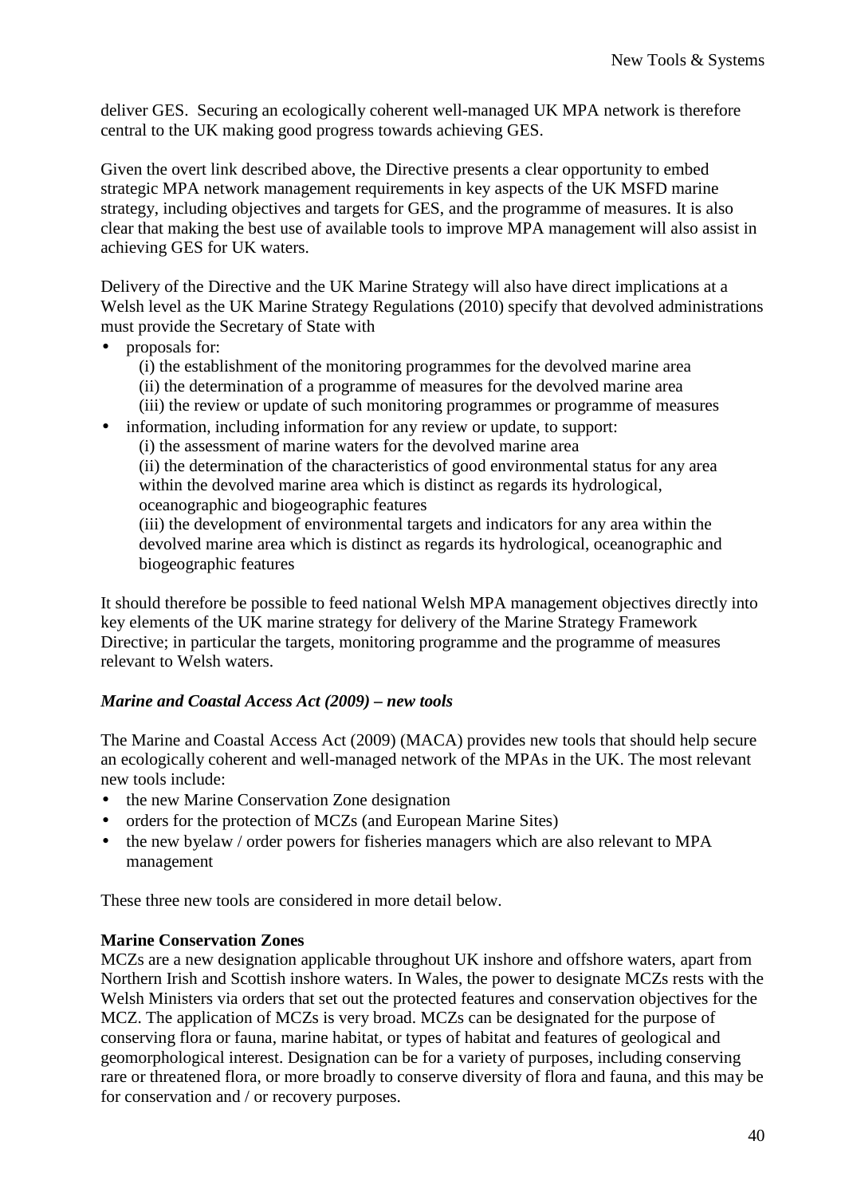deliver GES. Securing an ecologically coherent well-managed UK MPA network is therefore central to the UK making good progress towards achieving GES.

Given the overt link described above, the Directive presents a clear opportunity to embed strategic MPA network management requirements in key aspects of the UK MSFD marine strategy, including objectives and targets for GES, and the programme of measures. It is also clear that making the best use of available tools to improve MPA management will also assist in achieving GES for UK waters.

Delivery of the Directive and the UK Marine Strategy will also have direct implications at a Welsh level as the UK Marine Strategy Regulations (2010) specify that devolved administrations must provide the Secretary of State with

- proposals for:
  - (i) the establishment of the monitoring programmes for the devolved marine area
  - (ii) the determination of a programme of measures for the devolved marine area
  - (iii) the review or update of such monitoring programmes or programme of measures
- information, including information for any review or update, to support:
  - (i) the assessment of marine waters for the devolved marine area
  - (ii) the determination of the characteristics of good environmental status for any area within the devolved marine area which is distinct as regards its hydrological, oceanographic and biogeographic features
  - (iii) the development of environmental targets and indicators for any area within the devolved marine area which is distinct as regards its hydrological, oceanographic and biogeographic features

It should therefore be possible to feed national Welsh MPA management objectives directly into key elements of the UK marine strategy for delivery of the Marine Strategy Framework Directive; in particular the targets, monitoring programme and the programme of measures relevant to Welsh waters.

### *Marine and Coastal Access Act (2009) – new tools*

The Marine and Coastal Access Act (2009) (MACA) provides new tools that should help secure an ecologically coherent and well-managed network of the MPAs in the UK. The most relevant new tools include:

- the new Marine Conservation Zone designation
- orders for the protection of MCZs (and European Marine Sites)
- the new byelaw / order powers for fisheries managers which are also relevant to MPA management

These three new tools are considered in more detail below.

#### **Marine Conservation Zones**

MCZs are a new designation applicable throughout UK inshore and offshore waters, apart from Northern Irish and Scottish inshore waters. In Wales, the power to designate MCZs rests with the Welsh Ministers via orders that set out the protected features and conservation objectives for the MCZ. The application of MCZs is very broad. MCZs can be designated for the purpose of conserving flora or fauna, marine habitat, or types of habitat and features of geological and geomorphological interest. Designation can be for a variety of purposes, including conserving rare or threatened flora, or more broadly to conserve diversity of flora and fauna, and this may be for conservation and / or recovery purposes.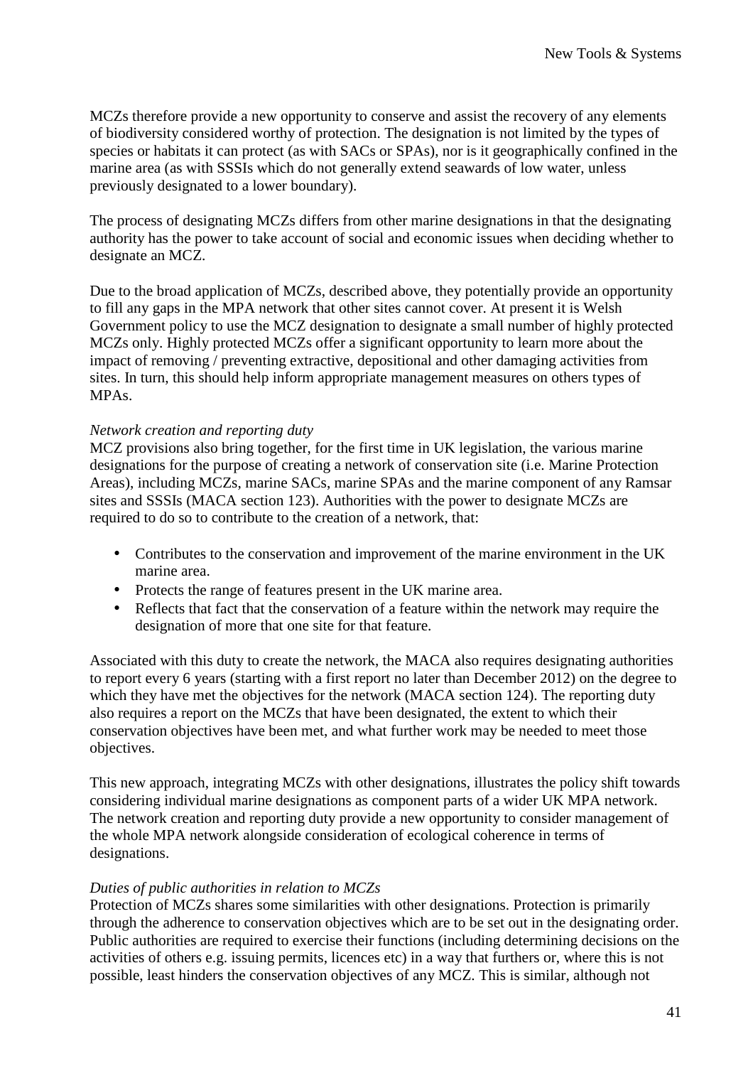MCZs therefore provide a new opportunity to conserve and assist the recovery of any elements of biodiversity considered worthy of protection. The designation is not limited by the types of species or habitats it can protect (as with SACs or SPAs), nor is it geographically confined in the marine area (as with SSSIs which do not generally extend seawards of low water, unless previously designated to a lower boundary).

The process of designating MCZs differs from other marine designations in that the designating authority has the power to take account of social and economic issues when deciding whether to designate an MCZ.

Due to the broad application of MCZs, described above, they potentially provide an opportunity to fill any gaps in the MPA network that other sites cannot cover. At present it is Welsh Government policy to use the MCZ designation to designate a small number of highly protected MCZs only. Highly protected MCZs offer a significant opportunity to learn more about the impact of removing / preventing extractive, depositional and other damaging activities from sites. In turn, this should help inform appropriate management measures on others types of MPAs.

*Network creation and reporting duty*

MCZ provisions also bring together, for the first time in UK legislation, the various marine designations for the purpose of creating a network of conservation site (i.e. Marine Protection Areas), including MCZs, marine SACs, marine SPAs and the marine component of any Ramsar sites and SSSIs (MACA section 123). Authorities with the power to designate MCZs are required to do so to contribute to the creation of a network, that:

- Contributes to the conservation and improvement of the marine environment in the UK marine area.
- Protects the range of features present in the UK marine area.
- Reflects that fact that the conservation of a feature within the network may require the designation of more that one site for that feature.

Associated with this duty to create the network, the MACA also requires designating authorities to report every 6 years (starting with a first report no later than December 2012) on the degree to which they have met the objectives for the network (MACA section 124). The reporting duty also requires a report on the MCZs that have been designated, the extent to which their conservation objectives have been met, and what further work may be needed to meet those objectives.

This new approach, integrating MCZs with other designations, illustrates the policy shift towards considering individual marine designations as component parts of a wider UK MPA network. The network creation and reporting duty provide a new opportunity to consider management of the whole MPA network alongside consideration of ecological coherence in terms of designations.

*Duties of public authorities in relation to MCZs*

Protection of MCZs shares some similarities with other designations. Protection is primarily through the adherence to conservation objectives which are to be set out in the designating order. Public authorities are required to exercise their functions (including determining decisions on the activities of others e.g. issuing permits, licences etc) in a way that furthers or, where this is not possible, least hinders the conservation objectives of any MCZ. This is similar, although not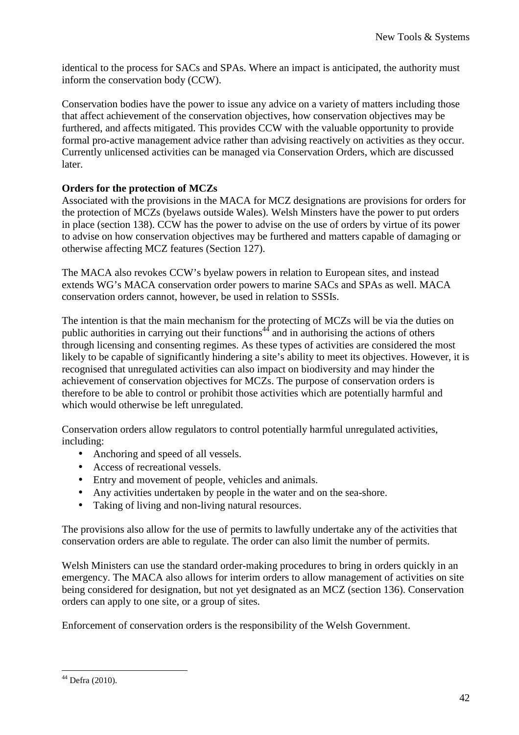identical to the process for SACs and SPAs. Where an impact is anticipated, the authority must inform the conservation body (CCW).

Conservation bodies have the power to issue any advice on a variety of matters including those that affect achievement of the conservation objectives, how conservation objectives may be furthered, and affects mitigated. This provides CCW with the valuable opportunity to provide formal pro-active management advice rather than advising reactively on activities as they occur. Currently unlicensed activities can be managed via Conservation Orders, which are discussed later.

**Orders for the protection of MCZs**

Associated with the provisions in the MACA for MCZ designations are provisions for orders for the protection of MCZs (byelaws outside Wales). Welsh Minsters have the power to put orders in place (section 138). CCW has the power to advise on the use of orders by virtue of its power to advise on how conservation objectives may be furthered and matters capable of damaging or otherwise affecting MCZ features (Section 127).

The MACA also revokes CCW's byelaw powers in relation to European sites, and instead extends WG's MACA conservation order powers to marine SACs and SPAs as well. MACA conservation orders cannot, however, be used in relation to SSSIs.

The intention is that the main mechanism for the protecting of MCZs will be via the duties on public authorities in carrying out their functions[44] and in authorising the actions of others through licensing and consenting regimes. As these types of activities are considered the most likely to be capable of significantly hindering a site's ability to meet its objectives. However, it is recognised that unregulated activities can also impact on biodiversity and may hinder the achievement of conservation objectives for MCZs. The purpose of conservation orders is therefore to be able to control or prohibit those activities which are potentially harmful and which would otherwise be left unregulated.

Conservation orders allow regulators to control potentially harmful unregulated activities, including:

- Anchoring and speed of all vessels.
- Access of recreational vessels.
- Entry and movement of people, vehicles and animals.
- Any activities undertaken by people in the water and on the sea-shore.
- Taking of living and non-living natural resources.

The provisions also allow for the use of permits to lawfully undertake any of the activities that conservation orders are able to regulate. The order can also limit the number of permits.

Welsh Ministers can use the standard order-making procedures to bring in orders quickly in an emergency. The MACA also allows for interim orders to allow management of activities on site being considered for designation, but not yet designated as an MCZ (section 136). Conservation orders can apply to one site, or a group of sites.

Enforcement of conservation orders is the responsibility of the Welsh Government.

---

[44] Defra (2010).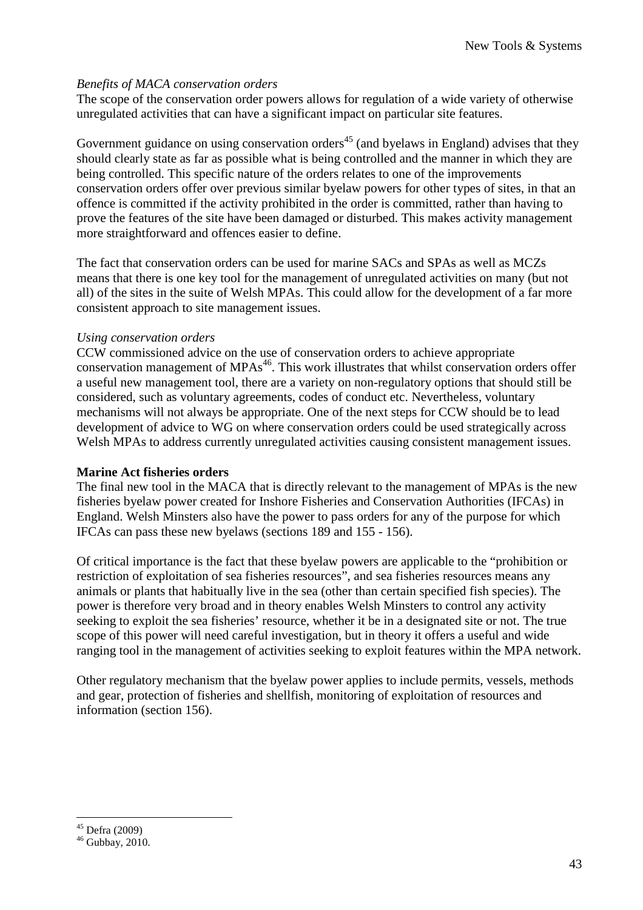*Benefits of MACA conservation orders*

The scope of the conservation order powers allows for regulation of a wide variety of otherwise unregulated activities that can have a significant impact on particular site features.

Government guidance on using conservation orders[45] (and byelaws in England) advises that they should clearly state as far as possible what is being controlled and the manner in which they are being controlled. This specific nature of the orders relates to one of the improvements conservation orders offer over previous similar byelaw powers for other types of sites, in that an offence is committed if the activity prohibited in the order is committed, rather than having to prove the features of the site have been damaged or disturbed. This makes activity management more straightforward and offences easier to define.

The fact that conservation orders can be used for marine SACs and SPAs as well as MCZs means that there is one key tool for the management of unregulated activities on many (but not all) of the sites in the suite of Welsh MPAs. This could allow for the development of a far more consistent approach to site management issues.

*Using conservation orders*

CCW commissioned advice on the use of conservation orders to achieve appropriate conservation management of MPAs[46]. This work illustrates that whilst conservation orders offer a useful new management tool, there are a variety on non-regulatory options that should still be considered, such as voluntary agreements, codes of conduct etc. Nevertheless, voluntary mechanisms will not always be appropriate. One of the next steps for CCW should be to lead development of advice to WG on where conservation orders could be used strategically across Welsh MPAs to address currently unregulated activities causing consistent management issues.

**Marine Act fisheries orders**

The final new tool in the MACA that is directly relevant to the management of MPAs is the new fisheries byelaw power created for Inshore Fisheries and Conservation Authorities (IFCAs) in England. Welsh Minsters also have the power to pass orders for any of the purpose for which IFCAs can pass these new byelaws (sections 189 and 155 - 156).

Of critical importance is the fact that these byelaw powers are applicable to the "prohibition or restriction of exploitation of sea fisheries resources", and sea fisheries resources means any animals or plants that habitually live in the sea (other than certain specified fish species). The power is therefore very broad and in theory enables Welsh Minsters to control any activity seeking to exploit the sea fisheries' resource, whether it be in a designated site or not. The true scope of this power will need careful investigation, but in theory it offers a useful and wide ranging tool in the management of activities seeking to exploit features within the MPA network.

Other regulatory mechanism that the byelaw power applies to include permits, vessels, methods and gear, protection of fisheries and shellfish, monitoring of exploitation of resources and information (section 156).

[45] Defra (2009)

[46] Gubbay, 2010.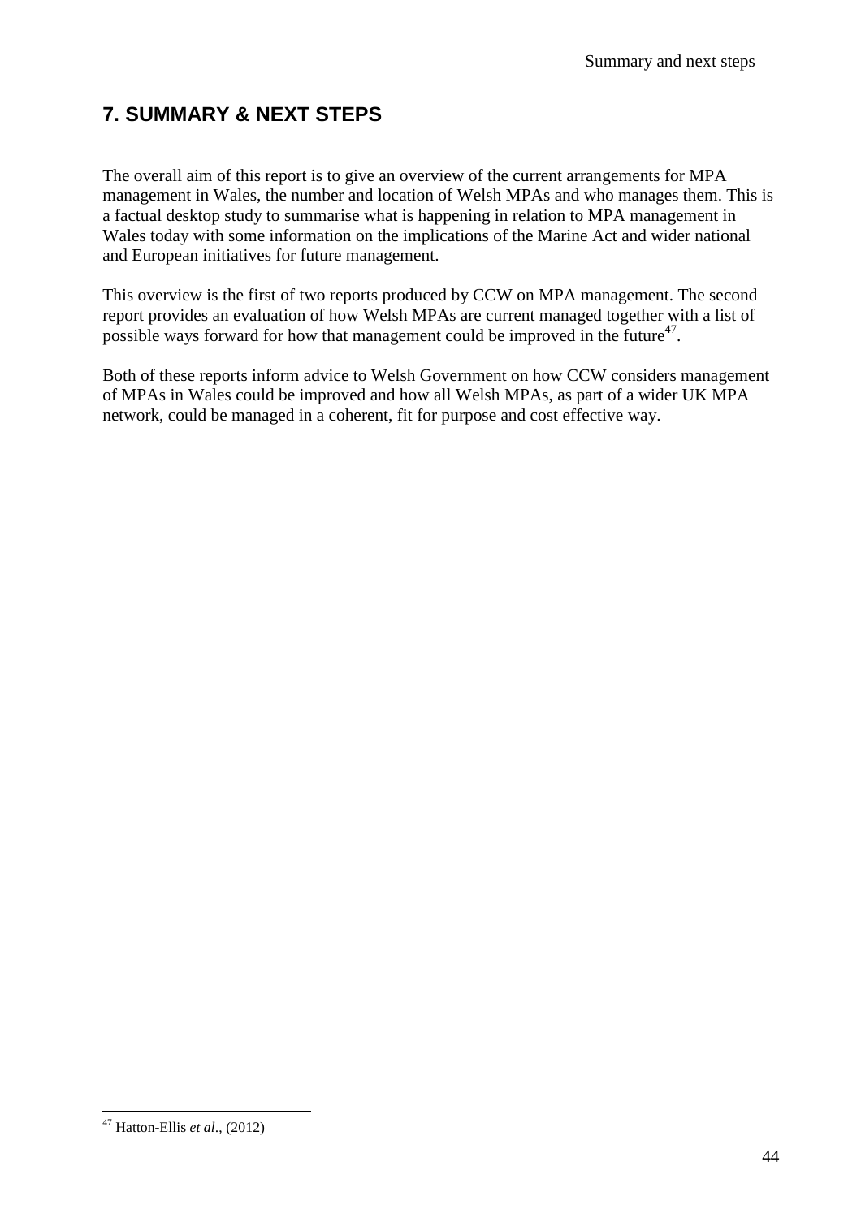# 7. SUMMARY & NEXT STEPS

The overall aim of this report is to give an overview of the current arrangements for MPA management in Wales, the number and location of Welsh MPAs and who manages them. This is a factual desktop study to summarise what is happening in relation to MPA management in Wales today with some information on the implications of the Marine Act and wider national and European initiatives for future management.

This overview is the first of two reports produced by CCW on MPA management. The second report provides an evaluation of how Welsh MPAs are current managed together with a list of possible ways forward for how that management could be improved in the future[47].

Both of these reports inform advice to Welsh Government on how CCW considers management of MPAs in Wales could be improved and how all Welsh MPAs, as part of a wider UK MPA network, could be managed in a coherent, fit for purpose and cost effective way.

---

[47] Hatton-Ellis *et al*., (2012)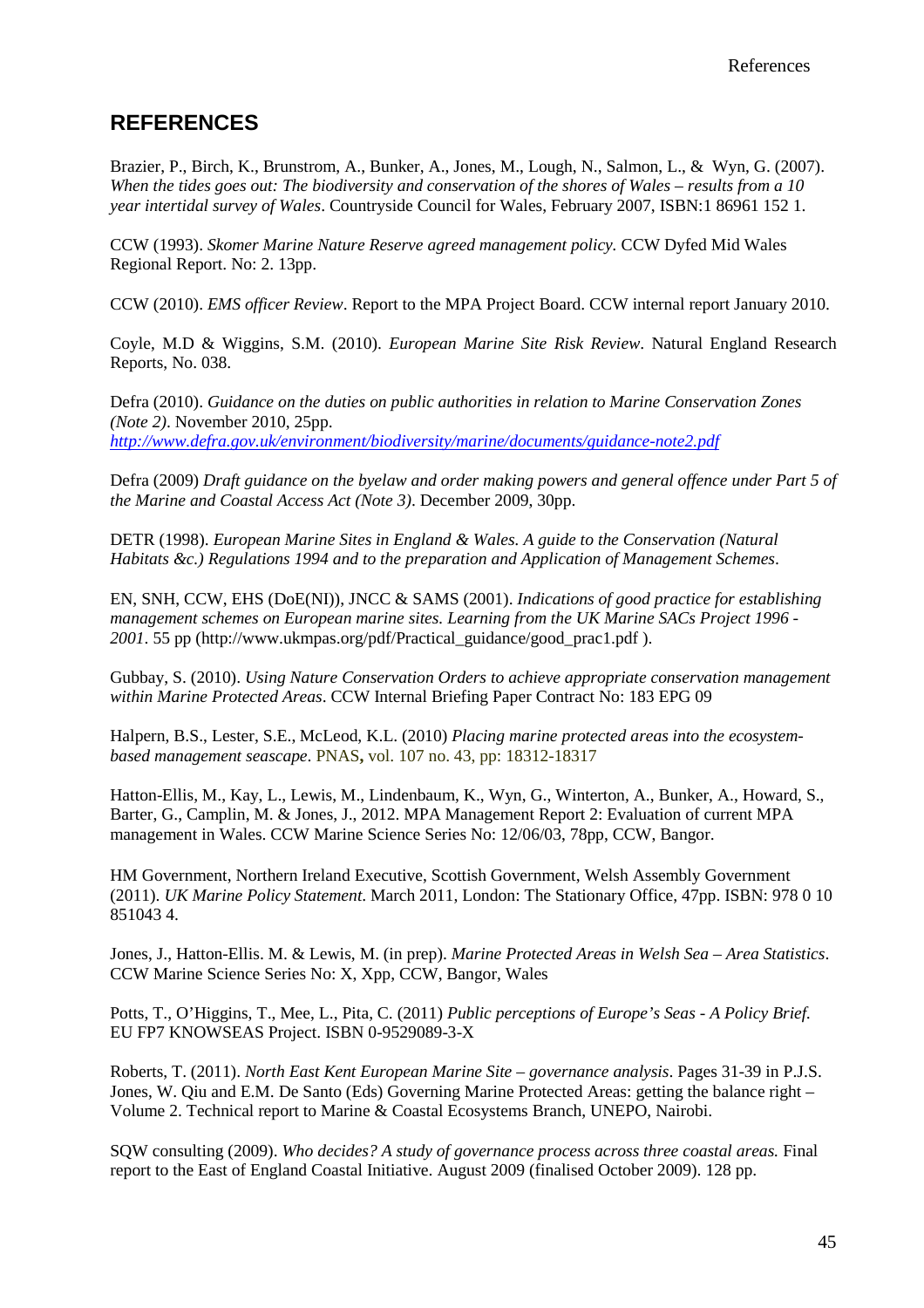## REFERENCES

Brazier, P., Birch, K., Brunstrom, A., Bunker, A., Jones, M., Lough, N., Salmon, L., & Wyn, G. (2007). *When the tides goes out: The biodiversity and conservation of the shores of Wales – results from a 10 year intertidal survey of Wales*. Countryside Council for Wales, February 2007, ISBN:1 86961 152 1.

CCW (1993). *Skomer Marine Nature Reserve agreed management policy.* CCW Dyfed Mid Wales Regional Report. No: 2. 13pp.

CCW (2010). *EMS officer Review*. Report to the MPA Project Board. CCW internal report January 2010.

Coyle, M.D & Wiggins, S.M. (2010). *European Marine Site Risk Review*. Natural England Research Reports, No. 038.

Defra (2010). *Guidance on the duties on public authorities in relation to Marine Conservation Zones (Note 2)*. November 2010, 25pp. *http://www.defra.gov.uk/environment/biodiversity/marine/documents/guidance-note2.pdf*

Defra (2009) *Draft guidance on the byelaw and order making powers and general offence under Part 5 of the Marine and Coastal Access Act (Note 3)*. December 2009, 30pp.

DETR (1998). *European Marine Sites in England & Wales. A guide to the Conservation (Natural Habitats &c.) Regulations 1994 and to the preparation and Application of Management Schemes*.

EN, SNH, CCW, EHS (DoE(NI)), JNCC & SAMS (2001). *Indications of good practice for establishing management schemes on European marine sites. Learning from the UK Marine SACs Project 1996 - 2001*. 55 pp (http://www.ukmpas.org/pdf/Practical_guidance/good_prac1.pdf ).

Gubbay, S. (2010). *Using Nature Conservation Orders to achieve appropriate conservation management within Marine Protected Areas*. CCW Internal Briefing Paper Contract No: 183 EPG 09

Halpern, B.S., Lester, S.E., McLeod, K.L. (2010) *Placing marine protected areas into the ecosystem-based management seascape*. PNAS, vol. 107 no. 43, pp: 18312-18317

Hatton-Ellis, M., Kay, L., Lewis, M., Lindenbaum, K., Wyn, G., Winterton, A., Bunker, A., Howard, S., Barter, G., Camplin, M. & Jones, J., 2012. MPA Management Report 2: Evaluation of current MPA management in Wales. CCW Marine Science Series No: 12/06/03, 78pp, CCW, Bangor.

HM Government, Northern Ireland Executive, Scottish Government, Welsh Assembly Government (2011). *UK Marine Policy Statement*. March 2011, London: The Stationary Office, 47pp. ISBN: 978 0 10 851043 4.

Jones, J., Hatton-Ellis. M. & Lewis, M. (in prep). *Marine Protected Areas in Welsh Sea – Area Statistics*. CCW Marine Science Series No: X, Xpp, CCW, Bangor, Wales

Potts, T., O'Higgins, T., Mee, L., Pita, C. (2011) *Public perceptions of Europe's Seas - A Policy Brief.* EU FP7 KNOWSEAS Project. ISBN 0-9529089-3-X

Roberts, T. (2011). *North East Kent European Marine Site – governance analysis*. Pages 31-39 in P.J.S. Jones, W. Qiu and E.M. De Santo (Eds) Governing Marine Protected Areas: getting the balance right – Volume 2. Technical report to Marine & Coastal Ecosystems Branch, UNEPO, Nairobi.

SQW consulting (2009). *Who decides? A study of governance process across three coastal areas.* Final report to the East of England Coastal Initiative. August 2009 (finalised October 2009). 128 pp.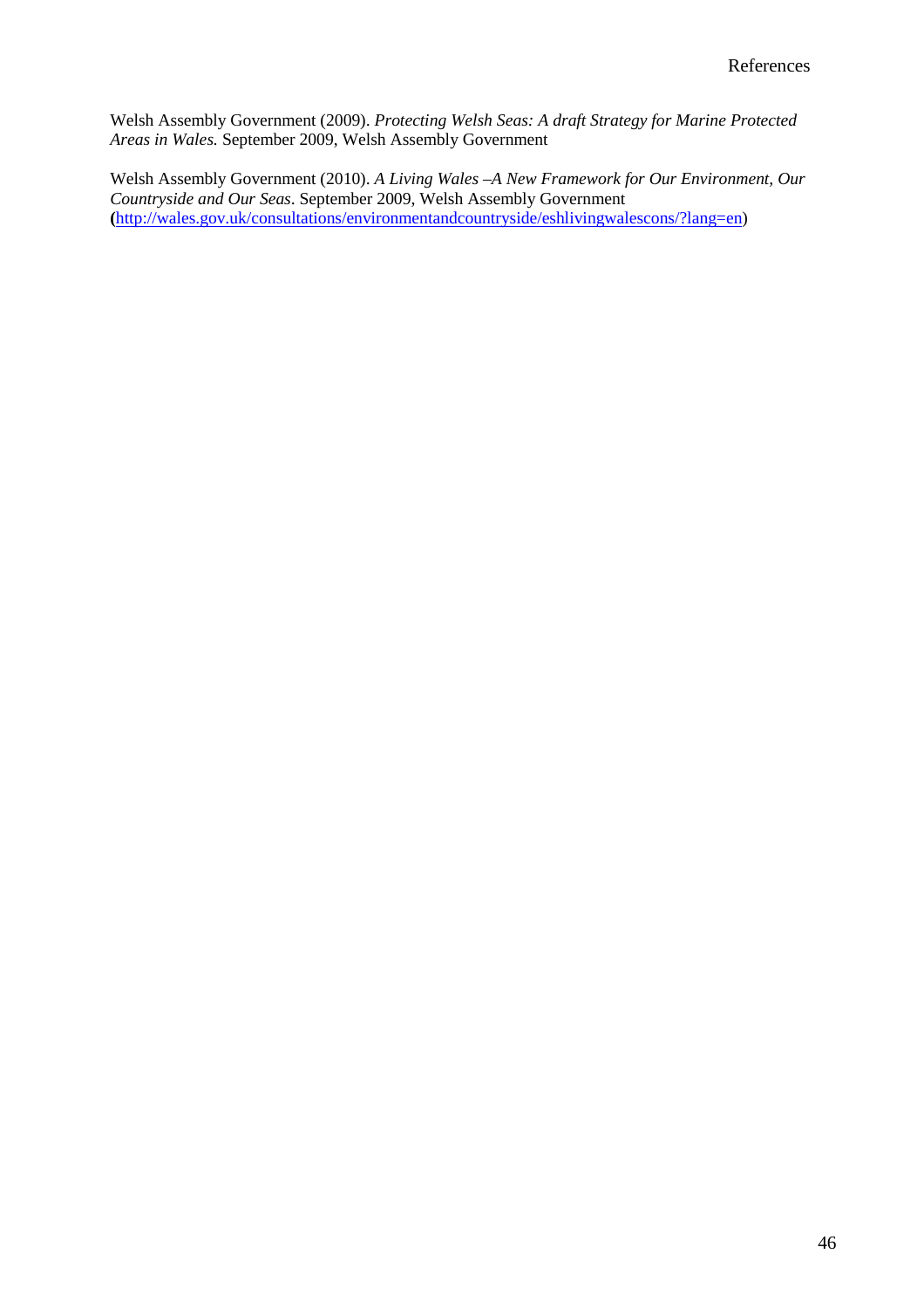Welsh Assembly Government (2009). *Protecting Welsh Seas: A draft Strategy for Marine Protected Areas in Wales.* September 2009, Welsh Assembly Government

Welsh Assembly Government (2010). *A Living Wales –A New Framework for Our Environment, Our Countryside and Our Seas*. September 2009, Welsh Assembly Government (http://wales.gov.uk/consultations/environmentandcountryside/eshlivingwalescons/?lang=en)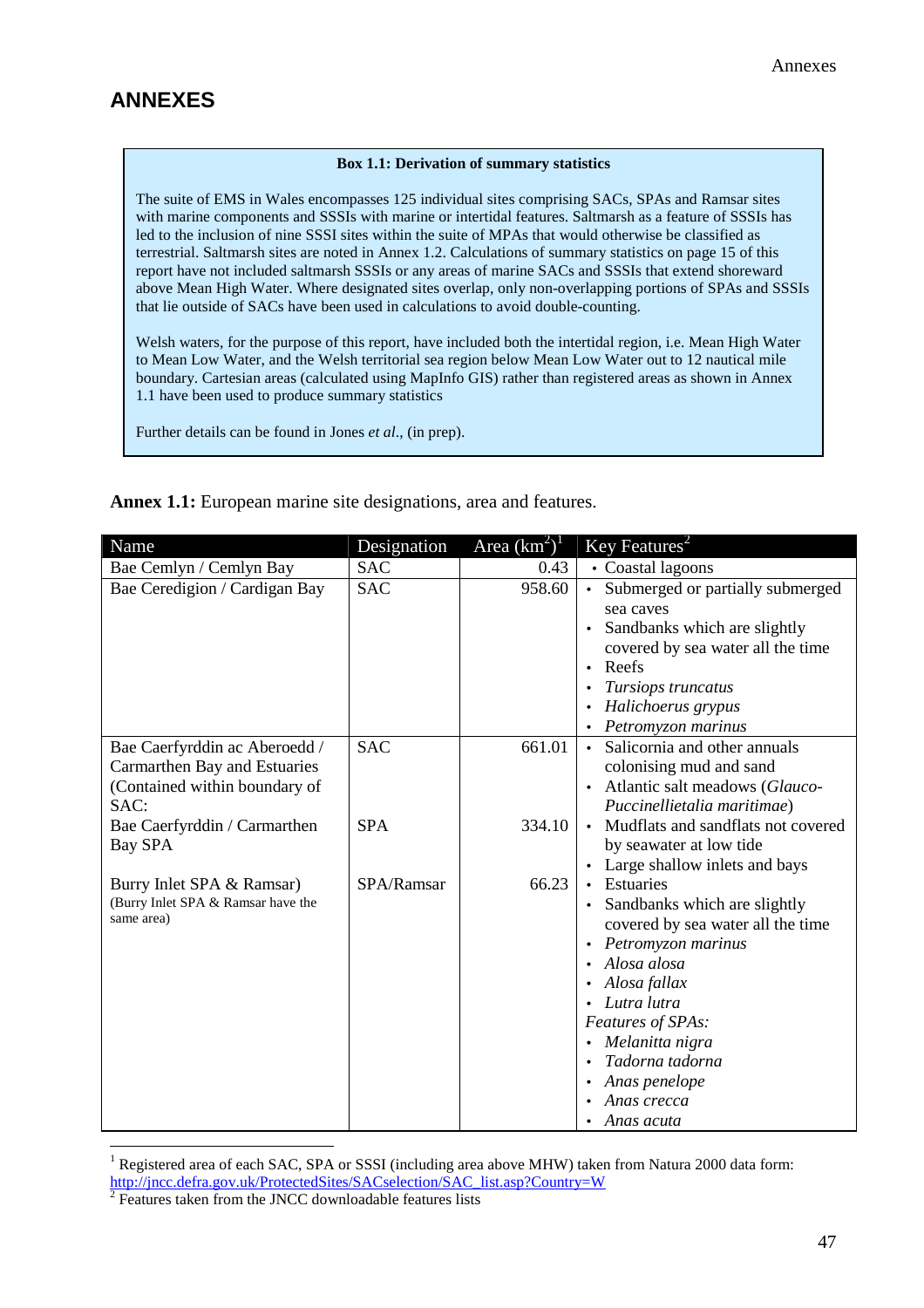# ANNEXES

**Box 1.1: Derivation of summary statistics**

The suite of EMS in Wales encompasses 125 individual sites comprising SACs, SPAs and Ramsar sites with marine components and SSSIs with marine or intertidal features. Saltmarsh as a feature of SSSIs has led to the inclusion of nine SSSI sites within the suite of MPAs that would otherwise be classified as terrestrial. Saltmarsh sites are noted in Annex 1.2. Calculations of summary statistics on page 15 of this report have not included saltmarsh SSSIs or any areas of marine SACs and SSSIs that extend shoreward above Mean High Water. Where designated sites overlap, only non-overlapping portions of SPAs and SSSIs that lie outside of SACs have been used in calculations to avoid double-counting.

Welsh waters, for the purpose of this report, have included both the intertidal region, i.e. Mean High Water to Mean Low Water, and the Welsh territorial sea region below Mean Low Water out to 12 nautical mile boundary. Cartesian areas (calculated using MapInfo GIS) rather than registered areas as shown in Annex 1.1 have been used to produce summary statistics

Further details can be found in Jones *et al*., (in prep).

**Annex 1.1:** European marine site designations, area and features.

| Name | Designation | Area ($km^2$)[1] | Key Features[2] |
|---|---|---|---|
| Bae Cemlyn / Cemlyn Bay | SAC | 0.43 | • Coastal lagoons |
| Bae Ceredigion / Cardigan Bay | SAC | 958.60 | • Submerged or partially submerged sea caves<br>• Sandbanks which are slightly covered by sea water all the time<br>• Reefs<br>• *Tursiops truncatus*<br>• *Halichoerus grypus*<br>• *Petromyzon marinus* |
| Bae Caerfyrddin ac Aberoedd / Carmarthen Bay and Estuaries (Contained within boundary of SAC:<br>Bae Caerfyrddin / Carmarthen Bay SPA<br><br>Burry Inlet SPA & Ramsar)<br>(Burry Inlet SPA & Ramsar have the same area) | SAC<br><br><br><br>SPA<br><br>SPA/Ramsar | 661.01<br><br><br><br>334.10<br><br>66.23 | • Salicornia and other annuals colonising mud and sand<br>• Atlantic salt meadows (*Glauco-Puccinellietalia maritimae*)<br>• Mudflats and sandflats not covered by seawater at low tide<br>• Large shallow inlets and bays<br>• Estuaries<br>• Sandbanks which are slightly covered by sea water all the time<br>• *Petromyzon marinus*<br>• *Alosa alosa*<br>• *Alosa fallax*<br>• *Lutra lutra*<br>*Features of SPAs:*<br>• *Melanitta nigra*<br>• *Tadorna tadorna*<br>• *Anas penelope*<br>• *Anas crecca*<br>• *Anas acuta* |

[1] Registered area of each SAC, SPA or SSSI (including area above MHW) taken from Natura 2000 data form: http://jncc.defra.gov.uk/ProtectedSites/SACselection/SAC_list.asp?Country=W

[2] Features taken from the JNCC downloadable features lists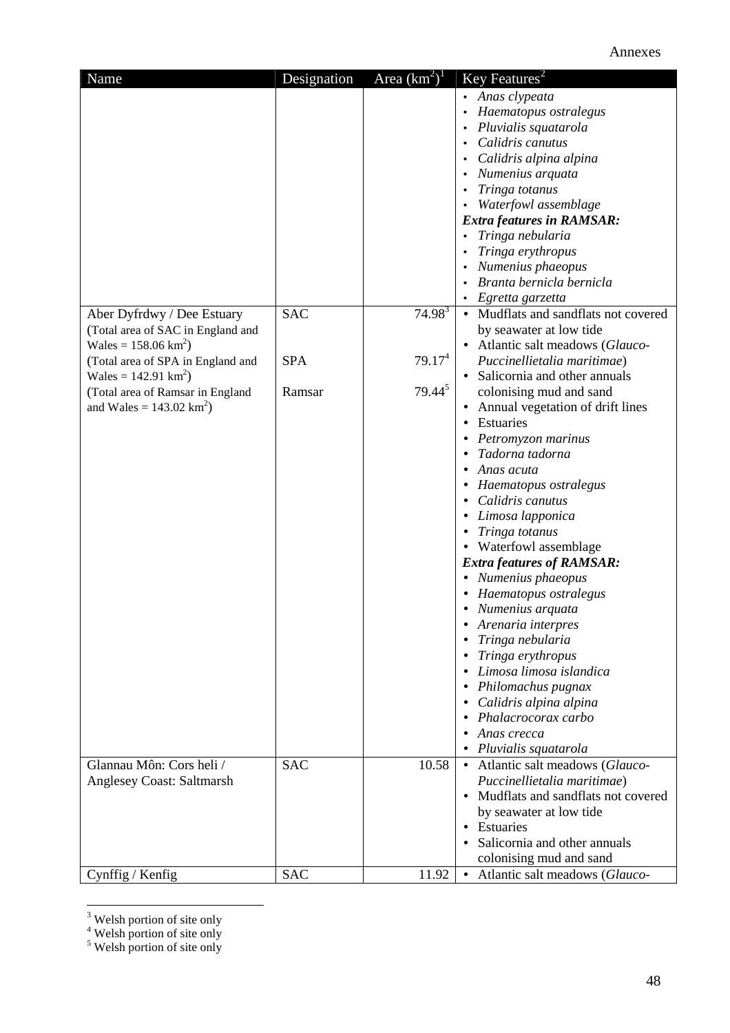| Name | Designation | Area (km²)[1] | Key Features[2] |
|---|---|---|---|
| | | | • *Anas clypeata*<br>• *Haematopus ostralegus*<br>• *Pluvialis squatarola*<br>• *Calidris canutus*<br>• *Calidris alpina alpina*<br>• *Numenius arquata*<br>• *Tringa totanus*<br>• *Waterfowl assemblage*<br>***Extra features in RAMSAR:***<br>• *Tringa nebularia*<br>• *Tringa erythropus*<br>• *Numenius phaeopus*<br>• *Branta bernicla bernicla*<br>• *Egretta garzetta* |
| Aber Dyfrdwy / Dee Estuary<br>(Total area of SAC in England and Wales = 158.06 km²)<br>(Total area of SPA in England and Wales = 142.91 km²)<br>(Total area of Ramsar in England and Wales = 143.02 km²) | SAC<br><br>SPA<br><br>Ramsar | 74.98[3]<br><br>79.17[4]<br><br>79.44[5] | • Mudflats and sandflats not covered by seawater at low tide<br>• Atlantic salt meadows (*Glauco-Puccinellietalia maritimae*)<br>• Salicornia and other annuals colonising mud and sand<br>• Annual vegetation of drift lines<br>• Estuaries<br>• *Petromyzon marinus*<br>• *Tadorna tadorna*<br>• *Anas acuta*<br>• *Haematopus ostralegus*<br>• *Calidris canutus*<br>• *Limosa lapponica*<br>• *Tringa totanus*<br>• Waterfowl assemblage<br>***Extra features of RAMSAR:***<br>• *Numenius phaeopus*<br>• *Haematopus ostralegus*<br>• *Numenius arquata*<br>• *Arenaria interpres*<br>• *Tringa nebularia*<br>• *Tringa erythropus*<br>• *Limosa limosa islandica*<br>• *Philomachus pugnax*<br>• *Calidris alpina alpina*<br>• *Phalacrocorax carbo*<br>• *Anas crecca*<br>• *Pluvialis squatarola* |
| Glannau Môn: Cors heli / Anglesey Coast: Saltmarsh | SAC | 10.58 | • Atlantic salt meadows (*Glauco-Puccinellietalia maritimae*)<br>• Mudflats and sandflats not covered by seawater at low tide<br>• Estuaries<br>• Salicornia and other annuals colonising mud and sand |
| Cynffig / Kenfig | SAC | 11.92 | • Atlantic salt meadows (*Glauco-* |

[3] Welsh portion of site only
[4] Welsh portion of site only
[5] Welsh portion of site only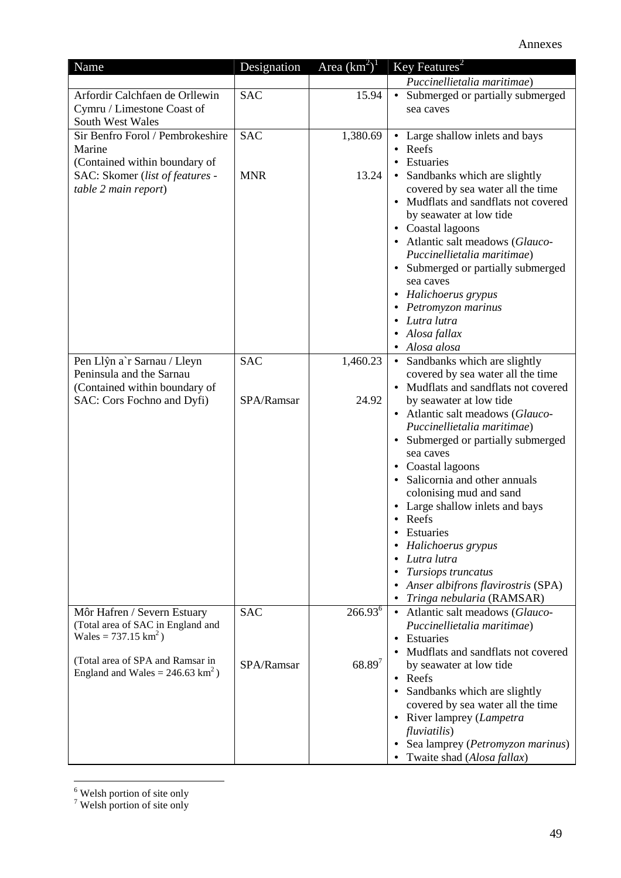| Name | Designation | Area (km$^2$)[1] | Key Features[2] |
|---|---|---|---|
| | | | *Puccinellietalia maritimae*) |
| Arfordir Calchfaen de Orllewin Cymru / Limestone Coast of South West Wales | SAC | 15.94 | • Submerged or partially submerged sea caves |
| Sir Benfro Forol / Pembrokeshire Marine (Contained within boundary of SAC: Skomer (*list of features - table 2 main report*) | SAC<br><br><br>MNR | 1,380.69<br><br><br>13.24 | • Large shallow inlets and bays<br>• Reefs<br>• Estuaries<br>• Sandbanks which are slightly covered by sea water all the time<br>• Mudflats and sandflats not covered by seawater at low tide<br>• Coastal lagoons<br>• Atlantic salt meadows (*Glauco-Puccinellietalia maritimae*)<br>• Submerged or partially submerged sea caves<br>• *Halichoerus grypus*<br>• *Petromyzon marinus*<br>• *Lutra lutra*<br>• *Alosa fallax*<br>• *Alosa alosa* |
| Pen Llŷn a`r Sarnau / Lleyn Peninsula and the Sarnau (Contained within boundary of SAC: Cors Fochno and Dyfi) | SAC<br><br><br>SPA/Ramsar | 1,460.23<br><br><br>24.92 | • Sandbanks which are slightly covered by sea water all the time<br>• Mudflats and sandflats not covered by seawater at low tide<br>• Atlantic salt meadows (*Glauco-Puccinellietalia maritimae*)<br>• Submerged or partially submerged sea caves<br>• Coastal lagoons<br>• Salicornia and other annuals colonising mud and sand<br>• Large shallow inlets and bays<br>• Reefs<br>• Estuaries<br>• *Halichoerus grypus*<br>• *Lutra lutra*<br>• *Tursiops truncatus*<br>• *Anser albifrons flavirostris* (SPA)<br>• *Tringa nebularia* (RAMSAR) |
| Môr Hafren / Severn Estuary (Total area of SAC in England and Wales = 737.15 km$^2$)<br><br>(Total area of SPA and Ramsar in England and Wales = 246.63 km$^2$) | SAC<br><br><br>SPA/Ramsar | 266.93[6]<br><br><br>68.89[7] | • Atlantic salt meadows (*Glauco-Puccinellietalia maritimae*)<br>• Estuaries<br>• Mudflats and sandflats not covered by seawater at low tide<br>• Reefs<br>• Sandbanks which are slightly covered by sea water all the time<br>• River lamprey (*Lampetra fluviatilis*)<br>• Sea lamprey (*Petromyzon marinus*)<br>• Twaite shad (*Alosa fallax*) |

[6] Welsh portion of site only
[7] Welsh portion of site only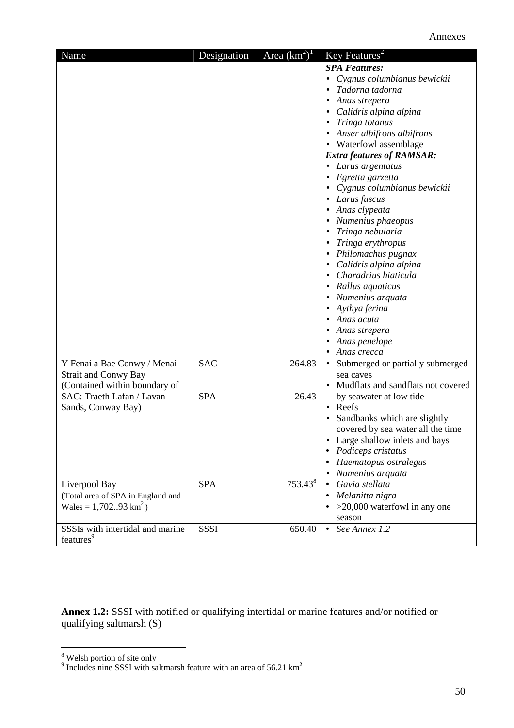| Name | Designation | Area (km$^2$)[1] | Key Features[2] |
|---|---|---|---|
| | | | ***SPA Features:*** <br>• *Cygnus columbianus bewickii* <br>• *Tadorna tadorna* <br>• *Anas strepera* <br>• *Calidris alpina alpina* <br>• *Tringa totanus* <br>• *Anser albifrons albifrons* <br>• Waterfowl assemblage <br>***Extra features of RAMSAR:*** <br>• *Larus argentatus* <br>• *Egretta garzetta* <br>• *Cygnus columbianus bewickii* <br>• *Larus fuscus* <br>• *Anas clypeata* <br>• *Numenius phaeopus* <br>• *Tringa nebularia* <br>• *Tringa erythropus* <br>• *Philomachus pugnax* <br>• *Calidris alpina alpina* <br>• *Charadrius hiaticula* <br>• *Rallus aquaticus* <br>• *Numenius arquata* <br>• *Aythya ferina* <br>• *Anas acuta* <br>• *Anas strepera* <br>• *Anas penelope* <br>• *Anas crecca* |
| Y Fenai a Bae Conwy / Menai Strait and Conwy Bay (Contained within boundary of SAC: Traeth Lafan / Lavan Sands, Conway Bay) | SAC <br><br> SPA | 264.83 <br><br> 26.43 | • Submerged or partially submerged sea caves <br>• Mudflats and sandflats not covered by seawater at low tide <br>• Reefs <br>• Sandbanks which are slightly covered by sea water all the time <br>• Large shallow inlets and bays <br>• *Podiceps cristatus* <br>• *Haematopus ostralegus* <br>• *Numenius arquata* |
| Liverpool Bay (Total area of SPA in England and Wales = 1,702..93 km$^2$) | SPA | 753.43[8] | • *Gavia stellata* <br>• *Melanitta nigra* <br>• >20,000 waterfowl in any one season |
| SSSIs with intertidal and marine features[9] | SSSI | 650.40 | • *See Annex 1.2* |

**Annex 1.2:** SSSI with notified or qualifying intertidal or marine features and/or notified or qualifying saltmarsh (S)

[8] Welsh portion of site only

[9] Includes nine SSSI with saltmarsh feature with an area of 56.21 km$^2$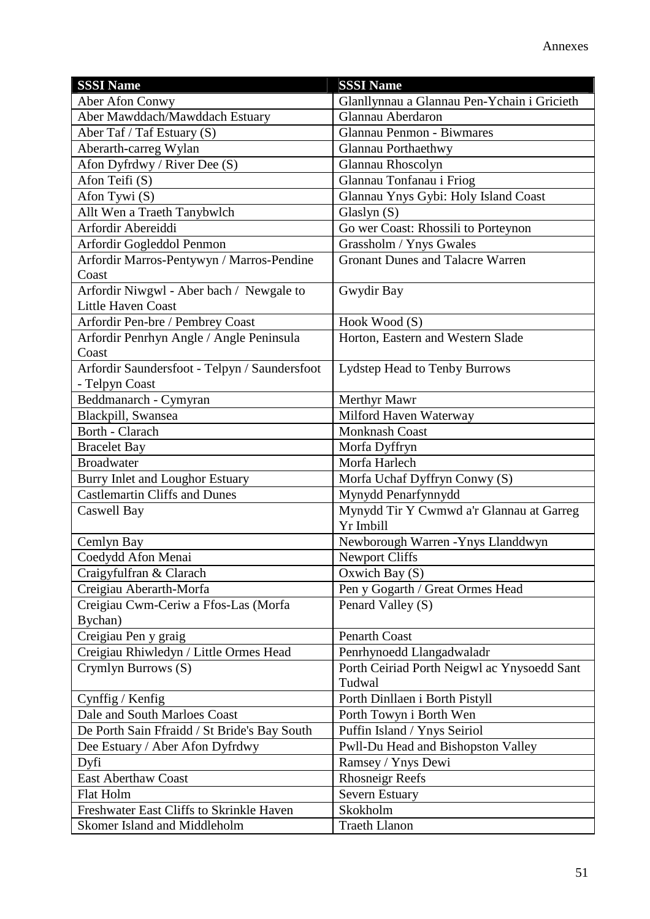| SSSI Name | SSSI Name |
|---|---|
| Aber Afon Conwy | Glanllynnau a Glannau Pen-Ychain i Gricieth |
| Aber Mawddach/Mawddach Estuary | Glannau Aberdaron |
| Aber Taf / Taf Estuary (S) | Glannau Penmon - Biwmares |
| Aberarth-carreg Wylan | Glannau Porthaethwy |
| Afon Dyfrdwy / River Dee (S) | Glannau Rhoscolyn |
| Afon Teifi (S) | Glannau Tonfanau i Friog |
| Afon Tywi (S) | Glannau Ynys Gybi: Holy Island Coast |
| Allt Wen a Traeth Tanybwlch | Glaslyn (S) |
| Arfordir Abereiddi | Go wer Coast: Rhossili to Porteynon |
| Arfordir Gogleddol Penmon | Grassholm / Ynys Gwales |
| Arfordir Marros-Pentywyn / Marros-Pendine Coast | Gronant Dunes and Talacre Warren |
| Arfordir Niwgwl - Aber bach / Newgale to Little Haven Coast | Gwydir Bay |
| Arfordir Pen-bre / Pembrey Coast | Hook Wood (S) |
| Arfordir Penrhyn Angle / Angle Peninsula Coast | Horton, Eastern and Western Slade |
| Arfordir Saundersfoot - Telpyn / Saundersfoot - Telpyn Coast | Lydstep Head to Tenby Burrows |
| Beddmanarch - Cymyran | Merthyr Mawr |
| Blackpill, Swansea | Milford Haven Waterway |
| Borth - Clarach | Monknash Coast |
| Bracelet Bay | Morfa Dyffryn |
| Broadwater | Morfa Harlech |
| Burry Inlet and Loughor Estuary | Morfa Uchaf Dyffryn Conwy (S) |
| Castlemartin Cliffs and Dunes | Mynydd Penarfynnydd |
| Caswell Bay | Mynydd Tir Y Cwmwd a'r Glannau at Garreg Yr Imbill |
| Cemlyn Bay | Newborough Warren -Ynys Llanddwyn |
| Coedydd Afon Menai | Newport Cliffs |
| Craigyfulfran & Clarach | Oxwich Bay (S) |
| Creigiau Aberarth-Morfa | Pen y Gogarth / Great Ormes Head |
| Creigiau Cwm-Ceriw a Ffos-Las (Morfa Bychan) | Penard Valley (S) |
| Creigiau Pen y graig | Penarth Coast |
| Creigiau Rhiwledyn / Little Ormes Head | Penrhynoedd Llangadwaladr |
| Crymlyn Burrows (S) | Porth Ceiriad Porth Neigwl ac Ynysoedd Sant Tudwal |
| Cynffig / Kenfig | Porth Dinllaen i Borth Pistyll |
| Dale and South Marloes Coast | Porth Towyn i Borth Wen |
| De Porth Sain Ffraidd / St Bride's Bay South | Puffin Island / Ynys Seiriol |
| Dee Estuary / Aber Afon Dyfrdwy | Pwll-Du Head and Bishopston Valley |
| Dyfi | Ramsey / Ynys Dewi |
| East Aberthaw Coast | Rhosneigr Reefs |
| Flat Holm | Severn Estuary |
| Freshwater East Cliffs to Skrinkle Haven | Skokholm |
| Skomer Island and Middleholm | Traeth Llanon |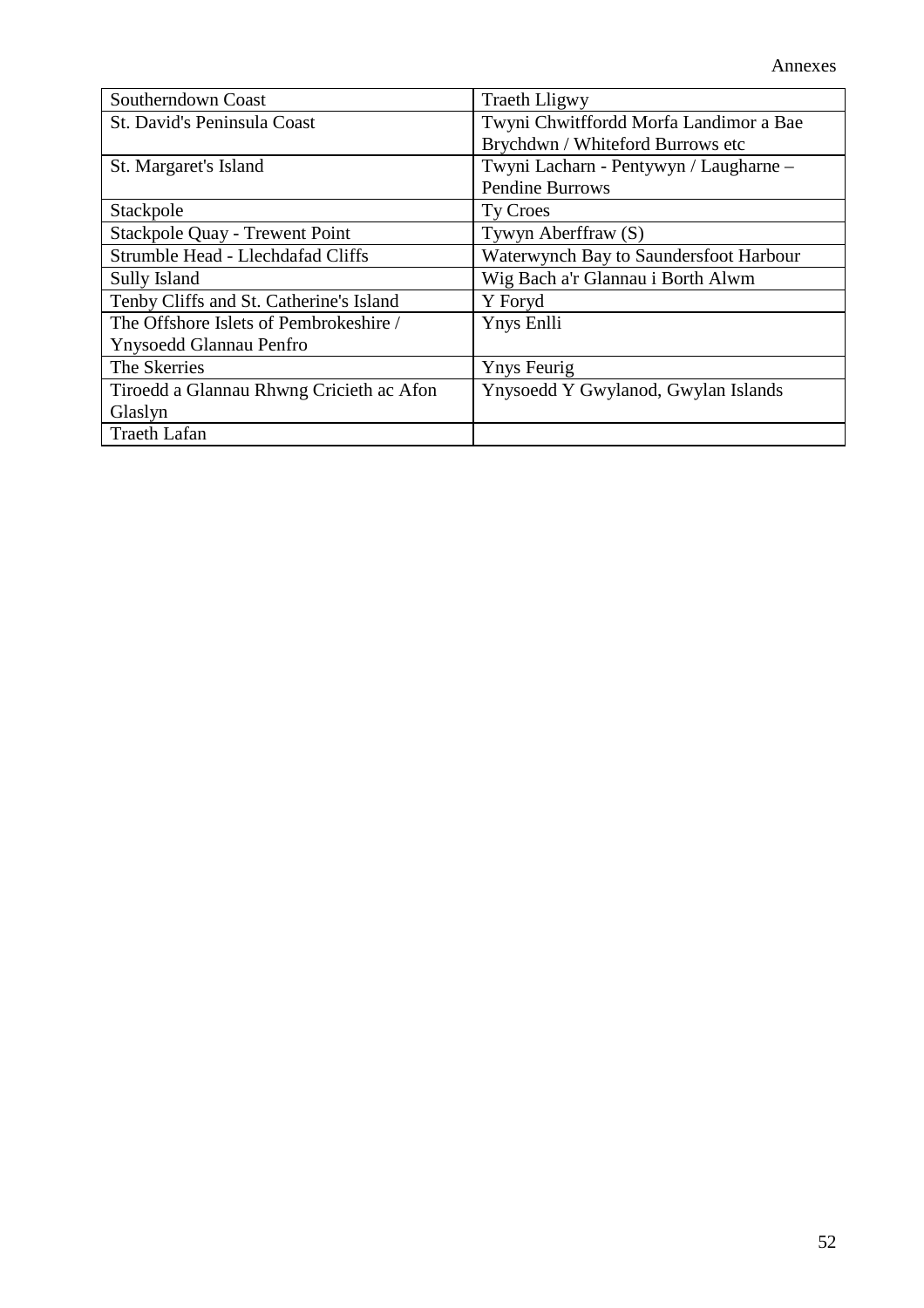| Southerndown Coast | Traeth Lligwy |
|---|---|
| St. David's Peninsula Coast | Twyni Chwitffordd Morfa Landimor a Bae Brychdwn / Whiteford Burrows etc |
| St. Margaret's Island | Twyni Lacharn - Pentywyn / Laugharne – Pendine Burrows |
| Stackpole | Ty Croes |
| Stackpole Quay - Trewent Point | Tywyn Aberffraw (S) |
| Strumble Head - Llechdafad Cliffs | Waterwynch Bay to Saundersfoot Harbour |
| Sully Island | Wig Bach a'r Glannau i Borth Alwm |
| Tenby Cliffs and St. Catherine's Island | Y Foryd |
| The Offshore Islets of Pembrokeshire / Ynysoedd Glannau Penfro | Ynys Enlli |
| The Skerries | Ynys Feurig |
| Tiroedd a Glannau Rhwng Cricieth ac Afon Glaslyn | Ynysoedd Y Gwylanod, Gwylan Islands |
| Traeth Lafan | |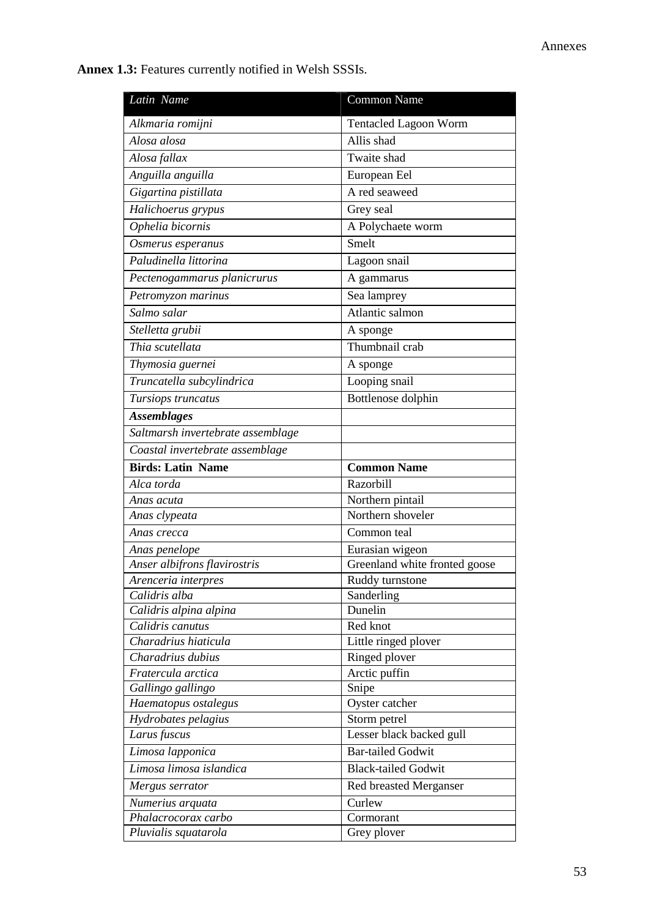**Annex 1.3:** Features currently notified in Welsh SSSIs.

| *Latin Name* | Common Name |
|---|---|
| *Alkmaria romijni* | Tentacled Lagoon Worm |
| *Alosa alosa* | Allis shad |
| *Alosa fallax* | Twaite shad |
| *Anguilla anguilla* | European Eel |
| *Gigartina pistillata* | A red seaweed |
| *Halichoerus grypus* | Grey seal |
| *Ophelia bicornis* | A Polychaete worm |
| *Osmerus esperanus* | Smelt |
| *Paludinella littorina* | Lagoon snail |
| *Pectenogammarus planicrurus* | A gammarus |
| *Petromyzon marinus* | Sea lamprey |
| *Salmo salar* | Atlantic salmon |
| *Stelletta grubii* | A sponge |
| *Thia scutellata* | Thumbnail crab |
| *Thymosia guernei* | A sponge |
| *Truncatella subcylindrica* | Looping snail |
| *Tursiops truncatus* | Bottlenose dolphin |
| ***Assemblages*** | |
| *Saltmarsh invertebrate assemblage* | |
| *Coastal invertebrate assemblage* | |
| **Birds: Latin Name** | **Common Name** |
| *Alca torda* | Razorbill |
| *Anas acuta* | Northern pintail |
| *Anas clypeata* | Northern shoveler |
| *Anas crecca* | Common teal |
| *Anas penelope* | Eurasian wigeon |
| *Anser albifrons flavirostris* | Greenland white fronted goose |
| *Arenceria interpres* | Ruddy turnstone |
| *Calidris alba* | Sanderling |
| *Calidris alpina alpina* | Dunelin |
| *Calidris canutus* | Red knot |
| *Charadrius hiaticula* | Little ringed plover |
| *Charadrius dubius* | Ringed plover |
| *Fratercula arctica* | Arctic puffin |
| *Gallingo gallingo* | Snipe |
| *Haematopus ostalegus* | Oyster catcher |
| *Hydrobates pelagius* | Storm petrel |
| *Larus fuscus* | Lesser black backed gull |
| *Limosa lapponica* | Bar-tailed Godwit |
| *Limosa limosa islandica* | Black-tailed Godwit |
| *Mergus serrator* | Red breasted Merganser |
| *Numerius arquata* | Curlew |
| *Phalacrocorax carbo* | Cormorant |
| *Pluvialis squatarola* | Grey plover |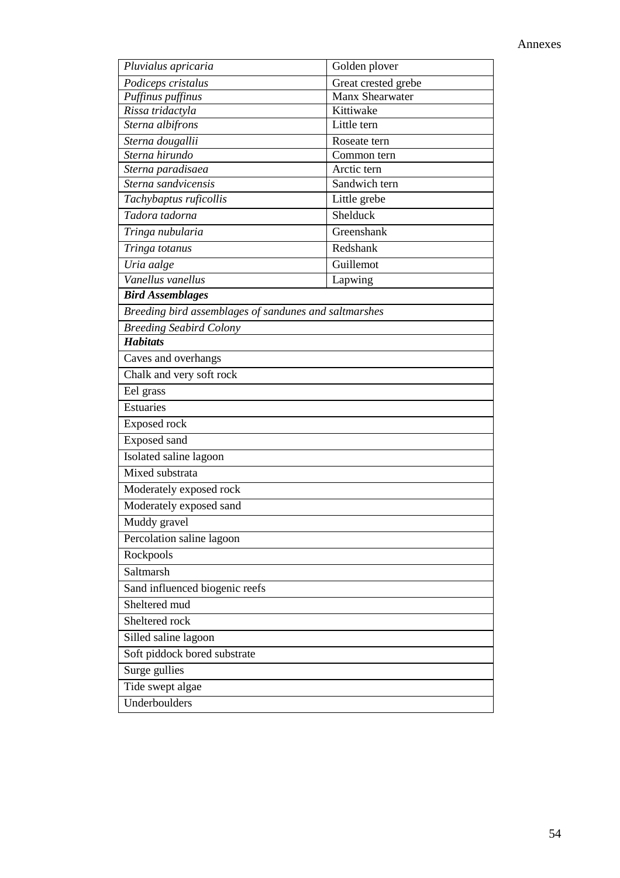| | |
|---|---|
| *Pluvialus apricaria* | Golden plover |
| *Podiceps cristalus* | Great crested grebe |
| *Puffinus puffinus* | Manx Shearwater |
| *Rissa tridactyla* | Kittiwake |
| *Sterna albifrons* | Little tern |
| *Sterna dougallii* | Roseate tern |
| *Sterna hirundo* | Common tern |
| *Sterna paradisaea* | Arctic tern |
| *Sterna sandvicensis* | Sandwich tern |
| *Tachybaptus ruficollis* | Little grebe |
| *Tadora tadorna* | Shelduck |
| *Tringa nubularia* | Greenshank |
| *Tringa totanus* | Redshank |
| *Uria aalge* | Guillemot |
| *Vanellus vanellus* | Lapwing |
| ***Bird Assemblages*** | |
| *Breeding bird assemblages of sandunes and saltmarshes* | |
| *Breeding Seabird Colony* | |
| ***Habitats*** | |
| Caves and overhangs | |
| Chalk and very soft rock | |
| Eel grass | |
| Estuaries | |
| Exposed rock | |
| Exposed sand | |
| Isolated saline lagoon | |
| Mixed substrata | |
| Moderately exposed rock | |
| Moderately exposed sand | |
| Muddy gravel | |
| Percolation saline lagoon | |
| Rockpools | |
| Saltmarsh | |
| Sand influenced biogenic reefs | |
| Sheltered mud | |
| Sheltered rock | |
| Silled saline lagoon | |
| Soft piddock bored substrate | |
| Surge gullies | |
| Tide swept algae | |
| Underboulders | |